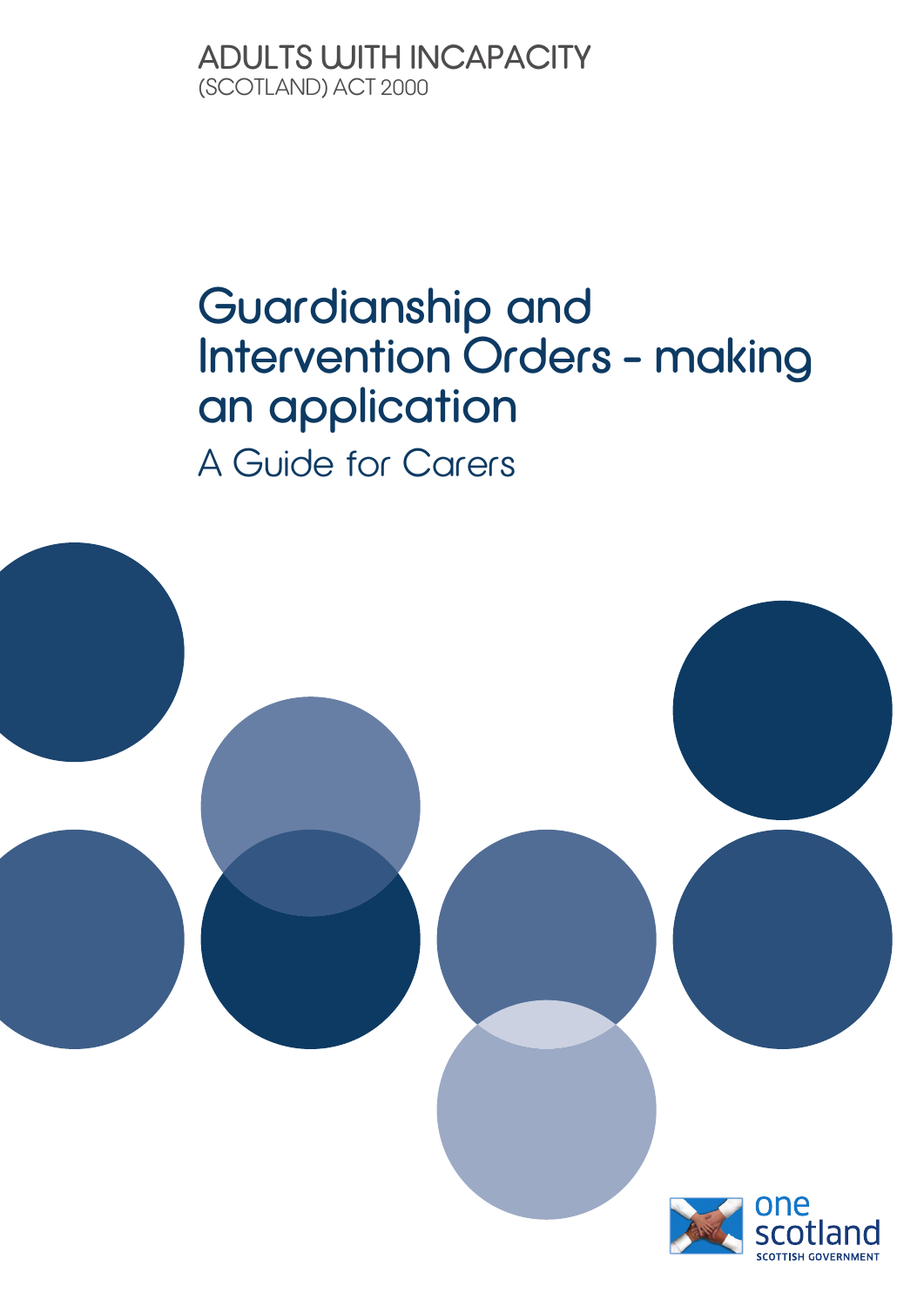ADULTS WITH INCAPACITY
(SCOTLAND) ACT 2000

# Guardianship and Intervention Orders - making an application

## A Guide for Carers

one scotland
SCOTTISH GOVERNMENT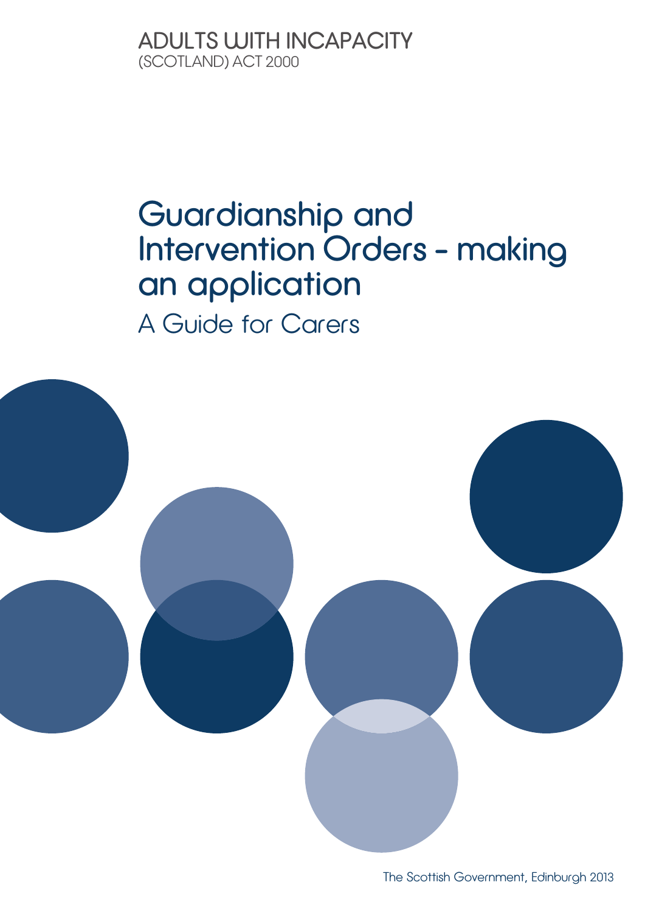ADULTS WITH INCAPACITY
(SCOTLAND) ACT 2000

# Guardianship and Intervention Orders - making an application

## A Guide for Carers

The Scottish Government, Edinburgh 2013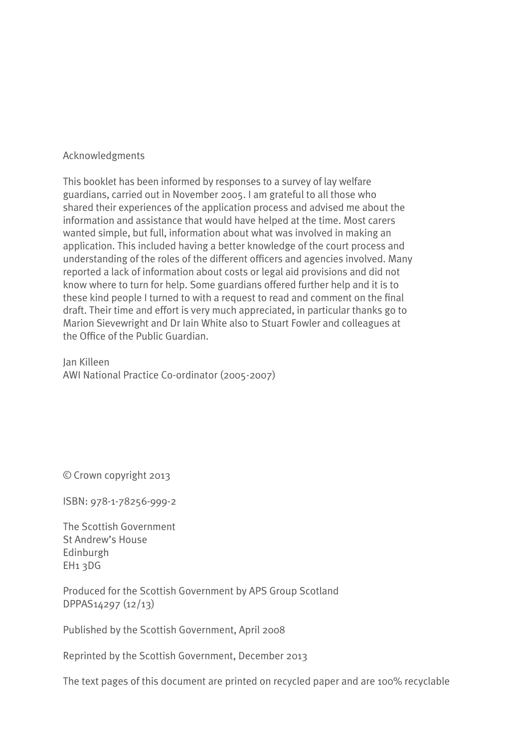## Acknowledgments

This booklet has been informed by responses to a survey of lay welfare guardians, carried out in November 2005. I am grateful to all those who shared their experiences of the application process and advised me about the information and assistance that would have helped at the time. Most carers wanted simple, but full, information about what was involved in making an application. This included having a better knowledge of the court process and understanding of the roles of the different officers and agencies involved. Many reported a lack of information about costs or legal aid provisions and did not know where to turn for help. Some guardians offered further help and it is to these kind people I turned to with a request to read and comment on the final draft. Their time and effort is very much appreciated, in particular thanks go to Marion Sievewright and Dr Iain White also to Stuart Fowler and colleagues at the Office of the Public Guardian.

Jan Killeen
AWI National Practice Co-ordinator (2005-2007)

© Crown copyright 2013

ISBN: 978-1-78256-999-2

The Scottish Government
St Andrew's House
Edinburgh
EH1 3DG

Produced for the Scottish Government by APS Group Scotland
DPPAS14297 (12/13)

Published by the Scottish Government, April 2008

Reprinted by the Scottish Government, December 2013

The text pages of this document are printed on recycled paper and are 100% recyclable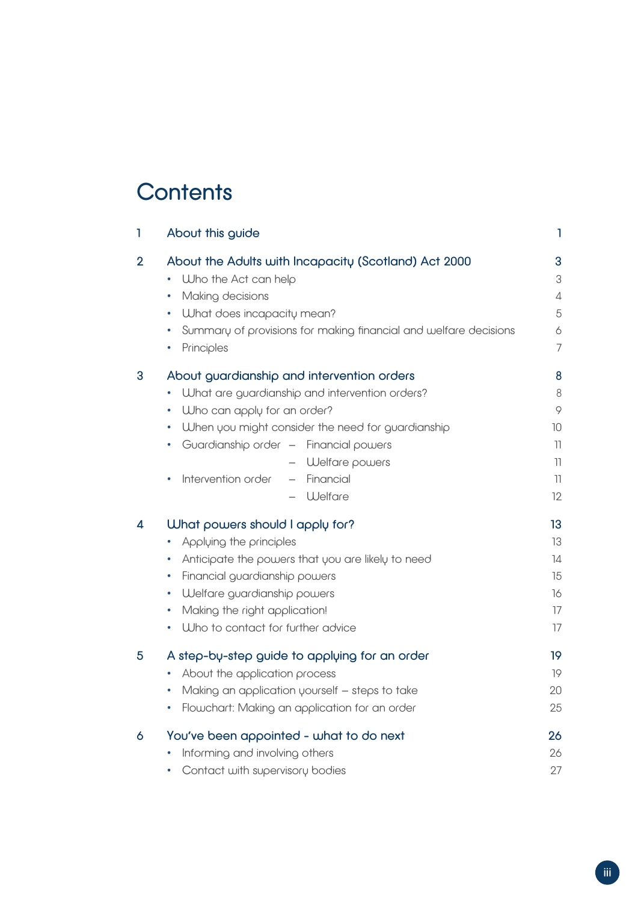# Contents

| | | |
|---|---|---|
| 1 | About this guide | 1 |
| 2 | About the Adults with Incapacity (Scotland) Act 2000 | 3 |
| | • Who the Act can help | 3 |
| | • Making decisions | 4 |
| | • What does incapacity mean? | 5 |
| | • Summary of provisions for making financial and welfare decisions | 6 |
| | • Principles | 7 |
| 3 | About guardianship and intervention orders | 8 |
| | • What are guardianship and intervention orders? | 8 |
| | • Who can apply for an order? | 9 |
| | • When you might consider the need for guardianship | 10 |
| | • Guardianship order – Financial powers | 11 |
| | – Welfare powers | 11 |
| | • Intervention order – Financial | 11 |
| | – Welfare | 12 |
| 4 | What powers should I apply for? | 13 |
| | • Applying the principles | 13 |
| | • Anticipate the powers that you are likely to need | 14 |
| | • Financial guardianship powers | 15 |
| | • Welfare guardianship powers | 16 |
| | • Making the right application! | 17 |
| | • Who to contact for further advice | 17 |
| 5 | A step-by-step guide to applying for an order | 19 |
| | • About the application process | 19 |
| | • Making an application yourself – steps to take | 20 |
| | • Flowchart: Making an application for an order | 25 |
| 6 | You've been appointed - what to do next | 26 |
| | • Informing and involving others | 26 |
| | • Contact with supervisory bodies | 27 |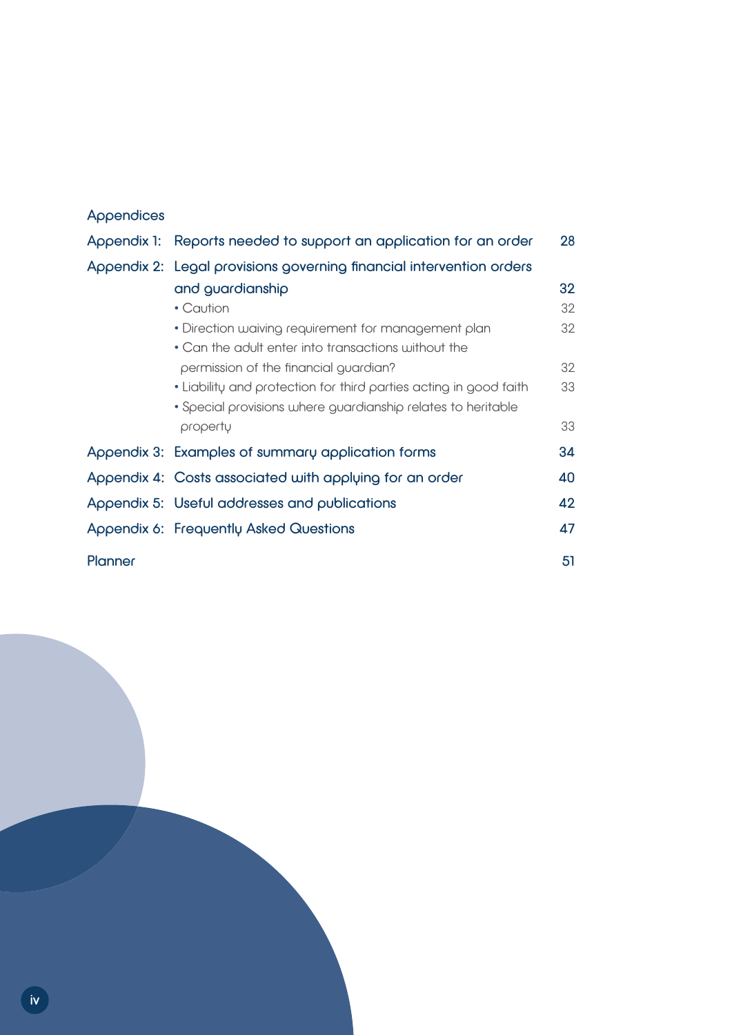## Appendices

| | | |
|---|---|---|
| Appendix 1: | Reports needed to support an application for an order | 28 |
| Appendix 2: | Legal provisions governing financial intervention orders and guardianship | 32 |
| | • Caution | 32 |
| | • Direction waiving requirement for management plan | 32 |
| | • Can the adult enter into transactions without the permission of the financial guardian? | 32 |
| | • Liability and protection for third parties acting in good faith | 33 |
| | • Special provisions where guardianship relates to heritable property | 33 |
| Appendix 3: | Examples of summary application forms | 34 |
| Appendix 4: | Costs associated with applying for an order | 40 |
| Appendix 5: | Useful addresses and publications | 42 |
| Appendix 6: | Frequently Asked Questions | 47 |
| Planner | | 51 |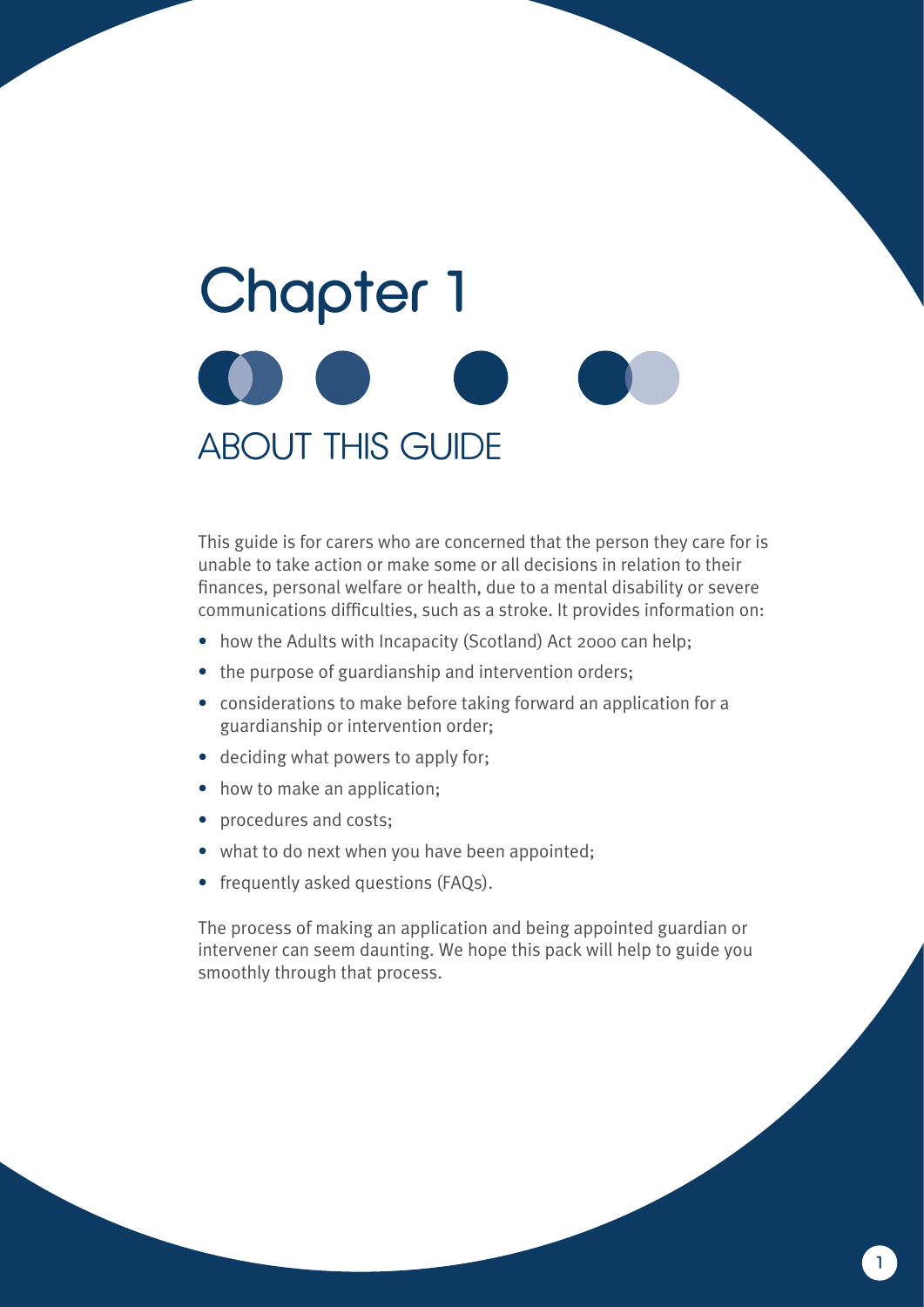# Chapter 1

## ABOUT THIS GUIDE

This guide is for carers who are concerned that the person they care for is unable to take action or make some or all decisions in relation to their finances, personal welfare or health, due to a mental disability or severe communications difficulties, such as a stroke. It provides information on:

- how the Adults with Incapacity (Scotland) Act 2000 can help;
- the purpose of guardianship and intervention orders;
- considerations to make before taking forward an application for a guardianship or intervention order;
- deciding what powers to apply for;
- how to make an application;
- procedures and costs;
- what to do next when you have been appointed;
- frequently asked questions (FAQs).

The process of making an application and being appointed guardian or intervener can seem daunting. We hope this pack will help to guide you smoothly through that process.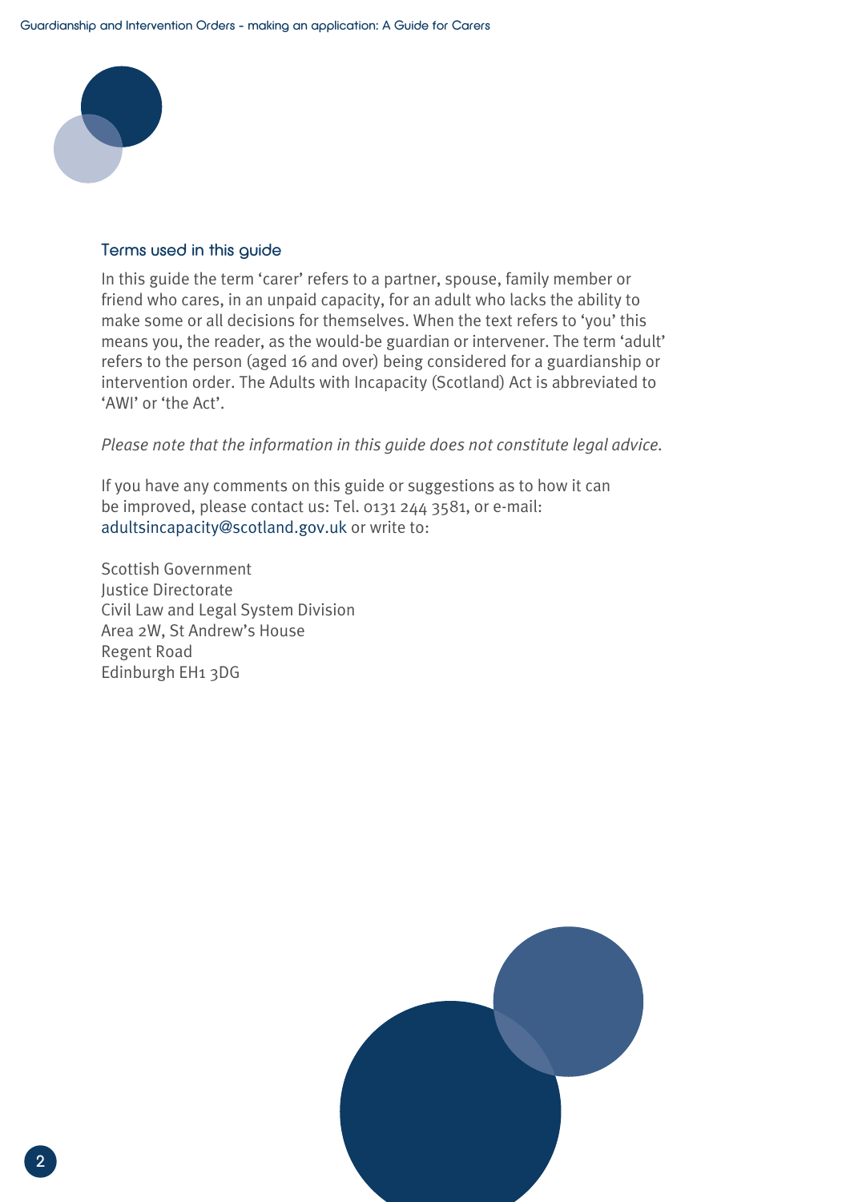## Terms used in this guide

In this guide the term 'carer' refers to a partner, spouse, family member or friend who cares, in an unpaid capacity, for an adult who lacks the ability to make some or all decisions for themselves. When the text refers to 'you' this means you, the reader, as the would-be guardian or intervener. The term 'adult' refers to the person (aged 16 and over) being considered for a guardianship or intervention order. The Adults with Incapacity (Scotland) Act is abbreviated to 'AWI' or 'the Act'.

*Please note that the information in this guide does not constitute legal advice.*

If you have any comments on this guide or suggestions as to how it can be improved, please contact us: Tel. 0131 244 3581, or e-mail: adultsincapacity@scotland.gov.uk or write to:

Scottish Government
Justice Directorate
Civil Law and Legal System Division
Area 2W, St Andrew's House
Regent Road
Edinburgh EH1 3DG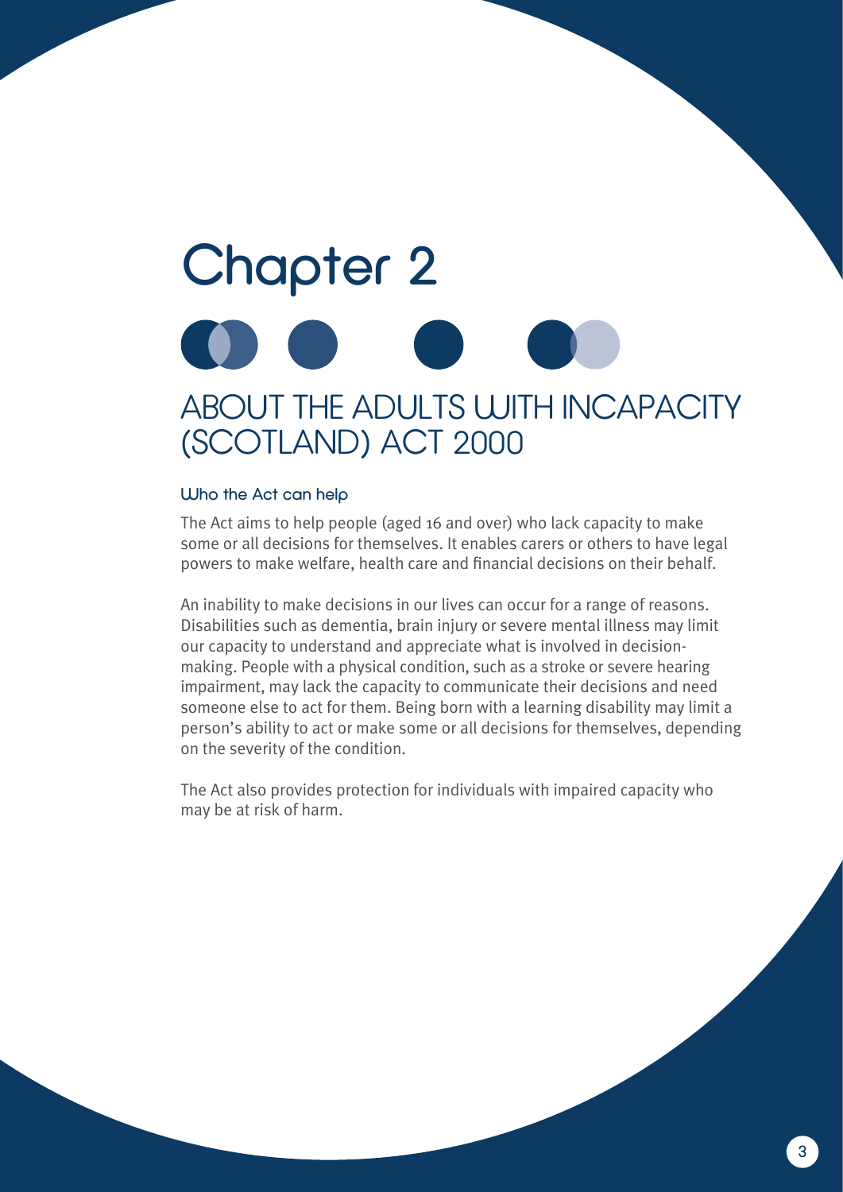# Chapter 2

## ABOUT THE ADULTS WITH INCAPACITY (SCOTLAND) ACT 2000

### Who the Act can help

The Act aims to help people (aged 16 and over) who lack capacity to make some or all decisions for themselves. It enables carers or others to have legal powers to make welfare, health care and financial decisions on their behalf.

An inability to make decisions in our lives can occur for a range of reasons. Disabilities such as dementia, brain injury or severe mental illness may limit our capacity to understand and appreciate what is involved in decision-making. People with a physical condition, such as a stroke or severe hearing impairment, may lack the capacity to communicate their decisions and need someone else to act for them. Being born with a learning disability may limit a person's ability to act or make some or all decisions for themselves, depending on the severity of the condition.

The Act also provides protection for individuals with impaired capacity who may be at risk of harm.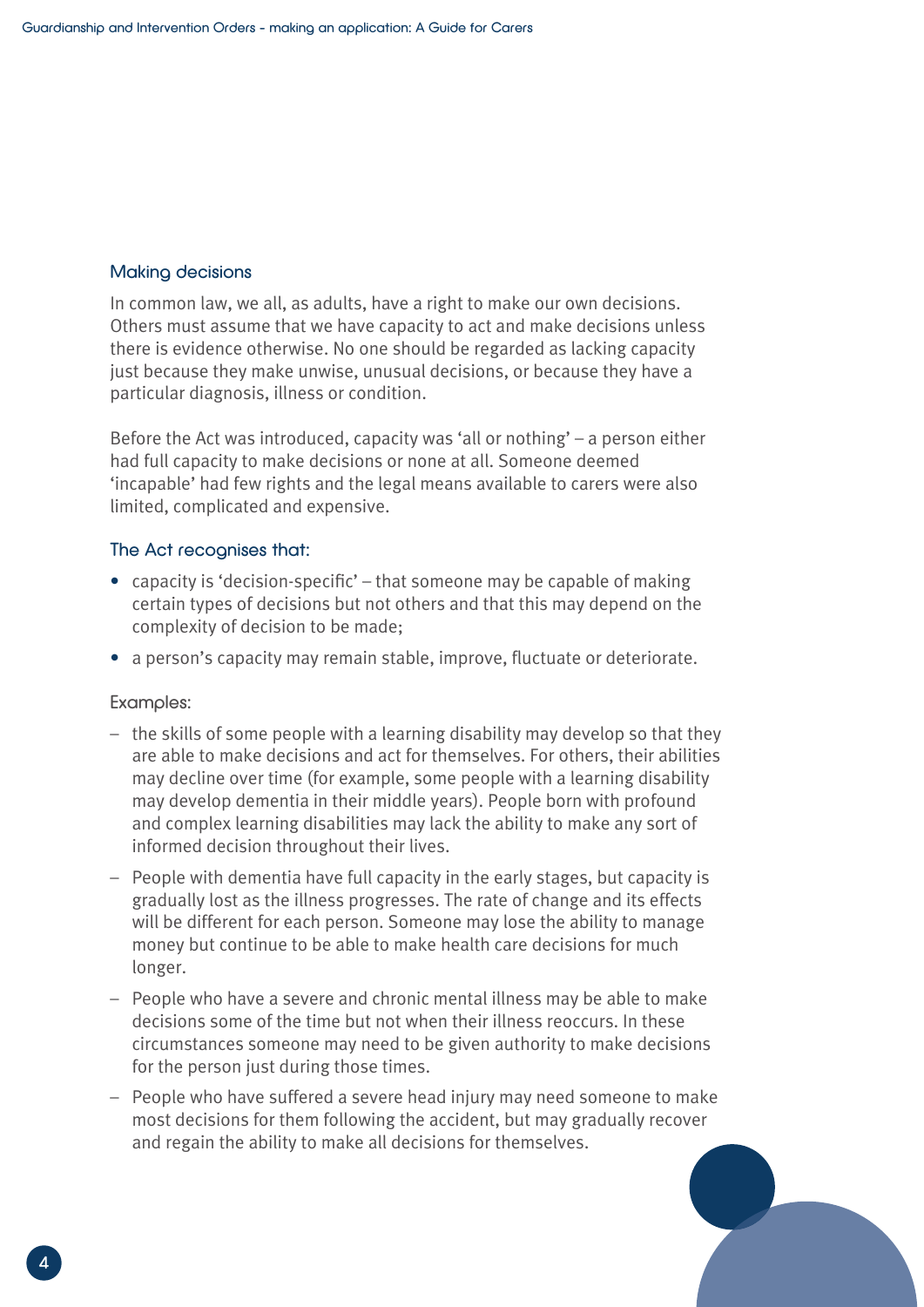## Making decisions

In common law, we all, as adults, have a right to make our own decisions. Others must assume that we have capacity to act and make decisions unless there is evidence otherwise. No one should be regarded as lacking capacity just because they make unwise, unusual decisions, or because they have a particular diagnosis, illness or condition.

Before the Act was introduced, capacity was 'all or nothing' – a person either had full capacity to make decisions or none at all. Someone deemed 'incapable' had few rights and the legal means available to carers were also limited, complicated and expensive.

### The Act recognises that:

- capacity is 'decision-specific' – that someone may be capable of making certain types of decisions but not others and that this may depend on the complexity of decision to be made;
- a person's capacity may remain stable, improve, fluctuate or deteriorate.

### Examples:

- the skills of some people with a learning disability may develop so that they are able to make decisions and act for themselves. For others, their abilities may decline over time (for example, some people with a learning disability may develop dementia in their middle years). People born with profound and complex learning disabilities may lack the ability to make any sort of informed decision throughout their lives.
- People with dementia have full capacity in the early stages, but capacity is gradually lost as the illness progresses. The rate of change and its effects will be different for each person. Someone may lose the ability to manage money but continue to be able to make health care decisions for much longer.
- People who have a severe and chronic mental illness may be able to make decisions some of the time but not when their illness reoccurs. In these circumstances someone may need to be given authority to make decisions for the person just during those times.
- People who have suffered a severe head injury may need someone to make most decisions for them following the accident, but may gradually recover and regain the ability to make all decisions for themselves.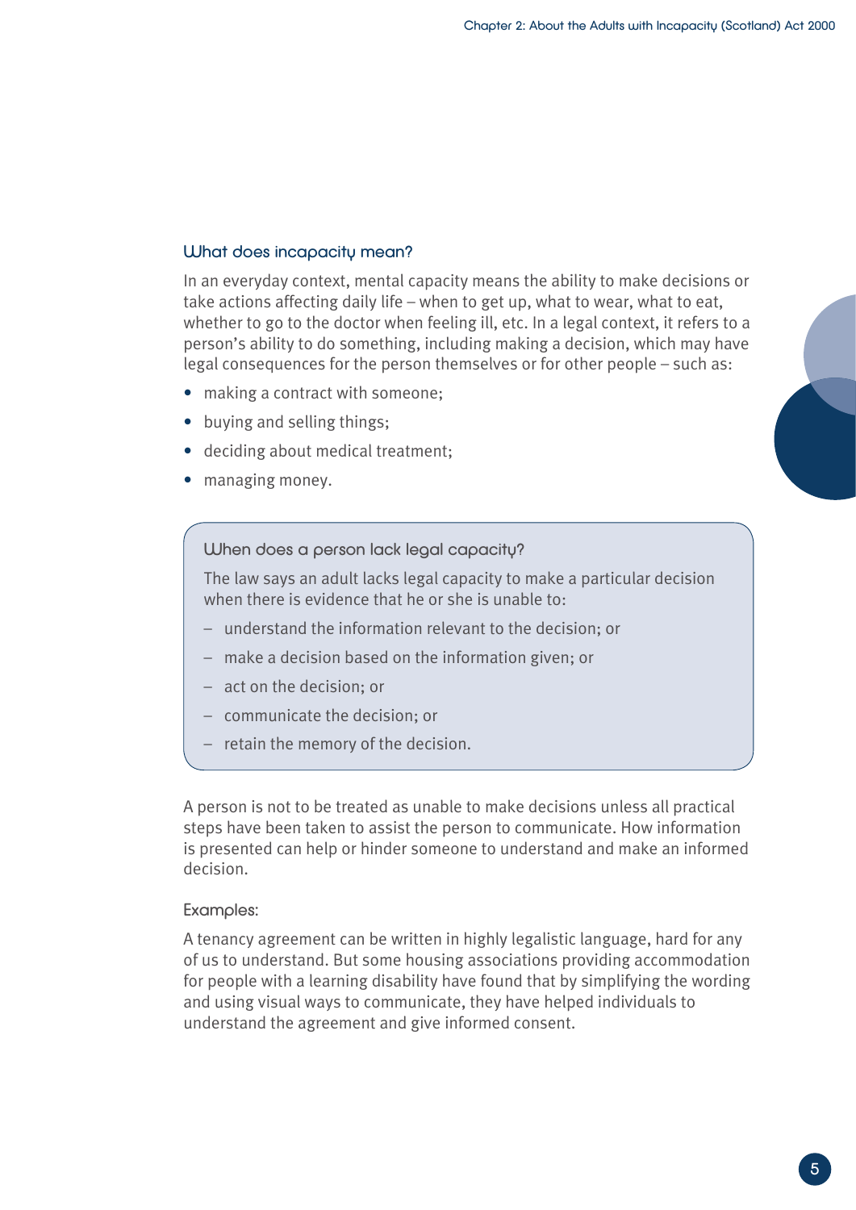### What does incapacity mean?

In an everyday context, mental capacity means the ability to make decisions or take actions affecting daily life – when to get up, what to wear, what to eat, whether to go to the doctor when feeling ill, etc. In a legal context, it refers to a person's ability to do something, including making a decision, which may have legal consequences for the person themselves or for other people – such as:

- making a contract with someone;
- buying and selling things;
- deciding about medical treatment;
- managing money.

#### When does a person lack legal capacity?

The law says an adult lacks legal capacity to make a particular decision when there is evidence that he or she is unable to:

- understand the information relevant to the decision; or
- make a decision based on the information given; or
- act on the decision; or
- communicate the decision; or
- retain the memory of the decision.

A person is not to be treated as unable to make decisions unless all practical steps have been taken to assist the person to communicate. How information is presented can help or hinder someone to understand and make an informed decision.

#### Examples:

A tenancy agreement can be written in highly legalistic language, hard for any of us to understand. But some housing associations providing accommodation for people with a learning disability have found that by simplifying the wording and using visual ways to communicate, they have helped individuals to understand the agreement and give informed consent.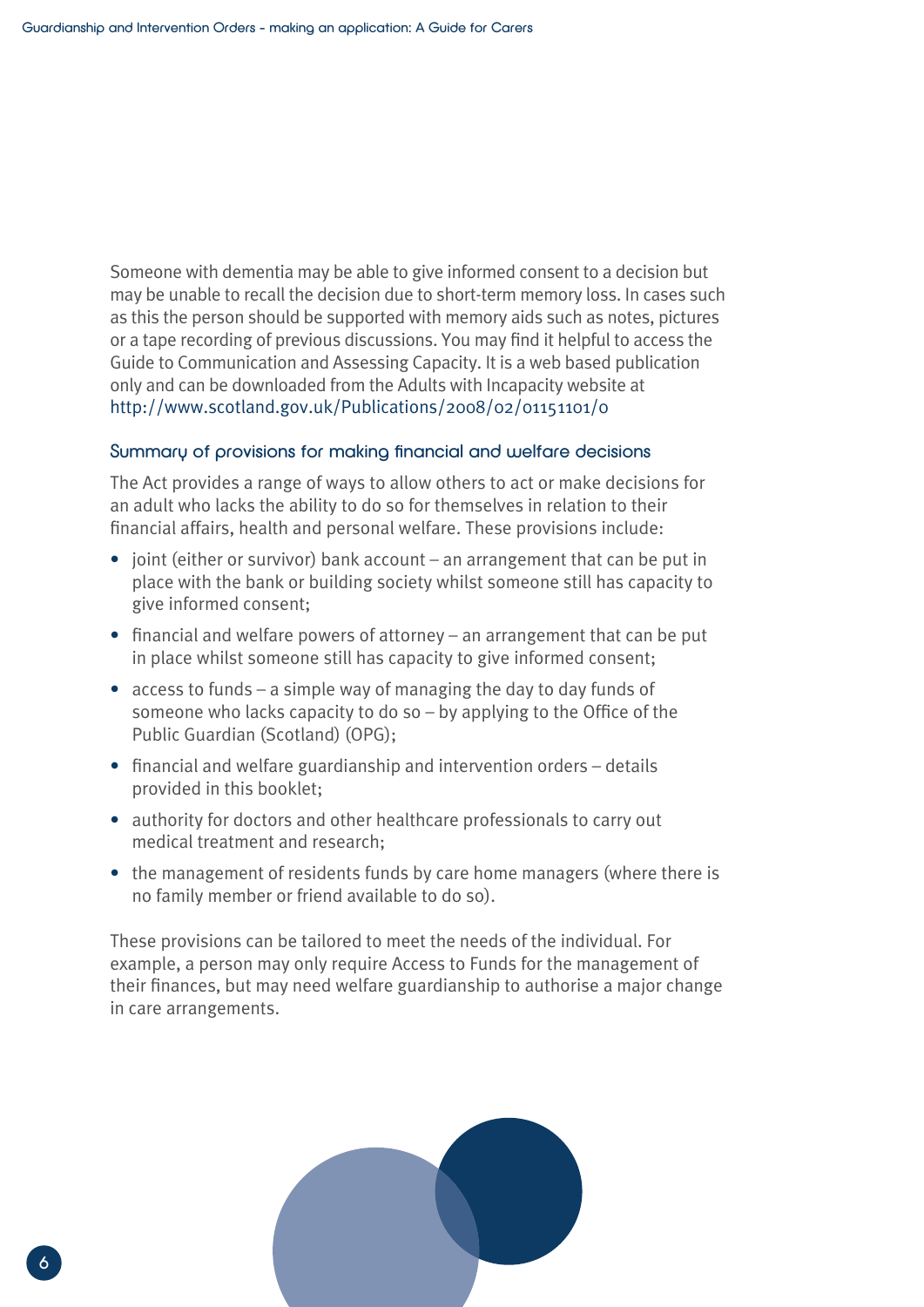Someone with dementia may be able to give informed consent to a decision but may be unable to recall the decision due to short-term memory loss. In cases such as this the person should be supported with memory aids such as notes, pictures or a tape recording of previous discussions. You may find it helpful to access the Guide to Communication and Assessing Capacity. It is a web based publication only and can be downloaded from the Adults with Incapacity website at http://www.scotland.gov.uk/Publications/2008/02/01151101/0

### Summary of provisions for making financial and welfare decisions

The Act provides a range of ways to allow others to act or make decisions for an adult who lacks the ability to do so for themselves in relation to their financial affairs, health and personal welfare. These provisions include:

- joint (either or survivor) bank account – an arrangement that can be put in place with the bank or building society whilst someone still has capacity to give informed consent;
- financial and welfare powers of attorney – an arrangement that can be put in place whilst someone still has capacity to give informed consent;
- access to funds – a simple way of managing the day to day funds of someone who lacks capacity to do so – by applying to the Office of the Public Guardian (Scotland) (OPG);
- financial and welfare guardianship and intervention orders – details provided in this booklet;
- authority for doctors and other healthcare professionals to carry out medical treatment and research;
- the management of residents funds by care home managers (where there is no family member or friend available to do so).

These provisions can be tailored to meet the needs of the individual. For example, a person may only require Access to Funds for the management of their finances, but may need welfare guardianship to authorise a major change in care arrangements.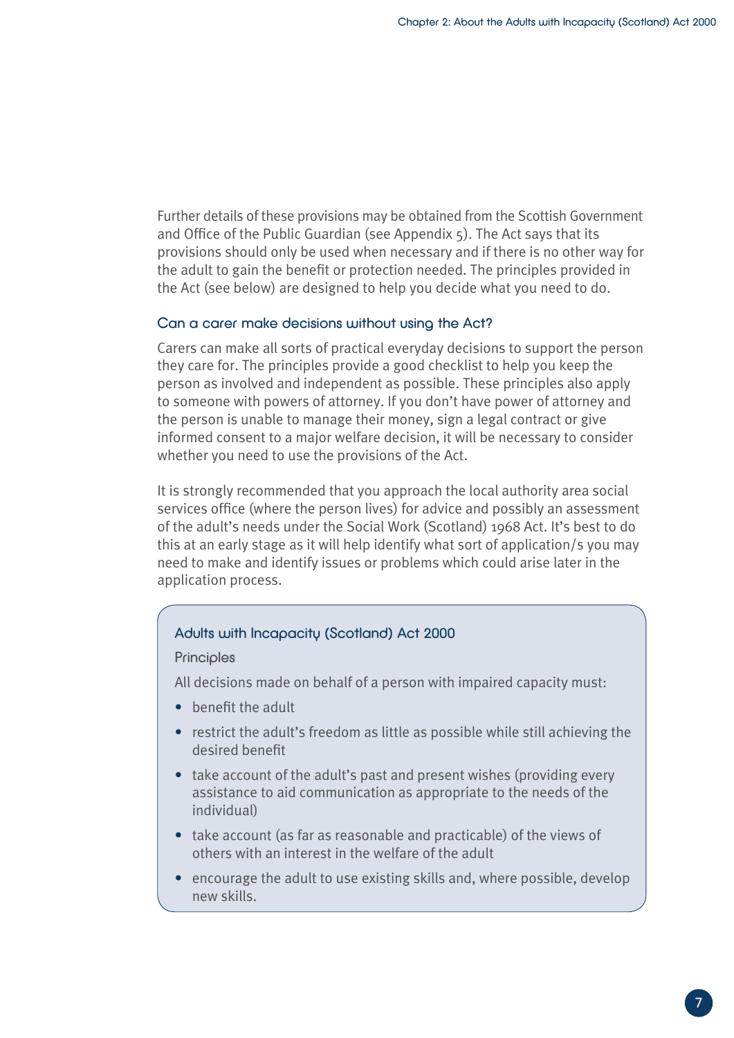Further details of these provisions may be obtained from the Scottish Government and Office of the Public Guardian (see Appendix 5). The Act says that its provisions should only be used when necessary and if there is no other way for the adult to gain the benefit or protection needed. The principles provided in the Act (see below) are designed to help you decide what you need to do.

### Can a carer make decisions without using the Act?

Carers can make all sorts of practical everyday decisions to support the person they care for. The principles provide a good checklist to help you keep the person as involved and independent as possible. These principles also apply to someone with powers of attorney. If you don't have power of attorney and the person is unable to manage their money, sign a legal contract or give informed consent to a major welfare decision, it will be necessary to consider whether you need to use the provisions of the Act.

It is strongly recommended that you approach the local authority area social services office (where the person lives) for advice and possibly an assessment of the adult's needs under the Social Work (Scotland) 1968 Act. It's best to do this at an early stage as it will help identify what sort of application/s you may need to make and identify issues or problems which could arise later in the application process.

#### Adults with Incapacity (Scotland) Act 2000

Principles

All decisions made on behalf of a person with impaired capacity must:

- benefit the adult
- restrict the adult's freedom as little as possible while still achieving the desired benefit
- take account of the adult's past and present wishes (providing every assistance to aid communication as appropriate to the needs of the individual)
- take account (as far as reasonable and practicable) of the views of others with an interest in the welfare of the adult
- encourage the adult to use existing skills and, where possible, develop new skills.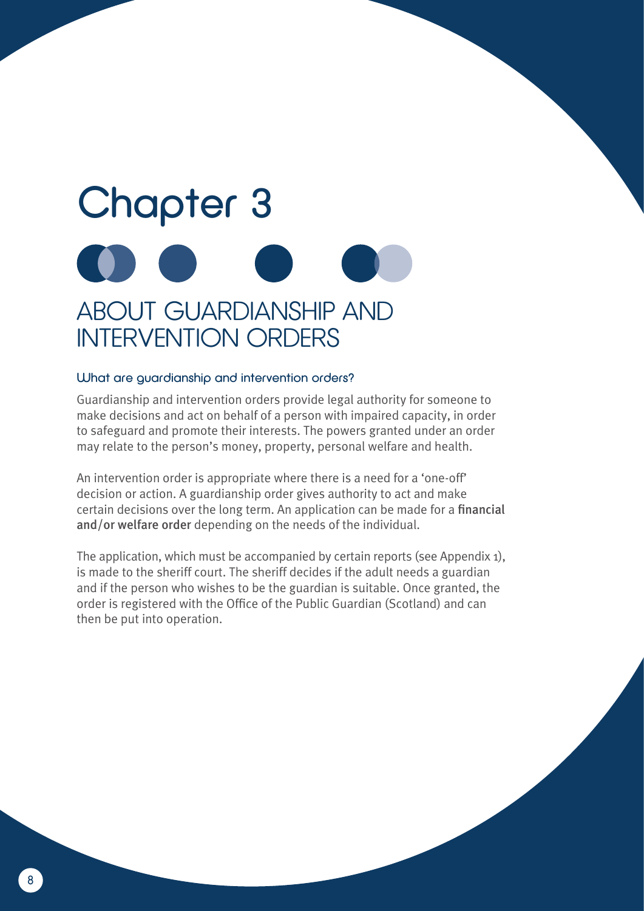# Chapter 3

## ABOUT GUARDIANSHIP AND INTERVENTION ORDERS

### What are guardianship and intervention orders?

Guardianship and intervention orders provide legal authority for someone to make decisions and act on behalf of a person with impaired capacity, in order to safeguard and promote their interests. The powers granted under an order may relate to the person's money, property, personal welfare and health.

An intervention order is appropriate where there is a need for a 'one-off' decision or action. A guardianship order gives authority to act and make certain decisions over the long term. An application can be made for a **financial and/or welfare order** depending on the needs of the individual.

The application, which must be accompanied by certain reports (see Appendix 1), is made to the sheriff court. The sheriff decides if the adult needs a guardian and if the person who wishes to be the guardian is suitable. Once granted, the order is registered with the Office of the Public Guardian (Scotland) and can then be put into operation.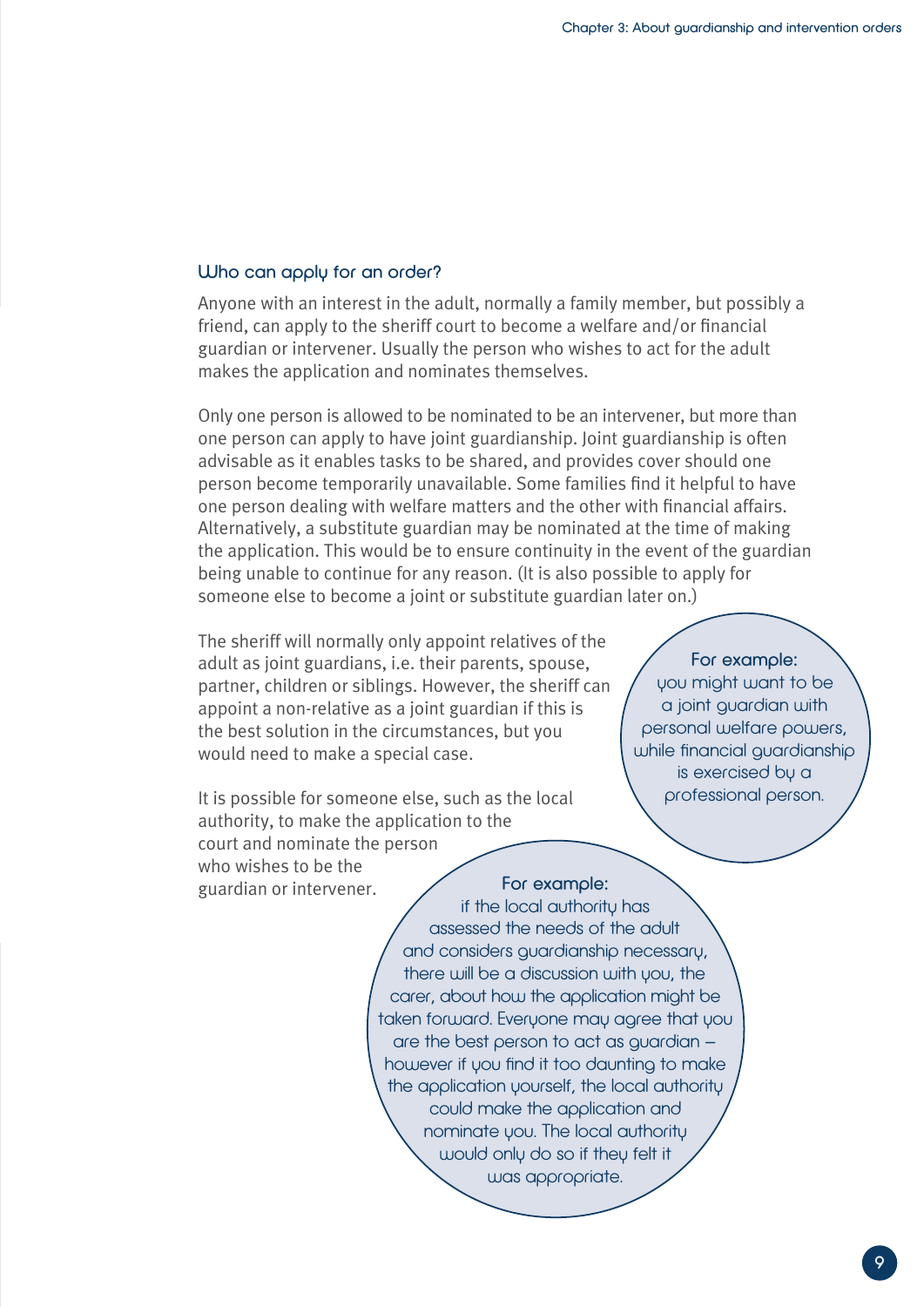### Who can apply for an order?

Anyone with an interest in the adult, normally a family member, but possibly a friend, can apply to the sheriff court to become a welfare and/or financial guardian or intervener. Usually the person who wishes to act for the adult makes the application and nominates themselves.

Only one person is allowed to be nominated to be an intervener, but more than one person can apply to have joint guardianship. Joint guardianship is often advisable as it enables tasks to be shared, and provides cover should one person become temporarily unavailable. Some families find it helpful to have one person dealing with welfare matters and the other with financial affairs. Alternatively, a substitute guardian may be nominated at the time of making the application. This would be to ensure continuity in the event of the guardian being unable to continue for any reason. (It is also possible to apply for someone else to become a joint or substitute guardian later on.)

The sheriff will normally only appoint relatives of the adult as joint guardians, i.e. their parents, spouse, partner, children or siblings. However, the sheriff can appoint a non-relative as a joint guardian if this is the best solution in the circumstances, but you would need to make a special case.

**For example:** you might want to be a joint guardian with personal welfare powers, while financial guardianship is exercised by a professional person.

It is possible for someone else, such as the local authority, to make the application to the court and nominate the person who wishes to be the guardian or intervener.

**For example:** if the local authority has assessed the needs of the adult and considers guardianship necessary, there will be a discussion with you, the carer, about how the application might be taken forward. Everyone may agree that you are the best person to act as guardian – however if you find it too daunting to make the application yourself, the local authority could make the application and nominate you. The local authority would only do so if they felt it was appropriate.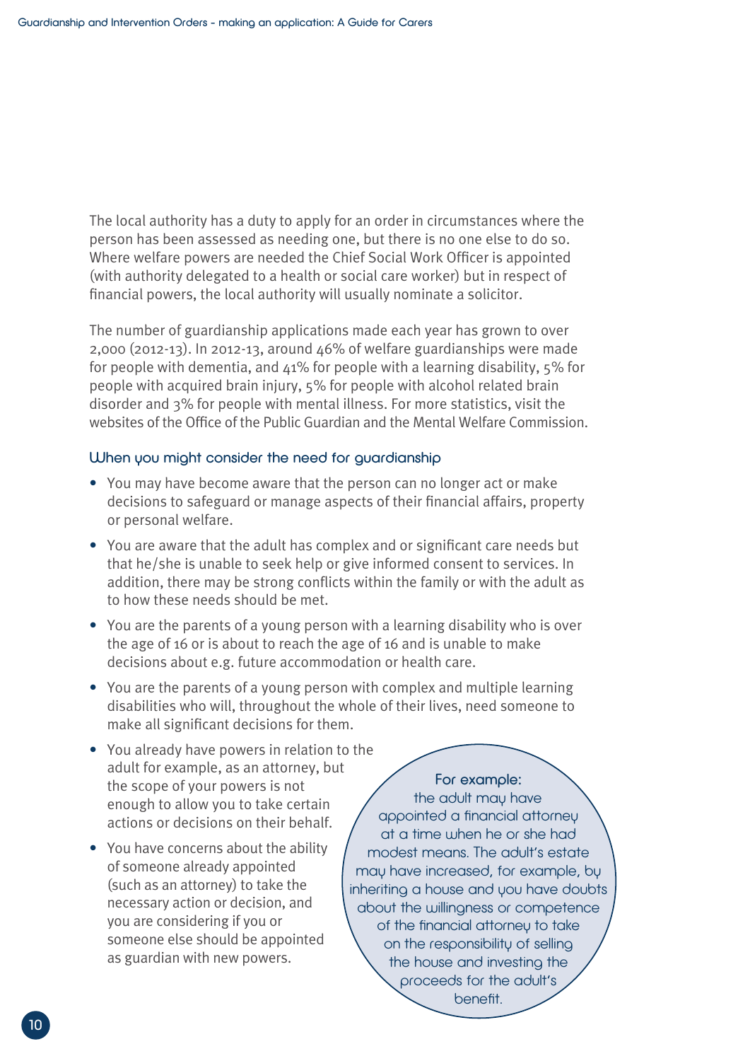The local authority has a duty to apply for an order in circumstances where the person has been assessed as needing one, but there is no one else to do so. Where welfare powers are needed the Chief Social Work Officer is appointed (with authority delegated to a health or social care worker) but in respect of financial powers, the local authority will usually nominate a solicitor.

The number of guardianship applications made each year has grown to over 2,000 (2012-13). In 2012-13, around 46% of welfare guardianships were made for people with dementia, and 41% for people with a learning disability, 5% for people with acquired brain injury, 5% for people with alcohol related brain disorder and 3% for people with mental illness. For more statistics, visit the websites of the Office of the Public Guardian and the Mental Welfare Commission.

### When you might consider the need for guardianship

- You may have become aware that the person can no longer act or make decisions to safeguard or manage aspects of their financial affairs, property or personal welfare.
- You are aware that the adult has complex and or significant care needs but that he/she is unable to seek help or give informed consent to services. In addition, there may be strong conflicts within the family or with the adult as to how these needs should be met.
- You are the parents of a young person with a learning disability who is over the age of 16 or is about to reach the age of 16 and is unable to make decisions about e.g. future accommodation or health care.
- You are the parents of a young person with complex and multiple learning disabilities who will, throughout the whole of their lives, need someone to make all significant decisions for them.
- You already have powers in relation to the adult for example, as an attorney, but the scope of your powers is not enough to allow you to take certain actions or decisions on their behalf.
- You have concerns about the ability of someone already appointed (such as an attorney) to take the necessary action or decision, and you are considering if you or someone else should be appointed as guardian with new powers.

**For example:** the adult may have appointed a financial attorney at a time when he or she had modest means. The adult's estate may have increased, for example, by inheriting a house and you have doubts about the willingness or competence of the financial attorney to take on the responsibility of selling the house and investing the proceeds for the adult's benefit.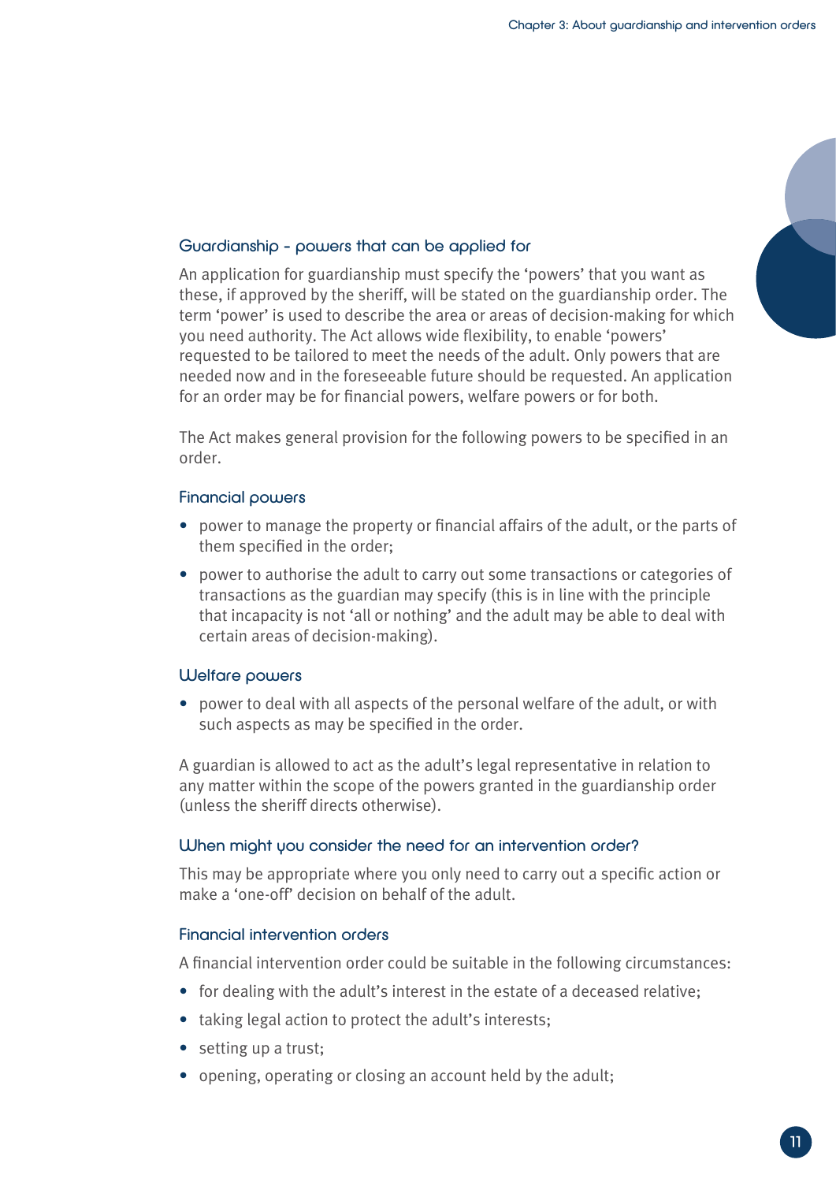## Guardianship – powers that can be applied for

An application for guardianship must specify the 'powers' that you want as these, if approved by the sheriff, will be stated on the guardianship order. The term 'power' is used to describe the area or areas of decision-making for which you need authority. The Act allows wide flexibility, to enable 'powers' requested to be tailored to meet the needs of the adult. Only powers that are needed now and in the foreseeable future should be requested. An application for an order may be for financial powers, welfare powers or for both.

The Act makes general provision for the following powers to be specified in an order.

### Financial powers

- power to manage the property or financial affairs of the adult, or the parts of them specified in the order;
- power to authorise the adult to carry out some transactions or categories of transactions as the guardian may specify (this is in line with the principle that incapacity is not 'all or nothing' and the adult may be able to deal with certain areas of decision-making).

### Welfare powers

- power to deal with all aspects of the personal welfare of the adult, or with such aspects as may be specified in the order.

A guardian is allowed to act as the adult's legal representative in relation to any matter within the scope of the powers granted in the guardianship order (unless the sheriff directs otherwise).

## When might you consider the need for an intervention order?

This may be appropriate where you only need to carry out a specific action or make a 'one-off' decision on behalf of the adult.

### Financial intervention orders

A financial intervention order could be suitable in the following circumstances:

- for dealing with the adult's interest in the estate of a deceased relative;
- taking legal action to protect the adult's interests;
- setting up a trust;
- opening, operating or closing an account held by the adult;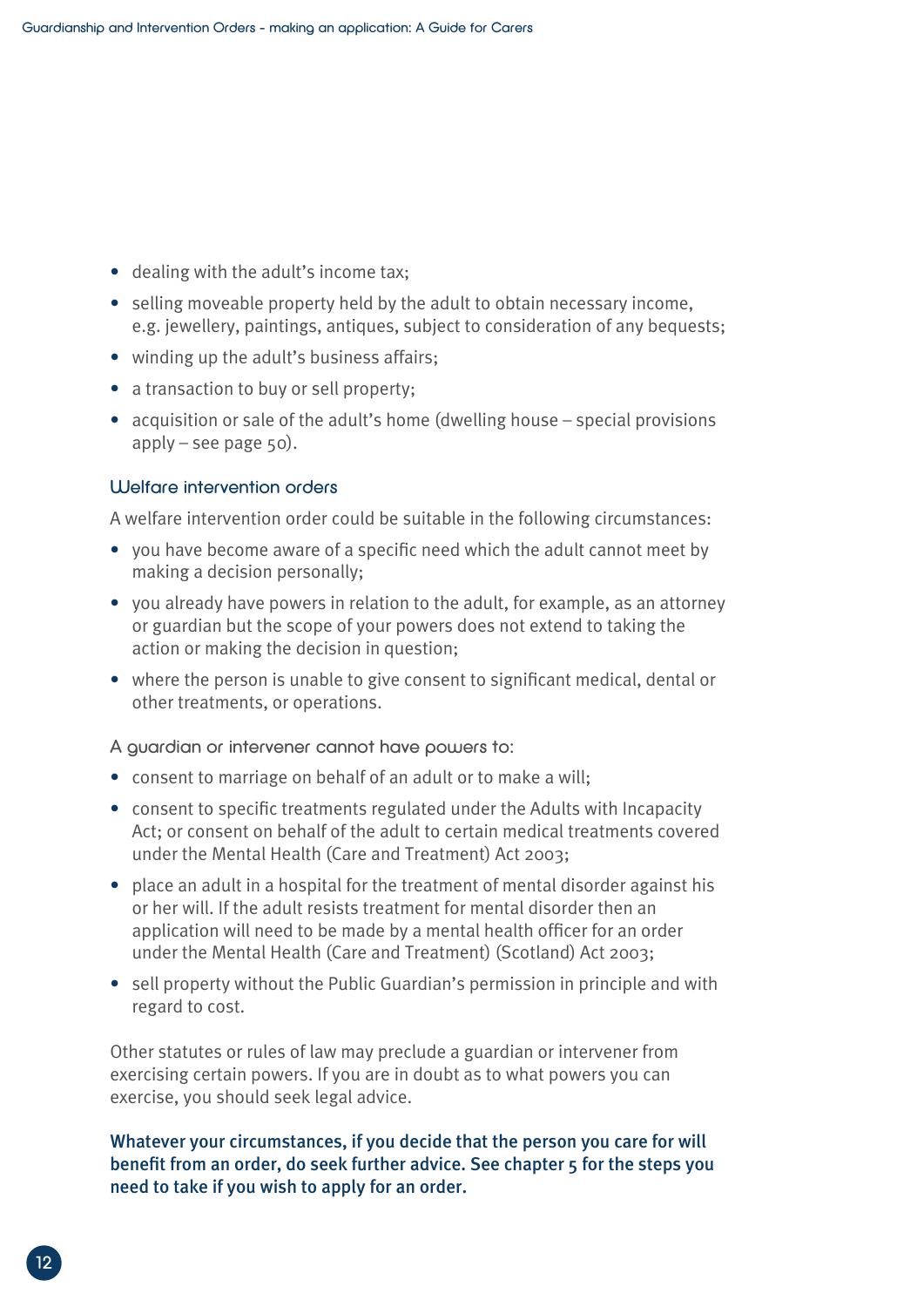- dealing with the adult's income tax;
- selling moveable property held by the adult to obtain necessary income, e.g. jewellery, paintings, antiques, subject to consideration of any bequests;
- winding up the adult's business affairs;
- a transaction to buy or sell property;
- acquisition or sale of the adult's home (dwelling house – special provisions apply – see page 50).

### Welfare intervention orders

A welfare intervention order could be suitable in the following circumstances:

- you have become aware of a specific need which the adult cannot meet by making a decision personally;
- you already have powers in relation to the adult, for example, as an attorney or guardian but the scope of your powers does not extend to taking the action or making the decision in question;
- where the person is unable to give consent to significant medical, dental or other treatments, or operations.

### A guardian or intervener cannot have powers to:

- consent to marriage on behalf of an adult or to make a will;
- consent to specific treatments regulated under the Adults with Incapacity Act; or consent on behalf of the adult to certain medical treatments covered under the Mental Health (Care and Treatment) Act 2003;
- place an adult in a hospital for the treatment of mental disorder against his or her will. If the adult resists treatment for mental disorder then an application will need to be made by a mental health officer for an order under the Mental Health (Care and Treatment) (Scotland) Act 2003;
- sell property without the Public Guardian's permission in principle and with regard to cost.

Other statutes or rules of law may preclude a guardian or intervener from exercising certain powers. If you are in doubt as to what powers you can exercise, you should seek legal advice.

**Whatever your circumstances, if you decide that the person you care for will benefit from an order, do seek further advice. See chapter 5 for the steps you need to take if you wish to apply for an order.**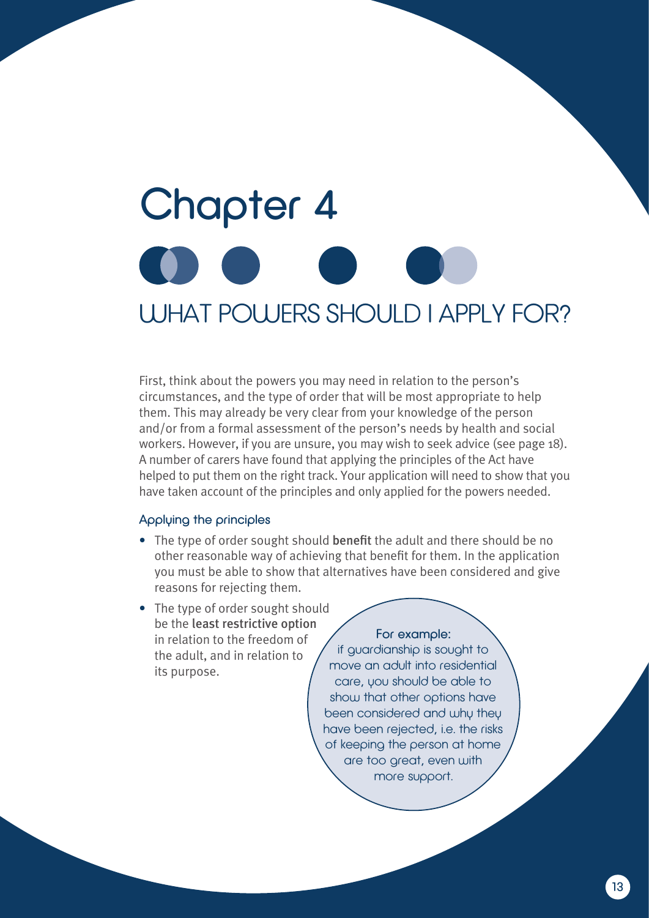# Chapter 4

## WHAT POWERS SHOULD I APPLY FOR?

First, think about the powers you may need in relation to the person's circumstances, and the type of order that will be most appropriate to help them. This may already be very clear from your knowledge of the person and/or from a formal assessment of the person's needs by health and social workers. However, if you are unsure, you may wish to seek advice (see page 18). A number of carers have found that applying the principles of the Act have helped to put them on the right track. Your application will need to show that you have taken account of the principles and only applied for the powers needed.

### Applying the principles

- The type of order sought should **benefit** the adult and there should be no other reasonable way of achieving that benefit for them. In the application you must be able to show that alternatives have been considered and give reasons for rejecting them.
- The type of order sought should be the **least restrictive option** in relation to the freedom of the adult, and in relation to its purpose.

**For example:**
if guardianship is sought to move an adult into residential care, you should be able to show that other options have been considered and why they have been rejected, i.e. the risks of keeping the person at home are too great, even with more support.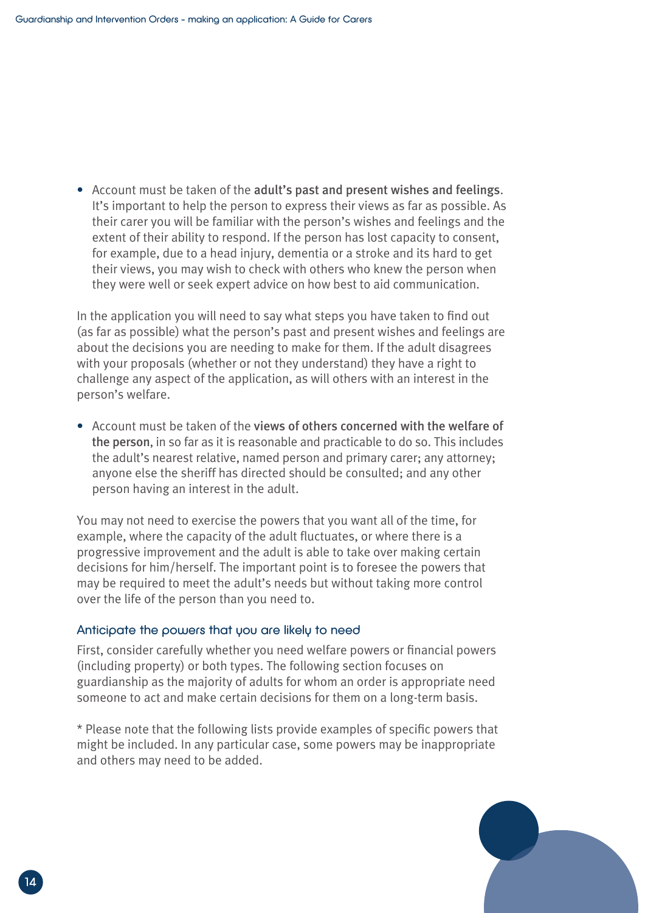- Account must be taken of the **adult's past and present wishes and feelings**. It's important to help the person to express their views as far as possible. As their carer you will be familiar with the person's wishes and feelings and the extent of their ability to respond. If the person has lost capacity to consent, for example, due to a head injury, dementia or a stroke and its hard to get their views, you may wish to check with others who knew the person when they were well or seek expert advice on how best to aid communication.

In the application you will need to say what steps you have taken to find out (as far as possible) what the person's past and present wishes and feelings are about the decisions you are needing to make for them. If the adult disagrees with your proposals (whether or not they understand) they have a right to challenge any aspect of the application, as will others with an interest in the person's welfare.

- Account must be taken of the **views of others concerned with the welfare of the person**, in so far as it is reasonable and practicable to do so. This includes the adult's nearest relative, named person and primary carer; any attorney; anyone else the sheriff has directed should be consulted; and any other person having an interest in the adult.

You may not need to exercise the powers that you want all of the time, for example, where the capacity of the adult fluctuates, or where there is a progressive improvement and the adult is able to take over making certain decisions for him/herself. The important point is to foresee the powers that may be required to meet the adult's needs but without taking more control over the life of the person than you need to.

### Anticipate the powers that you are likely to need

First, consider carefully whether you need welfare powers or financial powers (including property) or both types. The following section focuses on guardianship as the majority of adults for whom an order is appropriate need someone to act and make certain decisions for them on a long-term basis.

* Please note that the following lists provide examples of specific powers that might be included. In any particular case, some powers may be inappropriate and others may need to be added.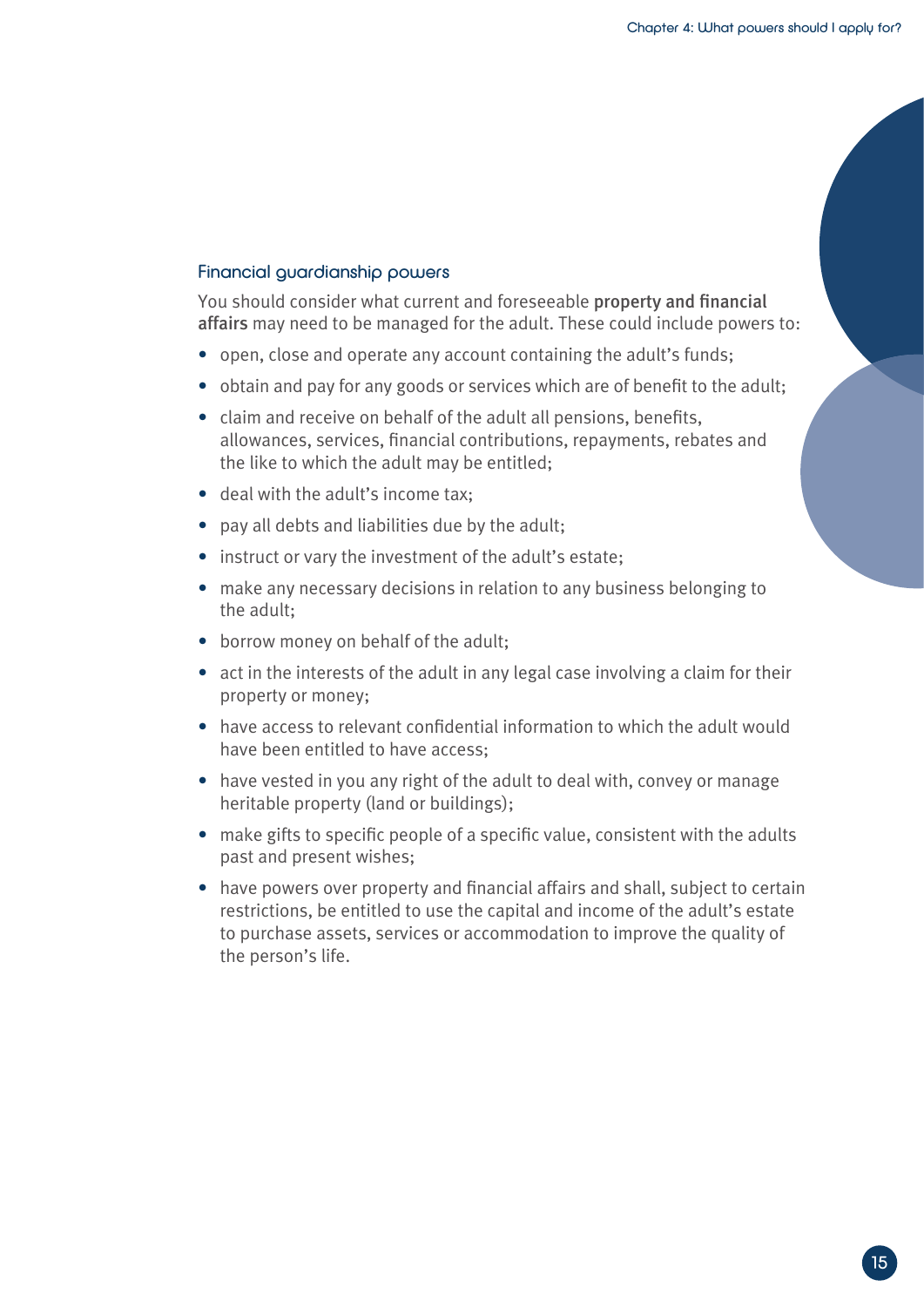### Financial guardianship powers

You should consider what current and foreseeable **property and financial affairs** may need to be managed for the adult. These could include powers to:

- open, close and operate any account containing the adult's funds;
- obtain and pay for any goods or services which are of benefit to the adult;
- claim and receive on behalf of the adult all pensions, benefits, allowances, services, financial contributions, repayments, rebates and the like to which the adult may be entitled;
- deal with the adult's income tax;
- pay all debts and liabilities due by the adult;
- instruct or vary the investment of the adult's estate;
- make any necessary decisions in relation to any business belonging to the adult;
- borrow money on behalf of the adult;
- act in the interests of the adult in any legal case involving a claim for their property or money;
- have access to relevant confidential information to which the adult would have been entitled to have access;
- have vested in you any right of the adult to deal with, convey or manage heritable property (land or buildings);
- make gifts to specific people of a specific value, consistent with the adults past and present wishes;
- have powers over property and financial affairs and shall, subject to certain restrictions, be entitled to use the capital and income of the adult's estate to purchase assets, services or accommodation to improve the quality of the person's life.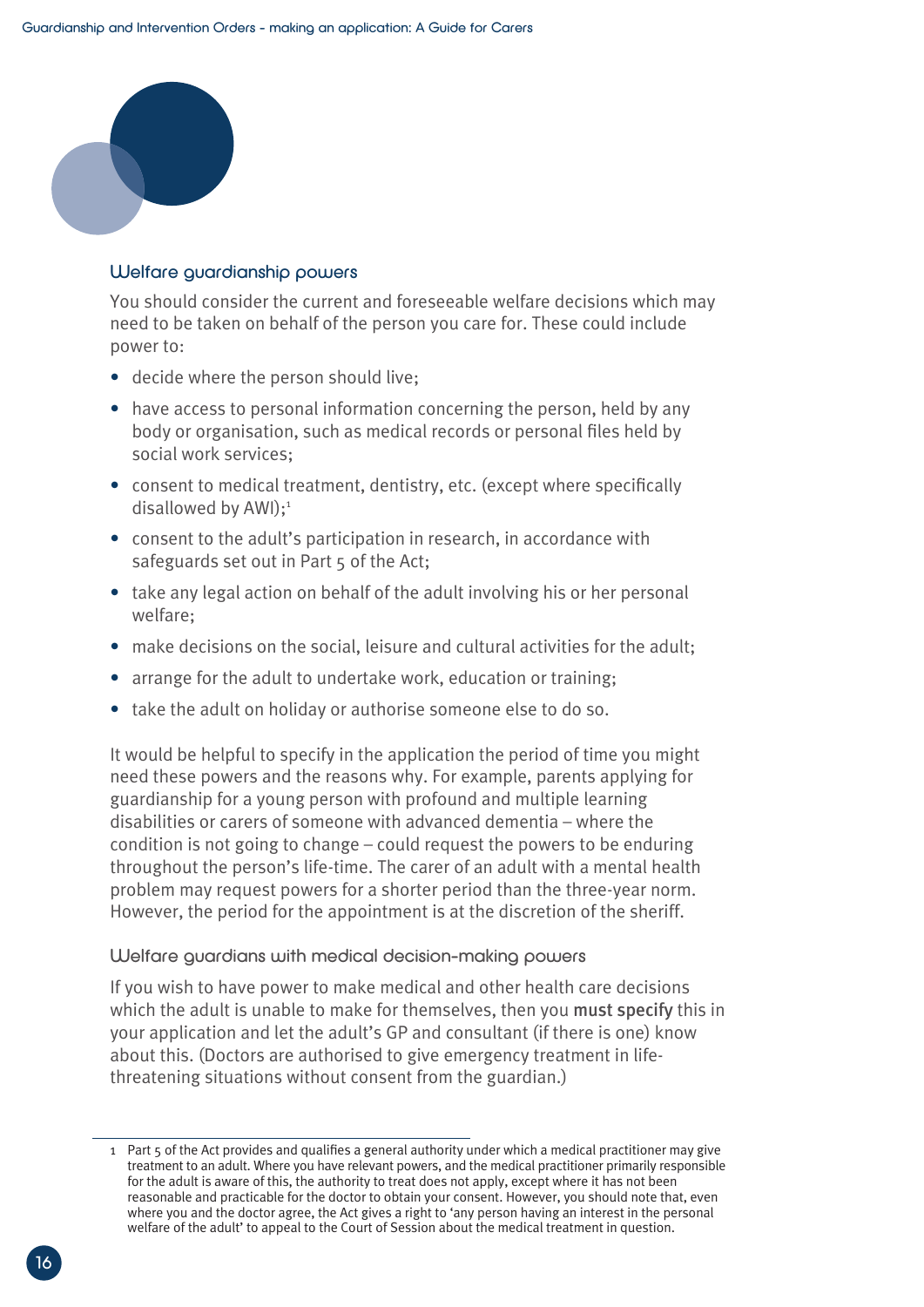## Welfare guardianship powers

You should consider the current and foreseeable welfare decisions which may need to be taken on behalf of the person you care for. These could include power to:

- decide where the person should live;
- have access to personal information concerning the person, held by any body or organisation, such as medical records or personal files held by social work services;
- consent to medical treatment, dentistry, etc. (except where specifically disallowed by AWI);[1]
- consent to the adult's participation in research, in accordance with safeguards set out in Part 5 of the Act;
- take any legal action on behalf of the adult involving his or her personal welfare;
- make decisions on the social, leisure and cultural activities for the adult;
- arrange for the adult to undertake work, education or training;
- take the adult on holiday or authorise someone else to do so.

It would be helpful to specify in the application the period of time you might need these powers and the reasons why. For example, parents applying for guardianship for a young person with profound and multiple learning disabilities or carers of someone with advanced dementia – where the condition is not going to change – could request the powers to be enduring throughout the person's life-time. The carer of an adult with a mental health problem may request powers for a shorter period than the three-year norm. However, the period for the appointment is at the discretion of the sheriff.

### Welfare guardians with medical decision-making powers

If you wish to have power to make medical and other health care decisions which the adult is unable to make for themselves, then you **must specify** this in your application and let the adult's GP and consultant (if there is one) know about this. (Doctors are authorised to give emergency treatment in life-threatening situations without consent from the guardian.)

---

1 Part 5 of the Act provides and qualifies a general authority under which a medical practitioner may give treatment to an adult. Where you have relevant powers, and the medical practitioner primarily responsible for the adult is aware of this, the authority to treat does not apply, except where it has not been reasonable and practicable for the doctor to obtain your consent. However, you should note that, even where you and the doctor agree, the Act gives a right to 'any person having an interest in the personal welfare of the adult' to appeal to the Court of Session about the medical treatment in question.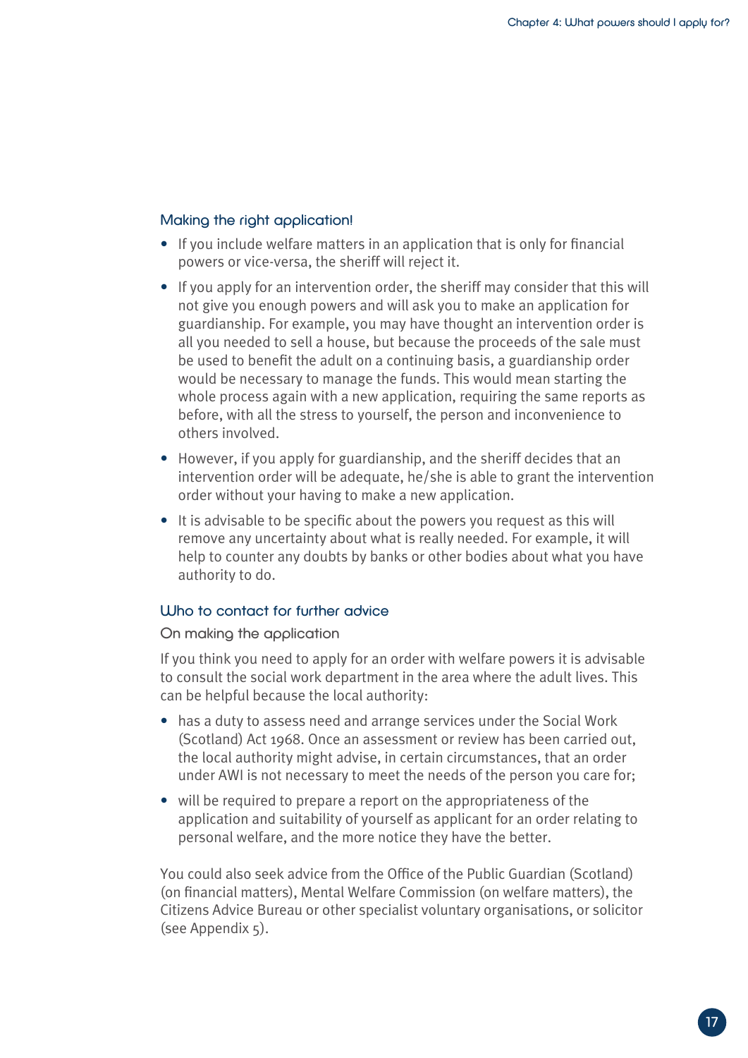### Making the right application!

- If you include welfare matters in an application that is only for financial powers or vice-versa, the sheriff will reject it.
- If you apply for an intervention order, the sheriff may consider that this will not give you enough powers and will ask you to make an application for guardianship. For example, you may have thought an intervention order is all you needed to sell a house, but because the proceeds of the sale must be used to benefit the adult on a continuing basis, a guardianship order would be necessary to manage the funds. This would mean starting the whole process again with a new application, requiring the same reports as before, with all the stress to yourself, the person and inconvenience to others involved.
- However, if you apply for guardianship, and the sheriff decides that an intervention order will be adequate, he/she is able to grant the intervention order without your having to make a new application.
- It is advisable to be specific about the powers you request as this will remove any uncertainty about what is really needed. For example, it will help to counter any doubts by banks or other bodies about what you have authority to do.

### Who to contact for further advice

#### On making the application

If you think you need to apply for an order with welfare powers it is advisable to consult the social work department in the area where the adult lives. This can be helpful because the local authority:

- has a duty to assess need and arrange services under the Social Work (Scotland) Act 1968. Once an assessment or review has been carried out, the local authority might advise, in certain circumstances, that an order under AWI is not necessary to meet the needs of the person you care for;
- will be required to prepare a report on the appropriateness of the application and suitability of yourself as applicant for an order relating to personal welfare, and the more notice they have the better.

You could also seek advice from the Office of the Public Guardian (Scotland) (on financial matters), Mental Welfare Commission (on welfare matters), the Citizens Advice Bureau or other specialist voluntary organisations, or solicitor (see Appendix 5).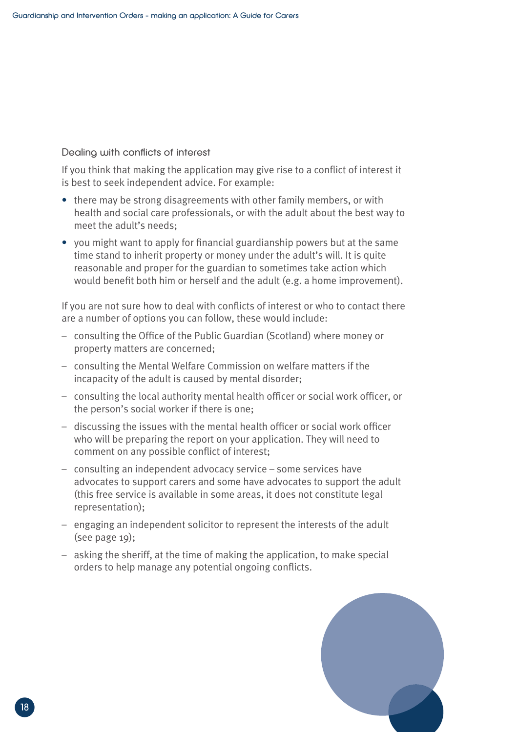### Dealing with conflicts of interest

If you think that making the application may give rise to a conflict of interest it is best to seek independent advice. For example:

- there may be strong disagreements with other family members, or with health and social care professionals, or with the adult about the best way to meet the adult's needs;
- you might want to apply for financial guardianship powers but at the same time stand to inherit property or money under the adult's will. It is quite reasonable and proper for the guardian to sometimes take action which would benefit both him or herself and the adult (e.g. a home improvement).

If you are not sure how to deal with conflicts of interest or who to contact there are a number of options you can follow, these would include:

- consulting the Office of the Public Guardian (Scotland) where money or property matters are concerned;
- consulting the Mental Welfare Commission on welfare matters if the incapacity of the adult is caused by mental disorder;
- consulting the local authority mental health officer or social work officer, or the person's social worker if there is one;
- discussing the issues with the mental health officer or social work officer who will be preparing the report on your application. They will need to comment on any possible conflict of interest;
- consulting an independent advocacy service – some services have advocates to support carers and some have advocates to support the adult (this free service is available in some areas, it does not constitute legal representation);
- engaging an independent solicitor to represent the interests of the adult (see page 19);
- asking the sheriff, at the time of making the application, to make special orders to help manage any potential ongoing conflicts.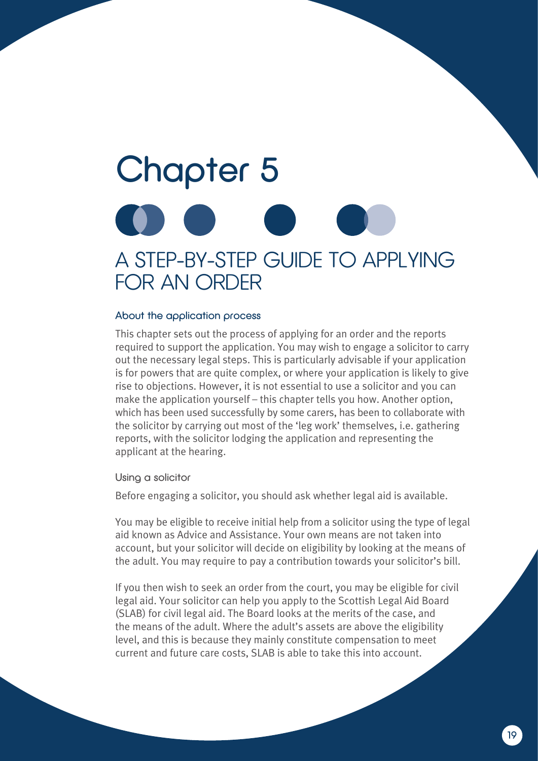# Chapter 5

## A STEP-BY-STEP GUIDE TO APPLYING FOR AN ORDER

### About the application process

This chapter sets out the process of applying for an order and the reports required to support the application. You may wish to engage a solicitor to carry out the necessary legal steps. This is particularly advisable if your application is for powers that are quite complex, or where your application is likely to give rise to objections. However, it is not essential to use a solicitor and you can make the application yourself – this chapter tells you how. Another option, which has been used successfully by some carers, has been to collaborate with the solicitor by carrying out most of the 'leg work' themselves, i.e. gathering reports, with the solicitor lodging the application and representing the applicant at the hearing.

#### Using a solicitor

Before engaging a solicitor, you should ask whether legal aid is available.

You may be eligible to receive initial help from a solicitor using the type of legal aid known as Advice and Assistance. Your own means are not taken into account, but your solicitor will decide on eligibility by looking at the means of the adult. You may require to pay a contribution towards your solicitor's bill.

If you then wish to seek an order from the court, you may be eligible for civil legal aid. Your solicitor can help you apply to the Scottish Legal Aid Board (SLAB) for civil legal aid. The Board looks at the merits of the case, and the means of the adult. Where the adult's assets are above the eligibility level, and this is because they mainly constitute compensation to meet current and future care costs, SLAB is able to take this into account.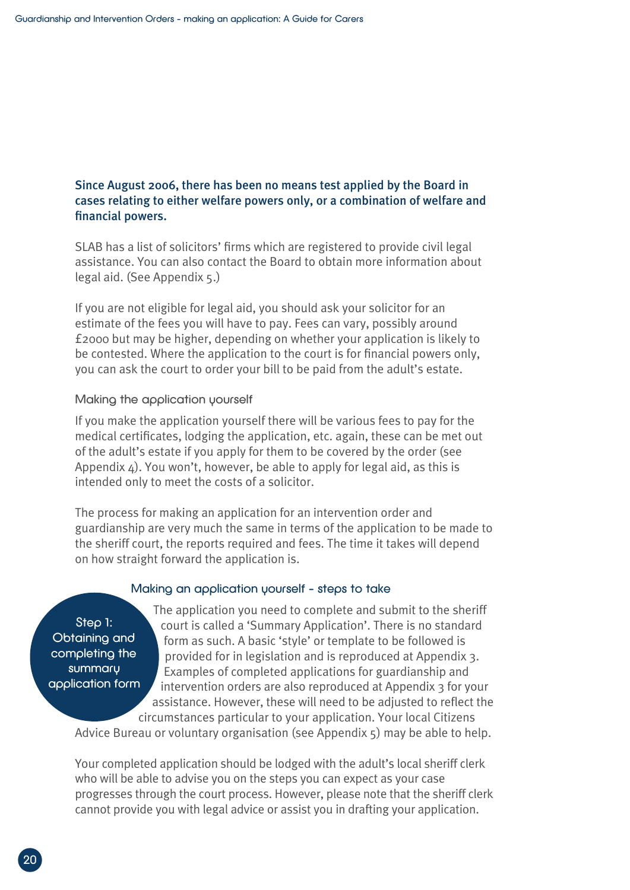**Since August 2006, there has been no means test applied by the Board in cases relating to either welfare powers only, or a combination of welfare and financial powers.**

SLAB has a list of solicitors' firms which are registered to provide civil legal assistance. You can also contact the Board to obtain more information about legal aid. (See Appendix 5.)

If you are not eligible for legal aid, you should ask your solicitor for an estimate of the fees you will have to pay. Fees can vary, possibly around £2000 but may be higher, depending on whether your application is likely to be contested. Where the application to the court is for financial powers only, you can ask the court to order your bill to be paid from the adult's estate.

### Making the application yourself

If you make the application yourself there will be various fees to pay for the medical certificates, lodging the application, etc. again, these can be met out of the adult's estate if you apply for them to be covered by the order (see Appendix 4). You won't, however, be able to apply for legal aid, as this is intended only to meet the costs of a solicitor.

The process for making an application for an intervention order and guardianship are very much the same in terms of the application to be made to the sheriff court, the reports required and fees. The time it takes will depend on how straight forward the application is.

### Making an application yourself - steps to take

#### Step 1: Obtaining and completing the summary application form

The application you need to complete and submit to the sheriff court is called a 'Summary Application'. There is no standard form as such. A basic 'style' or template to be followed is provided for in legislation and is reproduced at Appendix 3. Examples of completed applications for guardianship and intervention orders are also reproduced at Appendix 3 for your assistance. However, these will need to be adjusted to reflect the circumstances particular to your application. Your local Citizens Advice Bureau or voluntary organisation (see Appendix 5) may be able to help.

Your completed application should be lodged with the adult's local sheriff clerk who will be able to advise you on the steps you can expect as your case progresses through the court process. However, please note that the sheriff clerk cannot provide you with legal advice or assist you in drafting your application.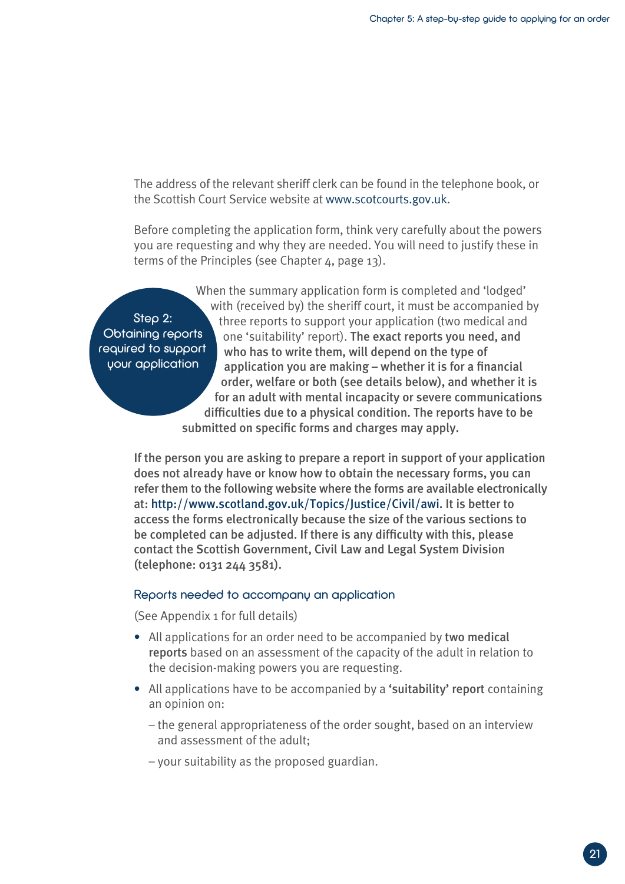The address of the relevant sheriff clerk can be found in the telephone book, or the Scottish Court Service website at www.scotcourts.gov.uk.

Before completing the application form, think very carefully about the powers you are requesting and why they are needed. You will need to justify these in terms of the Principles (see Chapter 4, page 13).

## Step 2: Obtaining reports required to support your application

When the summary application form is completed and 'lodged' with (received by) the sheriff court, it must be accompanied by three reports to support your application (two medical and one 'suitability' report). **The exact reports you need, and who has to write them, will depend on the type of application you are making – whether it is for a financial order, welfare or both (see details below), and whether it is for an adult with mental incapacity or severe communications difficulties due to a physical condition. The reports have to be submitted on specific forms and charges may apply.**

**If the person you are asking to prepare a report in support of your application does not already have or know how to obtain the necessary forms, you can refer them to the following website where the forms are available electronically at: http://www.scotland.gov.uk/Topics/Justice/Civil/awi. It is better to access the forms electronically because the size of the various sections to be completed can be adjusted. If there is any difficulty with this, please contact the Scottish Government, Civil Law and Legal System Division (telephone: 0131 244 3581).**

### Reports needed to accompany an application

(See Appendix 1 for full details)

- All applications for an order need to be accompanied by **two medical reports** based on an assessment of the capacity of the adult in relation to the decision-making powers you are requesting.
- All applications have to be accompanied by a **'suitability' report** containing an opinion on:
  - the general appropriateness of the order sought, based on an interview and assessment of the adult;
  - your suitability as the proposed guardian.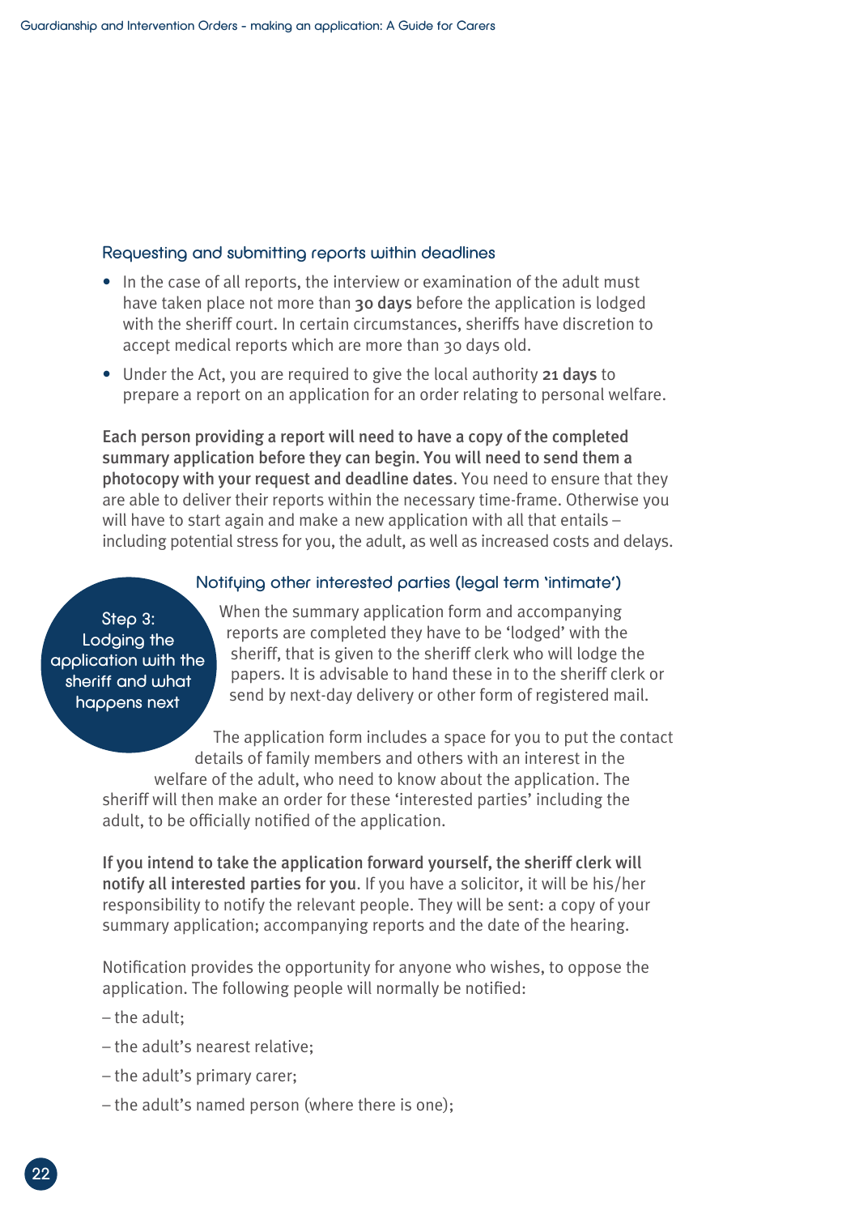### Requesting and submitting reports within deadlines

- In the case of all reports, the interview or examination of the adult must have taken place not more than **30 days** before the application is lodged with the sheriff court. In certain circumstances, sheriffs have discretion to accept medical reports which are more than 30 days old.
- Under the Act, you are required to give the local authority **21 days** to prepare a report on an application for an order relating to personal welfare.

**Each person providing a report will need to have a copy of the completed summary application before they can begin. You will need to send them a photocopy with your request and deadline dates**. You need to ensure that they are able to deliver their reports within the necessary time-frame. Otherwise you will have to start again and make a new application with all that entails – including potential stress for you, the adult, as well as increased costs and delays.

## Step 3: Lodging the application with the sheriff and what happens next

### Notifying other interested parties (legal term 'intimate')

When the summary application form and accompanying reports are completed they have to be 'lodged' with the sheriff, that is given to the sheriff clerk who will lodge the papers. It is advisable to hand these in to the sheriff clerk or send by next-day delivery or other form of registered mail.

The application form includes a space for you to put the contact details of family members and others with an interest in the welfare of the adult, who need to know about the application. The sheriff will then make an order for these 'interested parties' including the adult, to be officially notified of the application.

**If you intend to take the application forward yourself, the sheriff clerk will notify all interested parties for you**. If you have a solicitor, it will be his/her responsibility to notify the relevant people. They will be sent: a copy of your summary application; accompanying reports and the date of the hearing.

Notification provides the opportunity for anyone who wishes, to oppose the application. The following people will normally be notified:

– the adult;

– the adult's nearest relative;

– the adult's primary carer;

– the adult's named person (where there is one);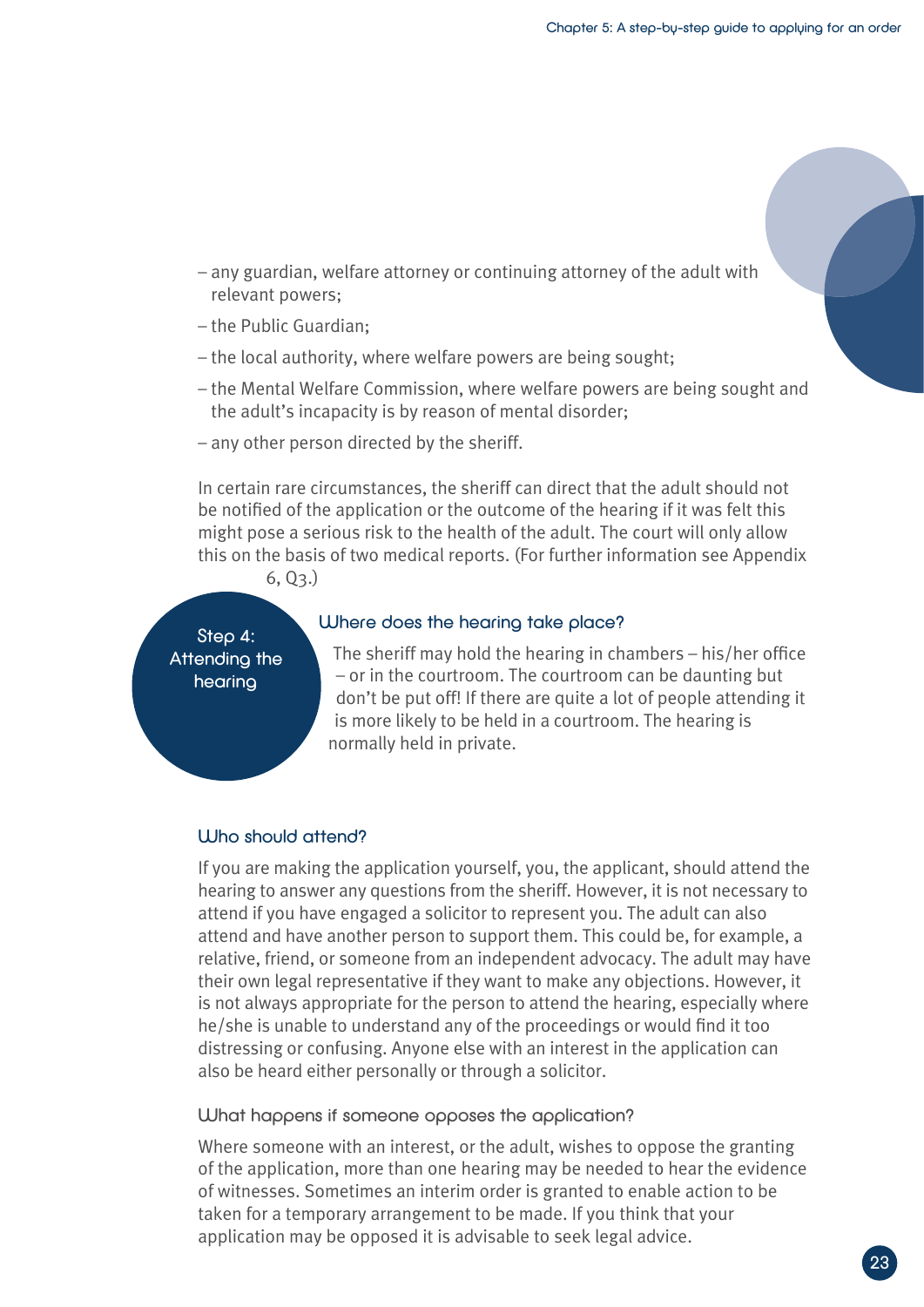– any guardian, welfare attorney or continuing attorney of the adult with relevant powers;

– the Public Guardian;

– the local authority, where welfare powers are being sought;

– the Mental Welfare Commission, where welfare powers are being sought and the adult's incapacity is by reason of mental disorder;

– any other person directed by the sheriff.

In certain rare circumstances, the sheriff can direct that the adult should not be notified of the application or the outcome of the hearing if it was felt this might pose a serious risk to the health of the adult. The court will only allow this on the basis of two medical reports. (For further information see Appendix 6, Q3.)

## Step 4: Attending the hearing

### Where does the hearing take place?

The sheriff may hold the hearing in chambers – his/her office – or in the courtroom. The courtroom can be daunting but don't be put off! If there are quite a lot of people attending it is more likely to be held in a courtroom. The hearing is normally held in private.

### Who should attend?

If you are making the application yourself, you, the applicant, should attend the hearing to answer any questions from the sheriff. However, it is not necessary to attend if you have engaged a solicitor to represent you. The adult can also attend and have another person to support them. This could be, for example, a relative, friend, or someone from an independent advocacy. The adult may have their own legal representative if they want to make any objections. However, it is not always appropriate for the person to attend the hearing, especially where he/she is unable to understand any of the proceedings or would find it too distressing or confusing. Anyone else with an interest in the application can also be heard either personally or through a solicitor.

#### What happens if someone opposes the application?

Where someone with an interest, or the adult, wishes to oppose the granting of the application, more than one hearing may be needed to hear the evidence of witnesses. Sometimes an interim order is granted to enable action to be taken for a temporary arrangement to be made. If you think that your application may be opposed it is advisable to seek legal advice.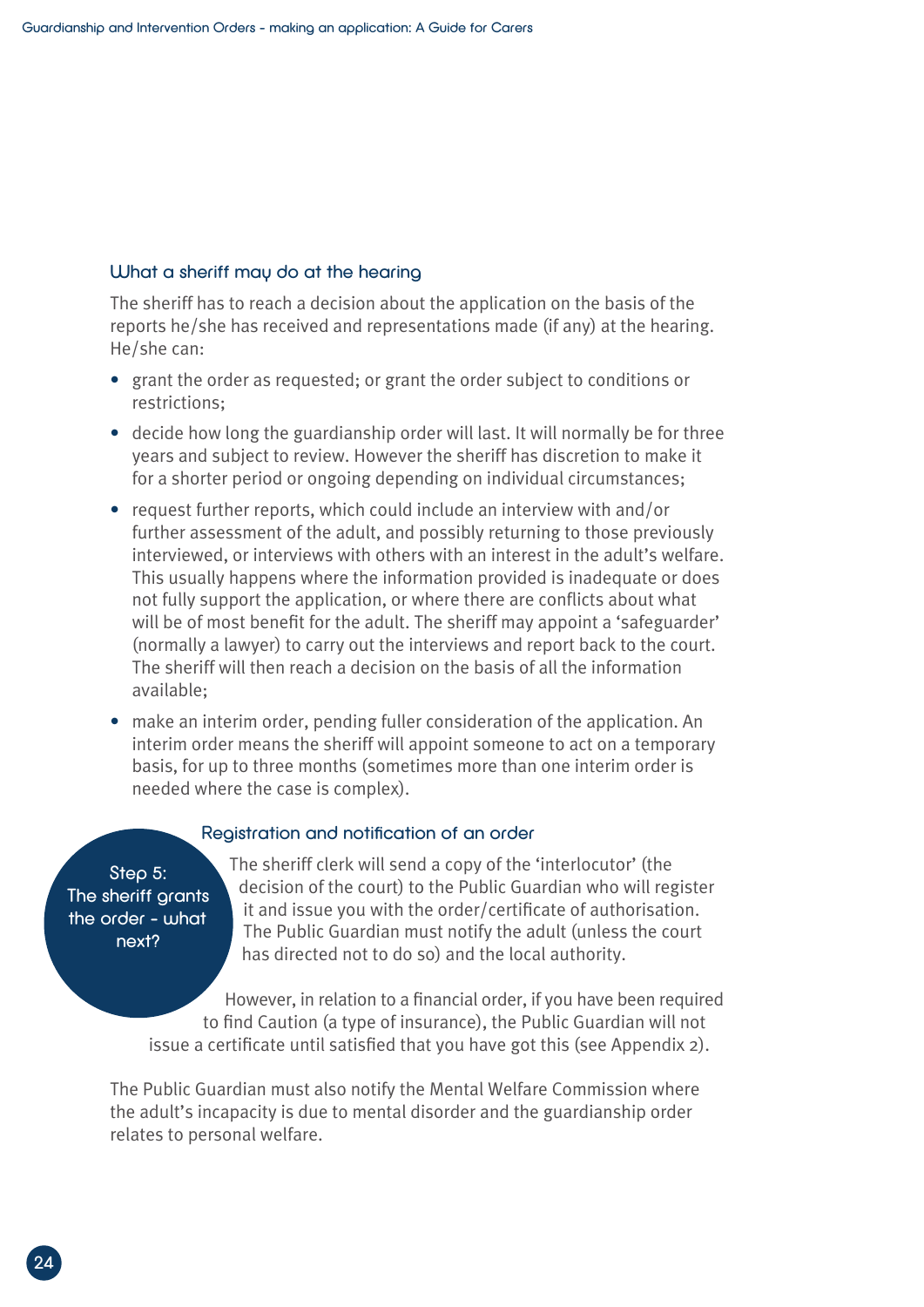### What a sheriff may do at the hearing

The sheriff has to reach a decision about the application on the basis of the reports he/she has received and representations made (if any) at the hearing. He/she can:

- grant the order as requested; or grant the order subject to conditions or restrictions;
- decide how long the guardianship order will last. It will normally be for three years and subject to review. However the sheriff has discretion to make it for a shorter period or ongoing depending on individual circumstances;
- request further reports, which could include an interview with and/or further assessment of the adult, and possibly returning to those previously interviewed, or interviews with others with an interest in the adult's welfare. This usually happens where the information provided is inadequate or does not fully support the application, or where there are conflicts about what will be of most benefit for the adult. The sheriff may appoint a 'safeguarder' (normally a lawyer) to carry out the interviews and report back to the court. The sheriff will then reach a decision on the basis of all the information available;
- make an interim order, pending fuller consideration of the application. An interim order means the sheriff will appoint someone to act on a temporary basis, for up to three months (sometimes more than one interim order is needed where the case is complex).

## Step 5: The sheriff grants the order - what next?

### Registration and notification of an order

The sheriff clerk will send a copy of the 'interlocutor' (the decision of the court) to the Public Guardian who will register it and issue you with the order/certificate of authorisation. The Public Guardian must notify the adult (unless the court has directed not to do so) and the local authority.

However, in relation to a financial order, if you have been required to find Caution (a type of insurance), the Public Guardian will not issue a certificate until satisfied that you have got this (see Appendix 2).

The Public Guardian must also notify the Mental Welfare Commission where the adult's incapacity is due to mental disorder and the guardianship order relates to personal welfare.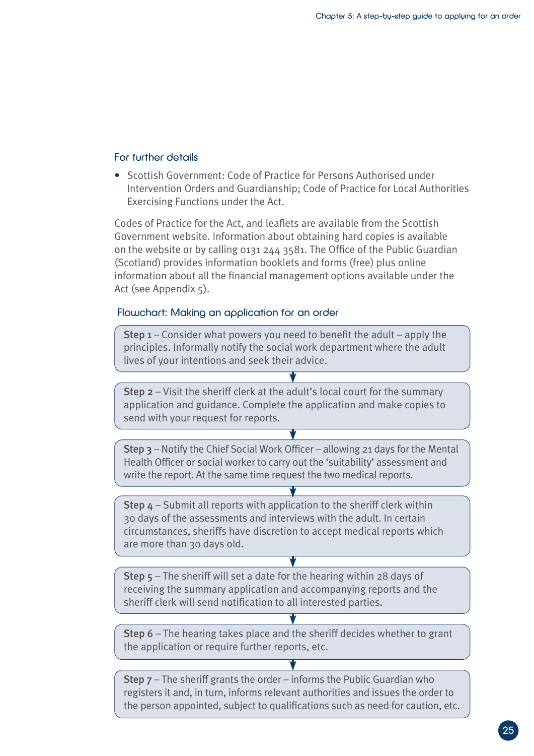### For further details

- Scottish Government: Code of Practice for Persons Authorised under Intervention Orders and Guardianship; Code of Practice for Local Authorities Exercising Functions under the Act.

Codes of Practice for the Act, and leaflets are available from the Scottish Government website. Information about obtaining hard copies is available on the website or by calling 0131 244 3581. The Office of the Public Guardian (Scotland) provides information booklets and forms (free) plus online information about all the financial management options available under the Act (see Appendix 5).

### Flowchart: Making an application for an order

**Step 1** – Consider what powers you need to benefit the adult – apply the principles. Informally notify the social work department where the adult lives of your intentions and seek their advice.

↓

**Step 2** – Visit the sheriff clerk at the adult's local court for the summary application and guidance. Complete the application and make copies to send with your request for reports.

↓

**Step 3** – Notify the Chief Social Work Officer – allowing 21 days for the Mental Health Officer or social worker to carry out the 'suitability' assessment and write the report. At the same time request the two medical reports.

↓

**Step 4** – Submit all reports with application to the sheriff clerk within 30 days of the assessments and interviews with the adult. In certain circumstances, sheriffs have discretion to accept medical reports which are more than 30 days old.

↓

**Step 5** – The sheriff will set a date for the hearing within 28 days of receiving the summary application and accompanying reports and the sheriff clerk will send notification to all interested parties.

↓

**Step 6** – The hearing takes place and the sheriff decides whether to grant the application or require further reports, etc.

↓

**Step 7** – The sheriff grants the order – informs the Public Guardian who registers it and, in turn, informs relevant authorities and issues the order to the person appointed, subject to qualifications such as need for caution, etc.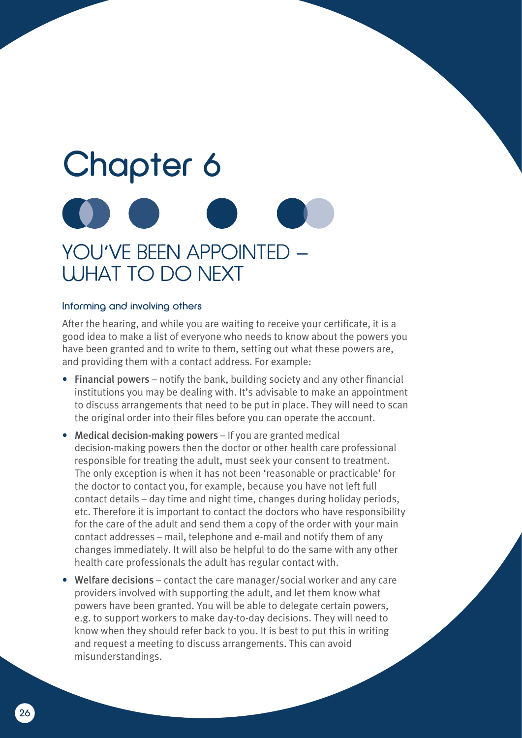# Chapter 6

## YOU'VE BEEN APPOINTED – WHAT TO DO NEXT

### Informing and involving others

After the hearing, and while you are waiting to receive your certificate, it is a good idea to make a list of everyone who needs to know about the powers you have been granted and to write to them, setting out what these powers are, and providing them with a contact address. For example:

- **Financial powers** – notify the bank, building society and any other financial institutions you may be dealing with. It's advisable to make an appointment to discuss arrangements that need to be put in place. They will need to scan the original order into their files before you can operate the account.
- **Medical decision-making powers** – If you are granted medical decision-making powers then the doctor or other health care professional responsible for treating the adult, must seek your consent to treatment. The only exception is when it has not been 'reasonable or practicable' for the doctor to contact you, for example, because you have not left full contact details – day time and night time, changes during holiday periods, etc. Therefore it is important to contact the doctors who have responsibility for the care of the adult and send them a copy of the order with your main contact addresses – mail, telephone and e-mail and notify them of any changes immediately. It will also be helpful to do the same with any other health care professionals the adult has regular contact with.
- **Welfare decisions** – contact the care manager/social worker and any care providers involved with supporting the adult, and let them know what powers have been granted. You will be able to delegate certain powers, e.g. to support workers to make day-to-day decisions. They will need to know when they should refer back to you. It is best to put this in writing and request a meeting to discuss arrangements. This can avoid misunderstandings.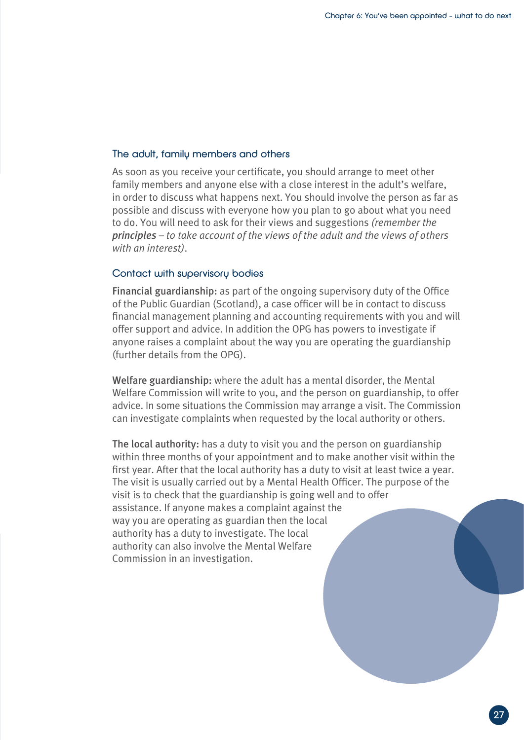### The adult, family members and others

As soon as you receive your certificate, you should arrange to meet other family members and anyone else with a close interest in the adult's welfare, in order to discuss what happens next. You should involve the person as far as possible and discuss with everyone how you plan to go about what you need to do. You will need to ask for their views and suggestions *(remember the **principles** – to take account of the views of the adult and the views of others with an interest)*.

### Contact with supervisory bodies

**Financial guardianship:** as part of the ongoing supervisory duty of the Office of the Public Guardian (Scotland), a case officer will be in contact to discuss financial management planning and accounting requirements with you and will offer support and advice. In addition the OPG has powers to investigate if anyone raises a complaint about the way you are operating the guardianship (further details from the OPG).

**Welfare guardianship:** where the adult has a mental disorder, the Mental Welfare Commission will write to you, and the person on guardianship, to offer advice. In some situations the Commission may arrange a visit. The Commission can investigate complaints when requested by the local authority or others.

**The local authority:** has a duty to visit you and the person on guardianship within three months of your appointment and to make another visit within the first year. After that the local authority has a duty to visit at least twice a year. The visit is usually carried out by a Mental Health Officer. The purpose of the visit is to check that the guardianship is going well and to offer assistance. If anyone makes a complaint against the way you are operating as guardian then the local authority has a duty to investigate. The local authority can also involve the Mental Welfare Commission in an investigation.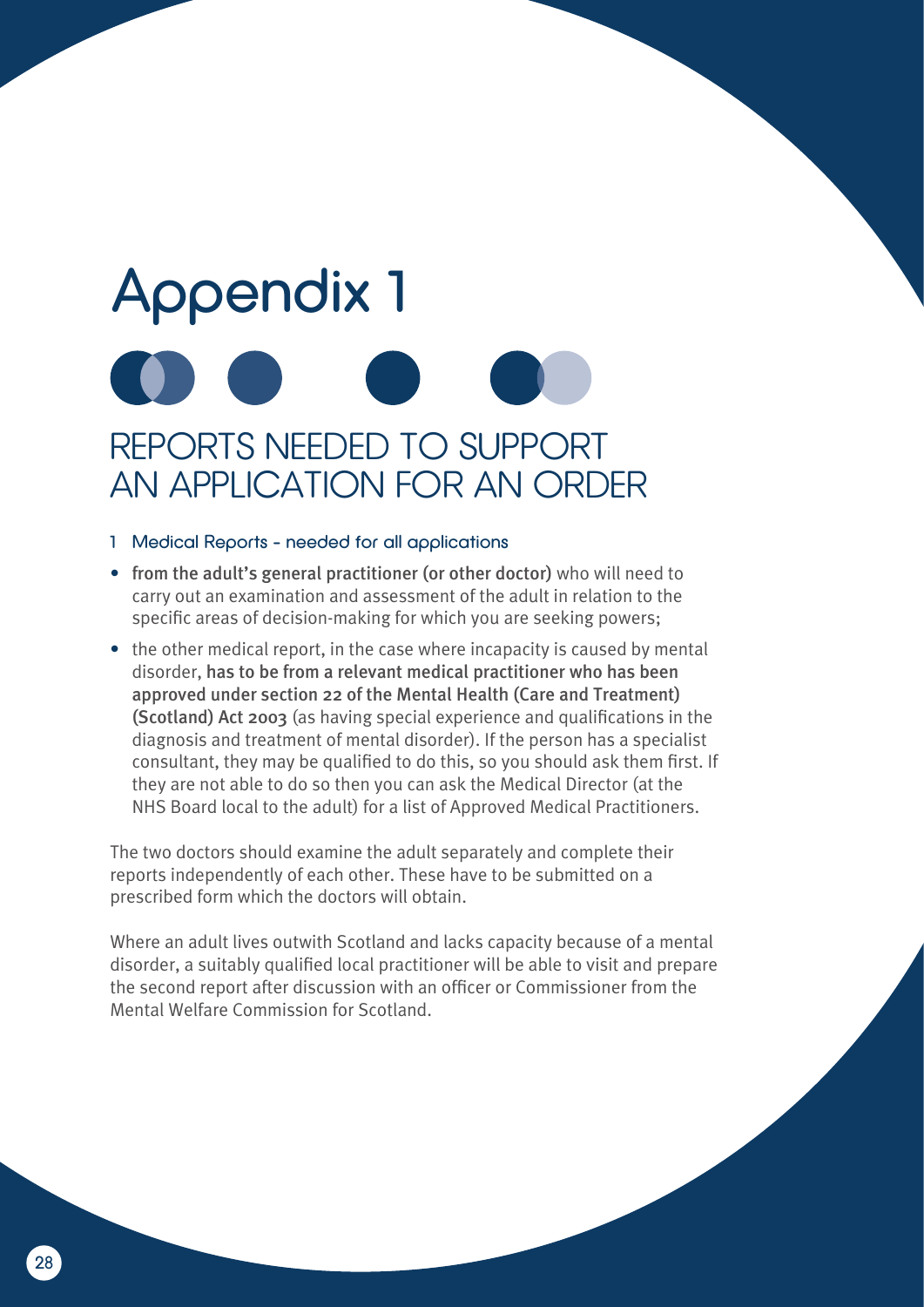# Appendix 1

## REPORTS NEEDED TO SUPPORT AN APPLICATION FOR AN ORDER

### 1 Medical Reports – needed for all applications

- **from the adult's general practitioner (or other doctor)** who will need to carry out an examination and assessment of the adult in relation to the specific areas of decision-making for which you are seeking powers;
- the other medical report, in the case where incapacity is caused by mental disorder, **has to be from a relevant medical practitioner who has been approved under section 22 of the Mental Health (Care and Treatment) (Scotland) Act 2003** (as having special experience and qualifications in the diagnosis and treatment of mental disorder). If the person has a specialist consultant, they may be qualified to do this, so you should ask them first. If they are not able to do so then you can ask the Medical Director (at the NHS Board local to the adult) for a list of Approved Medical Practitioners.

The two doctors should examine the adult separately and complete their reports independently of each other. These have to be submitted on a prescribed form which the doctors will obtain.

Where an adult lives outwith Scotland and lacks capacity because of a mental disorder, a suitably qualified local practitioner will be able to visit and prepare the second report after discussion with an officer or Commissioner from the Mental Welfare Commission for Scotland.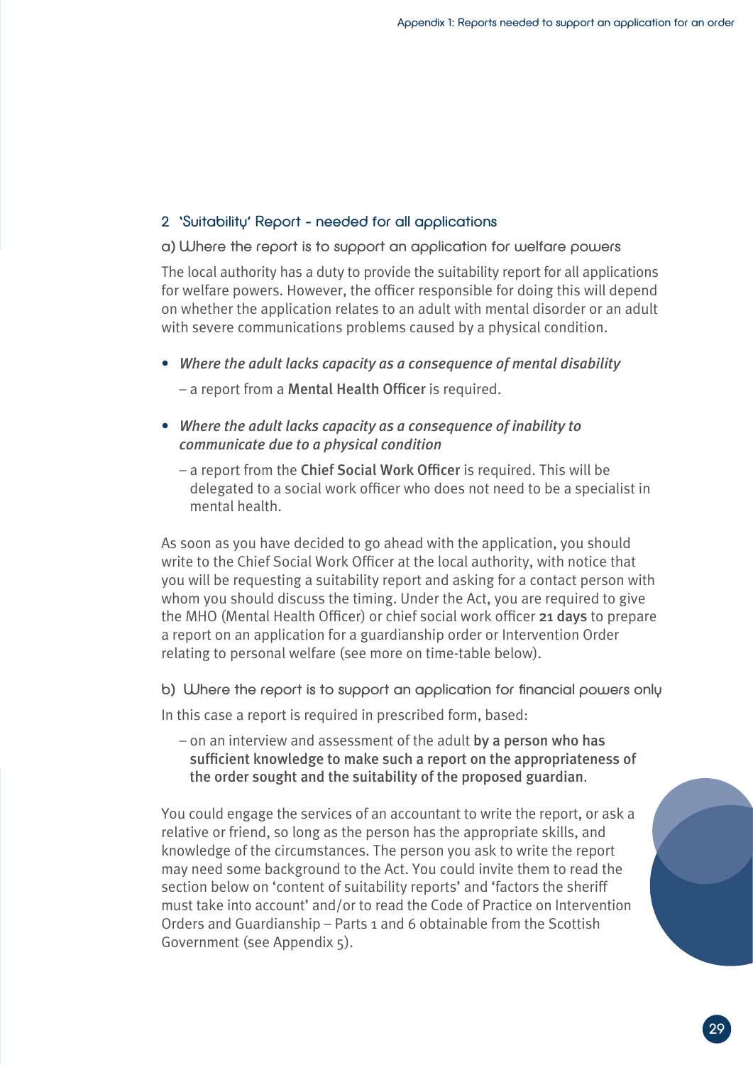## 2 'Suitability' Report – needed for all applications

### a) Where the report is to support an application for welfare powers

The local authority has a duty to provide the suitability report for all applications for welfare powers. However, the officer responsible for doing this will depend on whether the application relates to an adult with mental disorder or an adult with severe communications problems caused by a physical condition.

- *Where the adult lacks capacity as a consequence of mental disability*
  – a report from a **Mental Health Officer** is required.
- *Where the adult lacks capacity as a consequence of inability to communicate due to a physical condition*
  – a report from the **Chief Social Work Officer** is required. This will be delegated to a social work officer who does not need to be a specialist in mental health.

As soon as you have decided to go ahead with the application, you should write to the Chief Social Work Officer at the local authority, with notice that you will be requesting a suitability report and asking for a contact person with whom you should discuss the timing. Under the Act, you are required to give the MHO (Mental Health Officer) or chief social work officer **21 days** to prepare a report on an application for a guardianship order or Intervention Order relating to personal welfare (see more on time-table below).

### b) Where the report is to support an application for financial powers only

In this case a report is required in prescribed form, based:

– on an interview and assessment of the adult **by a person who has sufficient knowledge to make such a report on the appropriateness of the order sought and the suitability of the proposed guardian**.

You could engage the services of an accountant to write the report, or ask a relative or friend, so long as the person has the appropriate skills, and knowledge of the circumstances. The person you ask to write the report may need some background to the Act. You could invite them to read the section below on 'content of suitability reports' and 'factors the sheriff must take into account' and/or to read the Code of Practice on Intervention Orders and Guardianship – Parts 1 and 6 obtainable from the Scottish Government (see Appendix 5).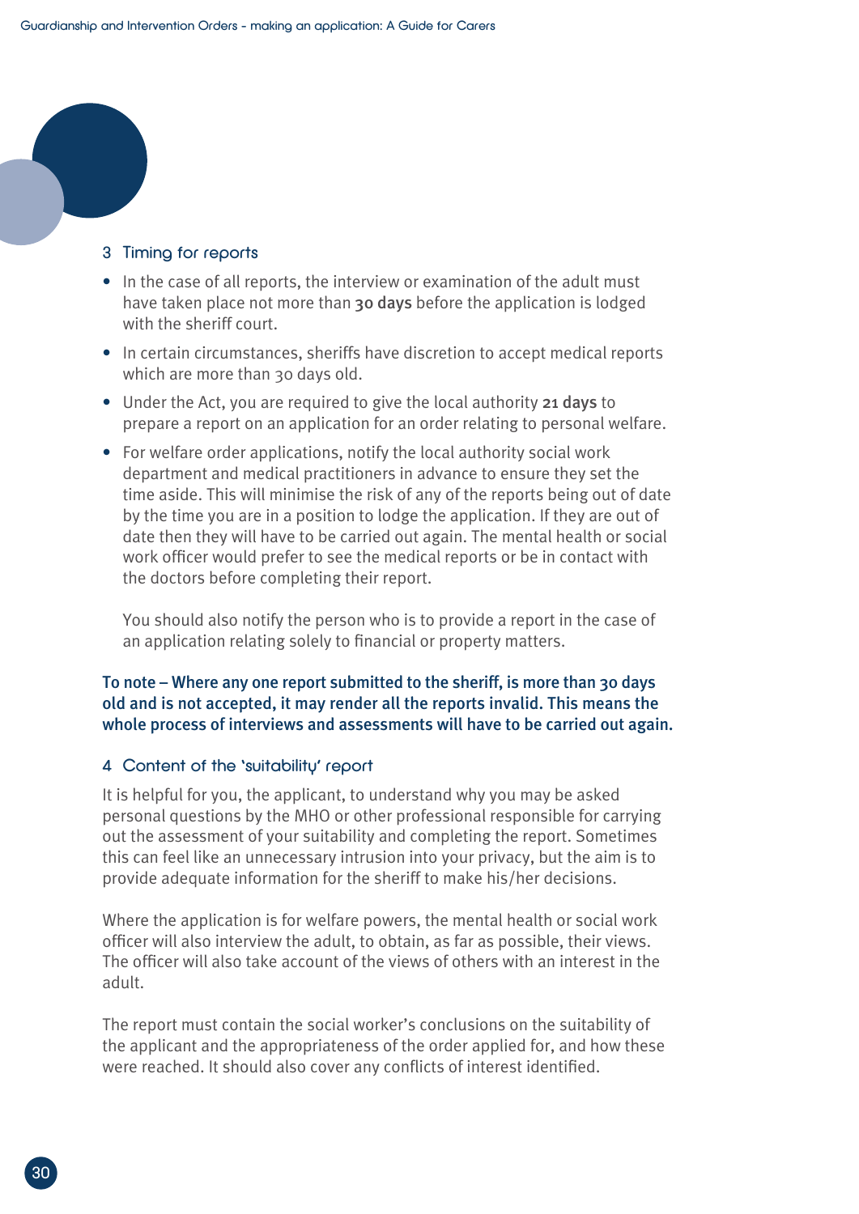### 3 Timing for reports

- In the case of all reports, the interview or examination of the adult must have taken place not more than **30 days** before the application is lodged with the sheriff court.
- In certain circumstances, sheriffs have discretion to accept medical reports which are more than 30 days old.
- Under the Act, you are required to give the local authority **21 days** to prepare a report on an application for an order relating to personal welfare.
- For welfare order applications, notify the local authority social work department and medical practitioners in advance to ensure they set the time aside. This will minimise the risk of any of the reports being out of date by the time you are in a position to lodge the application. If they are out of date then they will have to be carried out again. The mental health or social work officer would prefer to see the medical reports or be in contact with the doctors before completing their report.

  You should also notify the person who is to provide a report in the case of an application relating solely to financial or property matters.

**To note – Where any one report submitted to the sheriff, is more than 30 days old and is not accepted, it may render all the reports invalid. This means the whole process of interviews and assessments will have to be carried out again.**

### 4 Content of the 'suitability' report

It is helpful for you, the applicant, to understand why you may be asked personal questions by the MHO or other professional responsible for carrying out the assessment of your suitability and completing the report. Sometimes this can feel like an unnecessary intrusion into your privacy, but the aim is to provide adequate information for the sheriff to make his/her decisions.

Where the application is for welfare powers, the mental health or social work officer will also interview the adult, to obtain, as far as possible, their views. The officer will also take account of the views of others with an interest in the adult.

The report must contain the social worker's conclusions on the suitability of the applicant and the appropriateness of the order applied for, and how these were reached. It should also cover any conflicts of interest identified.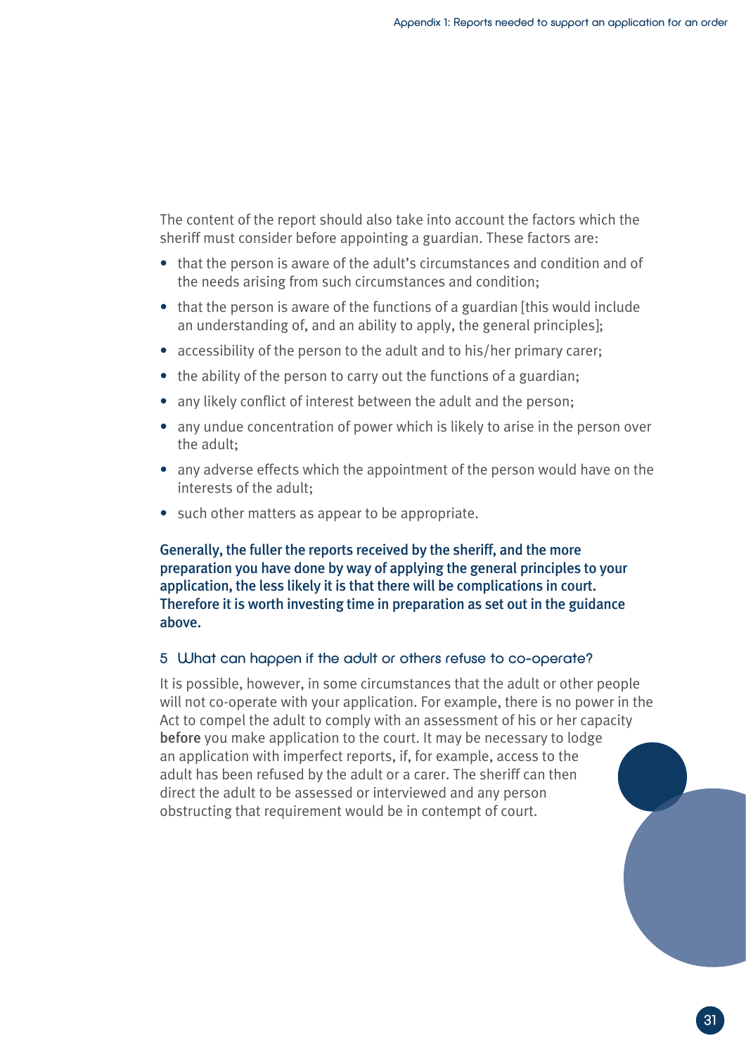The content of the report should also take into account the factors which the sheriff must consider before appointing a guardian. These factors are:

- that the person is aware of the adult's circumstances and condition and of the needs arising from such circumstances and condition;
- that the person is aware of the functions of a guardian [this would include an understanding of, and an ability to apply, the general principles];
- accessibility of the person to the adult and to his/her primary carer;
- the ability of the person to carry out the functions of a guardian;
- any likely conflict of interest between the adult and the person;
- any undue concentration of power which is likely to arise in the person over the adult;
- any adverse effects which the appointment of the person would have on the interests of the adult;
- such other matters as appear to be appropriate.

**Generally, the fuller the reports received by the sheriff, and the more preparation you have done by way of applying the general principles to your application, the less likely it is that there will be complications in court. Therefore it is worth investing time in preparation as set out in the guidance above.**

### 5 What can happen if the adult or others refuse to co-operate?

It is possible, however, in some circumstances that the adult or other people will not co-operate with your application. For example, there is no power in the Act to compel the adult to comply with an assessment of his or her capacity **before** you make application to the court. It may be necessary to lodge an application with imperfect reports, if, for example, access to the adult has been refused by the adult or a carer. The sheriff can then direct the adult to be assessed or interviewed and any person obstructing that requirement would be in contempt of court.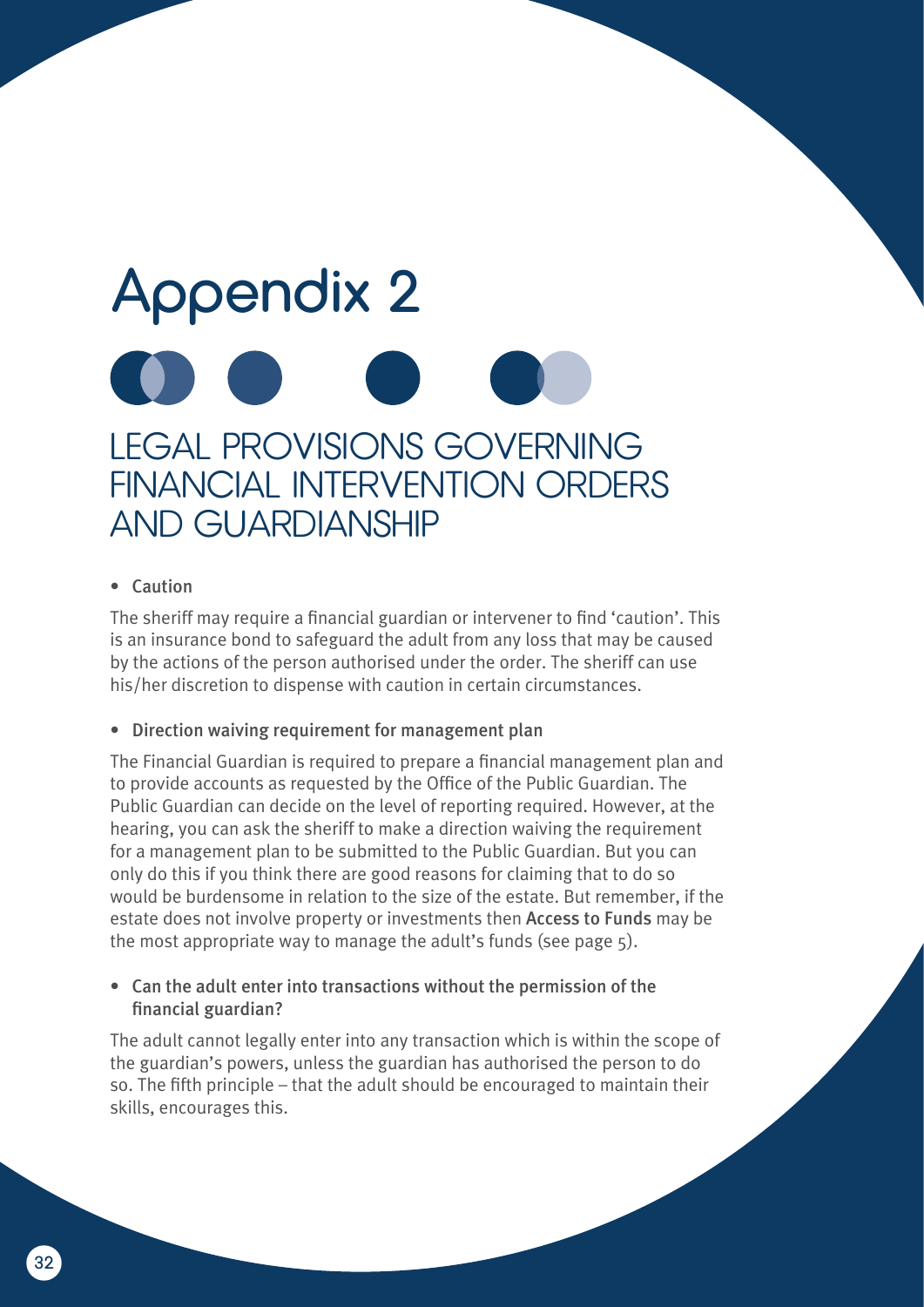# Appendix 2

## LEGAL PROVISIONS GOVERNING FINANCIAL INTERVENTION ORDERS AND GUARDIANSHIP

- **Caution**

The sheriff may require a financial guardian or intervener to find 'caution'. This is an insurance bond to safeguard the adult from any loss that may be caused by the actions of the person authorised under the order. The sheriff can use his/her discretion to dispense with caution in certain circumstances.

- **Direction waiving requirement for management plan**

The Financial Guardian is required to prepare a financial management plan and to provide accounts as requested by the Office of the Public Guardian. The Public Guardian can decide on the level of reporting required. However, at the hearing, you can ask the sheriff to make a direction waiving the requirement for a management plan to be submitted to the Public Guardian. But you can only do this if you think there are good reasons for claiming that to do so would be burdensome in relation to the size of the estate. But remember, if the estate does not involve property or investments then **Access to Funds** may be the most appropriate way to manage the adult's funds (see page 5).

- **Can the adult enter into transactions without the permission of the financial guardian?**

The adult cannot legally enter into any transaction which is within the scope of the guardian's powers, unless the guardian has authorised the person to do so. The fifth principle – that the adult should be encouraged to maintain their skills, encourages this.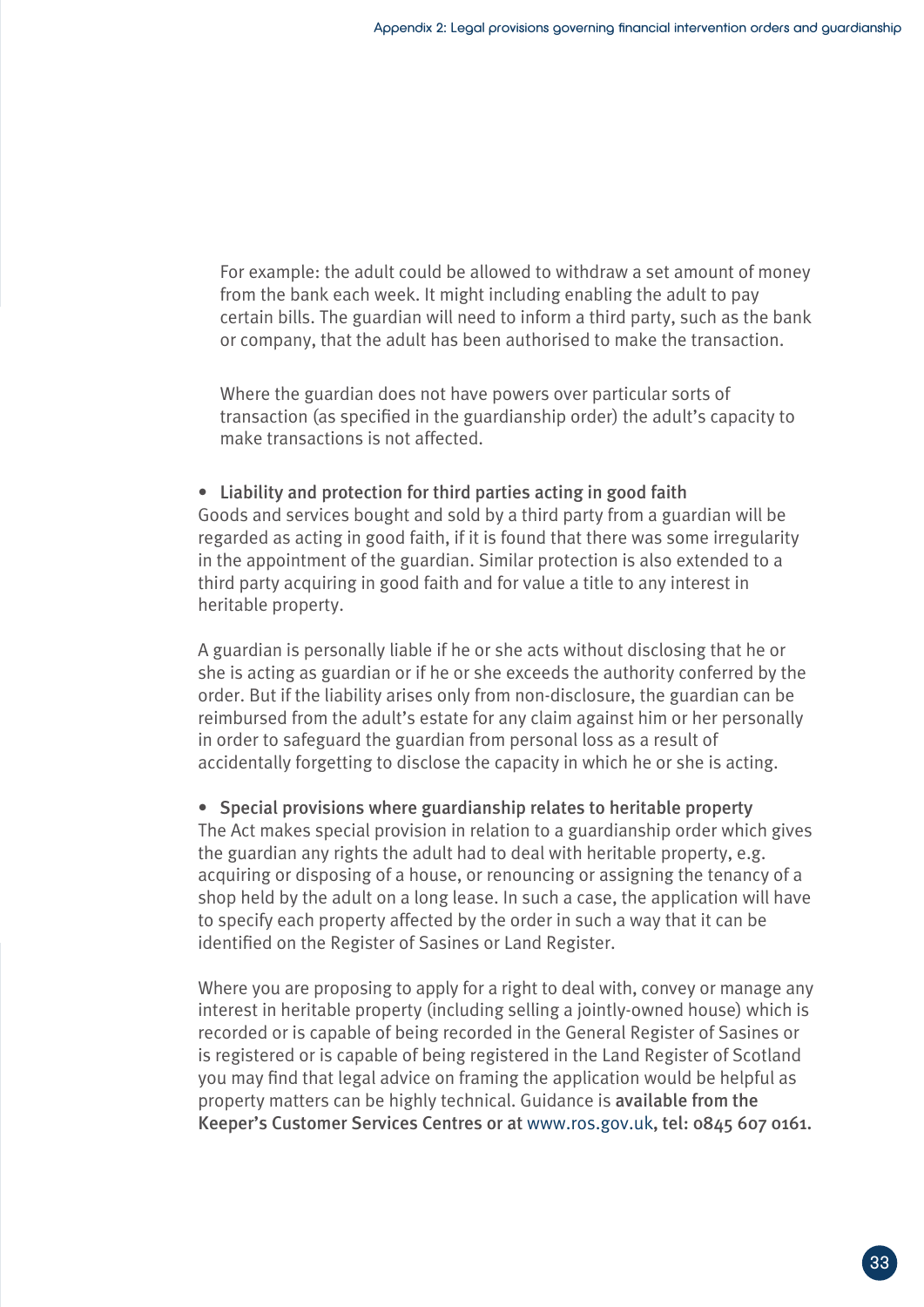For example: the adult could be allowed to withdraw a set amount of money from the bank each week. It might including enabling the adult to pay certain bills. The guardian will need to inform a third party, such as the bank or company, that the adult has been authorised to make the transaction.

Where the guardian does not have powers over particular sorts of transaction (as specified in the guardianship order) the adult's capacity to make transactions is not affected.

- **Liability and protection for third parties acting in good faith**

Goods and services bought and sold by a third party from a guardian will be regarded as acting in good faith, if it is found that there was some irregularity in the appointment of the guardian. Similar protection is also extended to a third party acquiring in good faith and for value a title to any interest in heritable property.

A guardian is personally liable if he or she acts without disclosing that he or she is acting as guardian or if he or she exceeds the authority conferred by the order. But if the liability arises only from non-disclosure, the guardian can be reimbursed from the adult's estate for any claim against him or her personally in order to safeguard the guardian from personal loss as a result of accidentally forgetting to disclose the capacity in which he or she is acting.

- **Special provisions where guardianship relates to heritable property**

The Act makes special provision in relation to a guardianship order which gives the guardian any rights the adult had to deal with heritable property, e.g. acquiring or disposing of a house, or renouncing or assigning the tenancy of a shop held by the adult on a long lease. In such a case, the application will have to specify each property affected by the order in such a way that it can be identified on the Register of Sasines or Land Register.

Where you are proposing to apply for a right to deal with, convey or manage any interest in heritable property (including selling a jointly-owned house) which is recorded or is capable of being recorded in the General Register of Sasines or is registered or is capable of being registered in the Land Register of Scotland you may find that legal advice on framing the application would be helpful as property matters can be highly technical. Guidance is **available from the Keeper's Customer Services Centres or at** www.ros.gov.uk**, tel: 0845 607 0161.**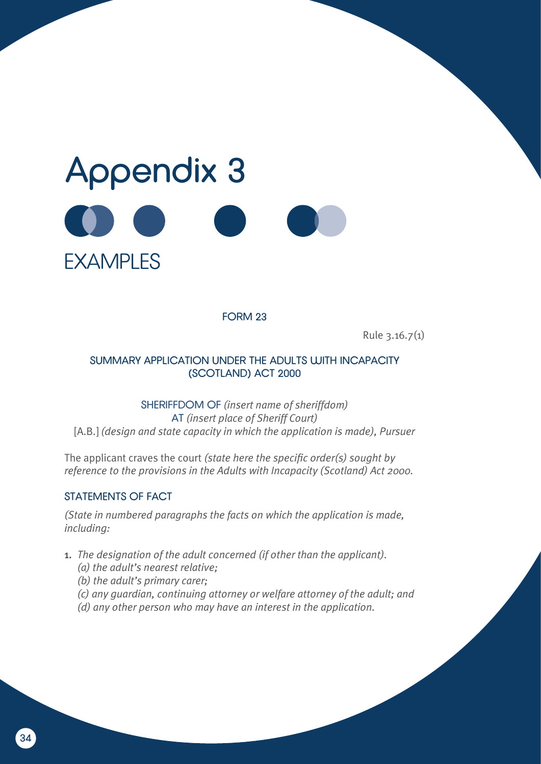# Appendix 3

## EXAMPLES

### FORM 23

Rule 3.16.7(1)

### SUMMARY APPLICATION UNDER THE ADULTS WITH INCAPACITY (SCOTLAND) ACT 2000

SHERIFFDOM OF *(insert name of sheriffdom)*
AT *(insert place of Sheriff Court)*
[A.B.] *(design and state capacity in which the application is made), Pursuer*

The applicant craves the court *(state here the specific order(s) sought by reference to the provisions in the Adults with Incapacity (Scotland) Act 2000.*

### STATEMENTS OF FACT

*(State in numbered paragraphs the facts on which the application is made, including:*

1. *The designation of the adult concerned (if other than the applicant).*
   *(a) the adult's nearest relative;*
   *(b) the adult's primary carer;*
   *(c) any guardian, continuing attorney or welfare attorney of the adult; and*
   *(d) any other person who may have an interest in the application.*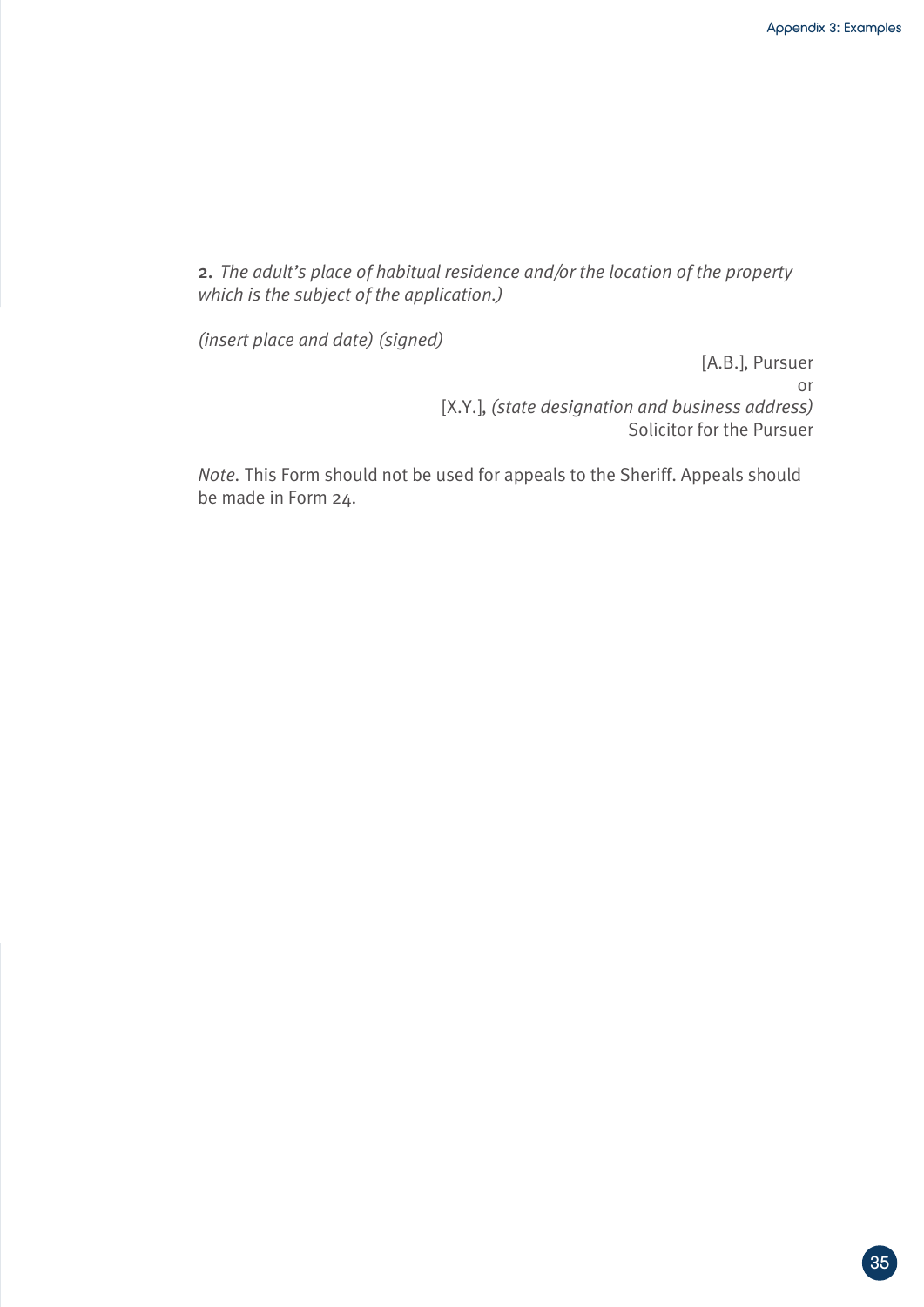**2.** *The adult's place of habitual residence and/or the location of the property which is the subject of the application.)*

*(insert place and date) (signed)*

[A.B.], Pursuer
or
[X.Y.], *(state designation and business address)*
Solicitor for the Pursuer

*Note.* This Form should not be used for appeals to the Sheriff. Appeals should be made in Form 24.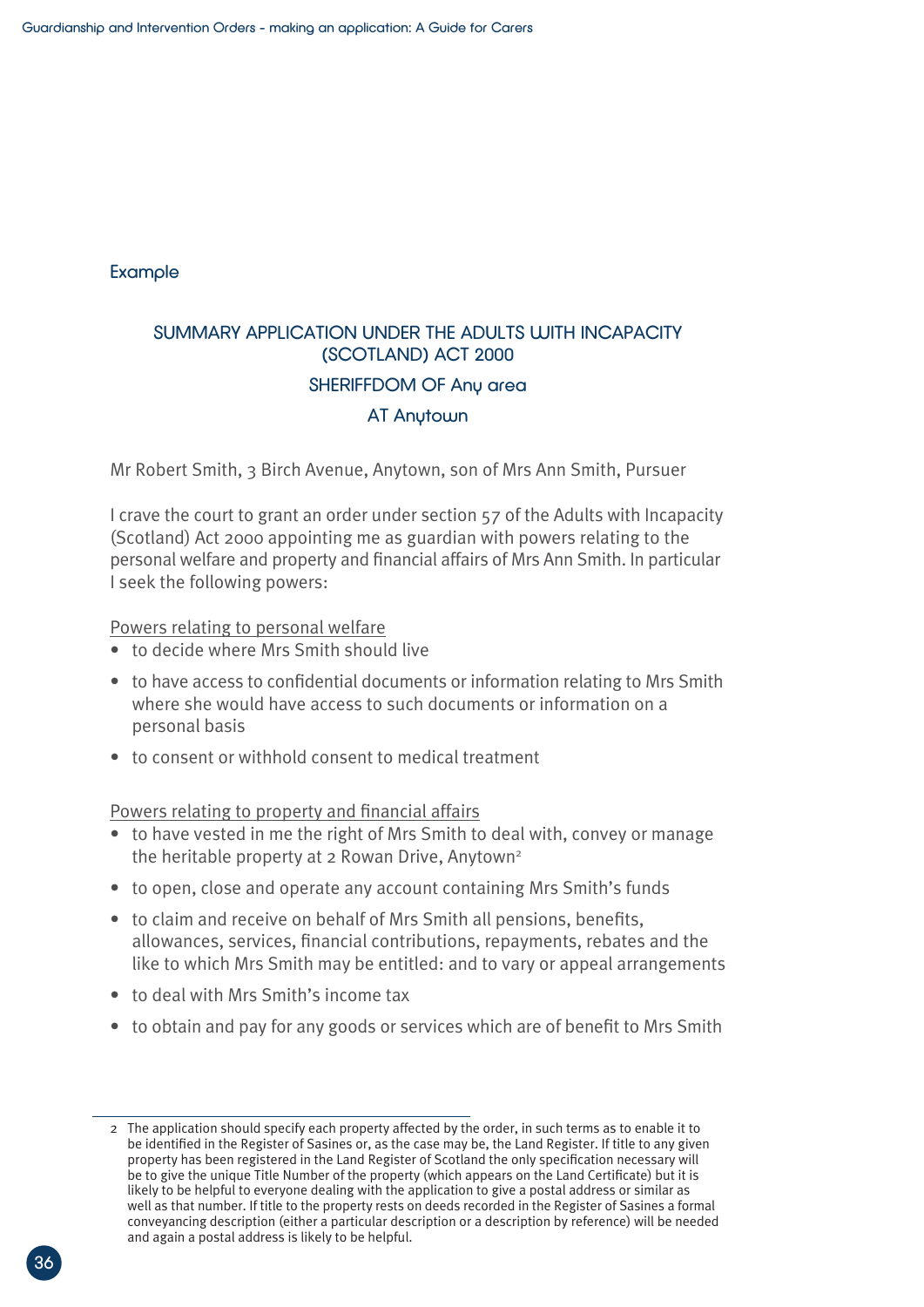Example

## SUMMARY APPLICATION UNDER THE ADULTS WITH INCAPACITY (SCOTLAND) ACT 2000

### SHERIFFDOM OF Any area

### AT Anytown

Mr Robert Smith, 3 Birch Avenue, Anytown, son of Mrs Ann Smith, Pursuer

I crave the court to grant an order under section 57 of the Adults with Incapacity (Scotland) Act 2000 appointing me as guardian with powers relating to the personal welfare and property and financial affairs of Mrs Ann Smith. In particular I seek the following powers:

Powers relating to personal welfare

- to decide where Mrs Smith should live
- to have access to confidential documents or information relating to Mrs Smith where she would have access to such documents or information on a personal basis
- to consent or withhold consent to medical treatment

Powers relating to property and financial affairs

- to have vested in me the right of Mrs Smith to deal with, convey or manage the heritable property at 2 Rowan Drive, Anytown[2]
- to open, close and operate any account containing Mrs Smith's funds
- to claim and receive on behalf of Mrs Smith all pensions, benefits, allowances, services, financial contributions, repayments, rebates and the like to which Mrs Smith may be entitled: and to vary or appeal arrangements
- to deal with Mrs Smith's income tax
- to obtain and pay for any goods or services which are of benefit to Mrs Smith

---

2 The application should specify each property affected by the order, in such terms as to enable it to be identified in the Register of Sasines or, as the case may be, the Land Register. If title to any given property has been registered in the Land Register of Scotland the only specification necessary will be to give the unique Title Number of the property (which appears on the Land Certificate) but it is likely to be helpful to everyone dealing with the application to give a postal address or similar as well as that number. If title to the property rests on deeds recorded in the Register of Sasines a formal conveyancing description (either a particular description or a description by reference) will be needed and again a postal address is likely to be helpful.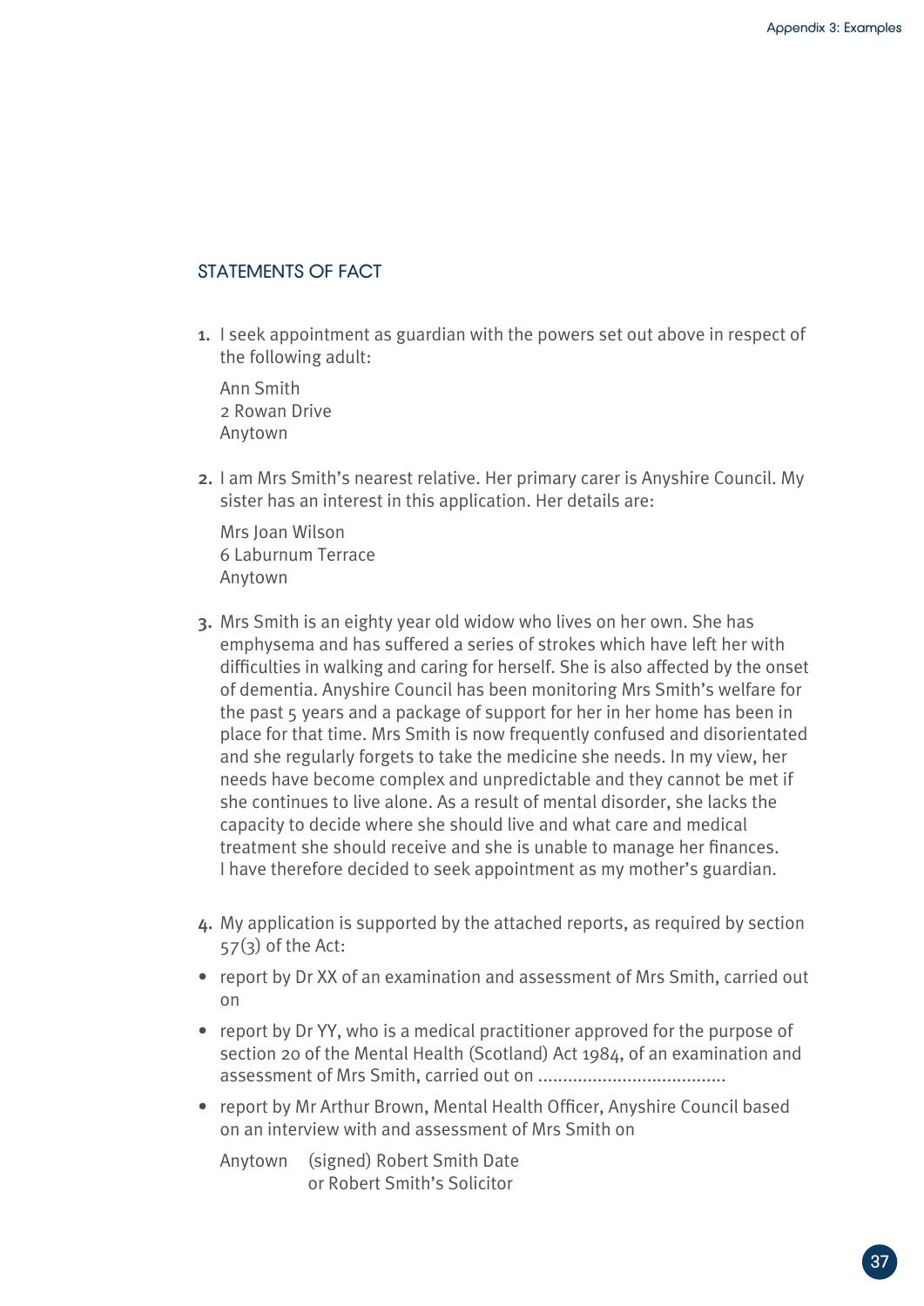## STATEMENTS OF FACT

1. I seek appointment as guardian with the powers set out above in respect of the following adult:

   Ann Smith
   2 Rowan Drive
   Anytown

2. I am Mrs Smith's nearest relative. Her primary carer is Anyshire Council. My sister has an interest in this application. Her details are:

   Mrs Joan Wilson
   6 Laburnum Terrace
   Anytown

3. Mrs Smith is an eighty year old widow who lives on her own. She has emphysema and has suffered a series of strokes which have left her with difficulties in walking and caring for herself. She is also affected by the onset of dementia. Anyshire Council has been monitoring Mrs Smith's welfare for the past 5 years and a package of support for her in her home has been in place for that time. Mrs Smith is now frequently confused and disorientated and she regularly forgets to take the medicine she needs. In my view, her needs have become complex and unpredictable and they cannot be met if she continues to live alone. As a result of mental disorder, she lacks the capacity to decide where she should live and what care and medical treatment she should receive and she is unable to manage her finances. I have therefore decided to seek appointment as my mother's guardian.

4. My application is supported by the attached reports, as required by section 57(3) of the Act:

- report by Dr XX of an examination and assessment of Mrs Smith, carried out on
- report by Dr YY, who is a medical practitioner approved for the purpose of section 20 of the Mental Health (Scotland) Act 1984, of an examination and assessment of Mrs Smith, carried out on ......................................
- report by Mr Arthur Brown, Mental Health Officer, Anyshire Council based on an interview with and assessment of Mrs Smith on

Anytown (signed) Robert Smith Date
or Robert Smith's Solicitor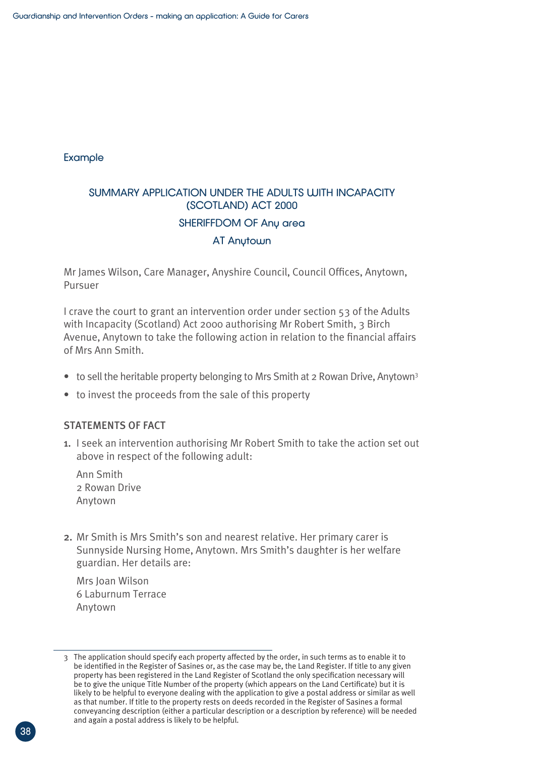Example

## SUMMARY APPLICATION UNDER THE ADULTS WITH INCAPACITY (SCOTLAND) ACT 2000

### SHERIFFDOM OF Any area

### AT Anytown

Mr James Wilson, Care Manager, Anyshire Council, Council Offices, Anytown, Pursuer

I crave the court to grant an intervention order under section 53 of the Adults with Incapacity (Scotland) Act 2000 authorising Mr Robert Smith, 3 Birch Avenue, Anytown to take the following action in relation to the financial affairs of Mrs Ann Smith.

- to sell the heritable property belonging to Mrs Smith at 2 Rowan Drive, Anytown[3]
- to invest the proceeds from the sale of this property

### STATEMENTS OF FACT

1. I seek an intervention authorising Mr Robert Smith to take the action set out above in respect of the following adult:

   Ann Smith
   2 Rowan Drive
   Anytown

2. Mr Smith is Mrs Smith's son and nearest relative. Her primary carer is Sunnyside Nursing Home, Anytown. Mrs Smith's daughter is her welfare guardian. Her details are:

   Mrs Joan Wilson
   6 Laburnum Terrace
   Anytown

---

3 The application should specify each property affected by the order, in such terms as to enable it to be identified in the Register of Sasines or, as the case may be, the Land Register. If title to any given property has been registered in the Land Register of Scotland the only specification necessary will be to give the unique Title Number of the property (which appears on the Land Certificate) but it is likely to be helpful to everyone dealing with the application to give a postal address or similar as well as that number. If title to the property rests on deeds recorded in the Register of Sasines a formal conveyancing description (either a particular description or a description by reference) will be needed and again a postal address is likely to be helpful.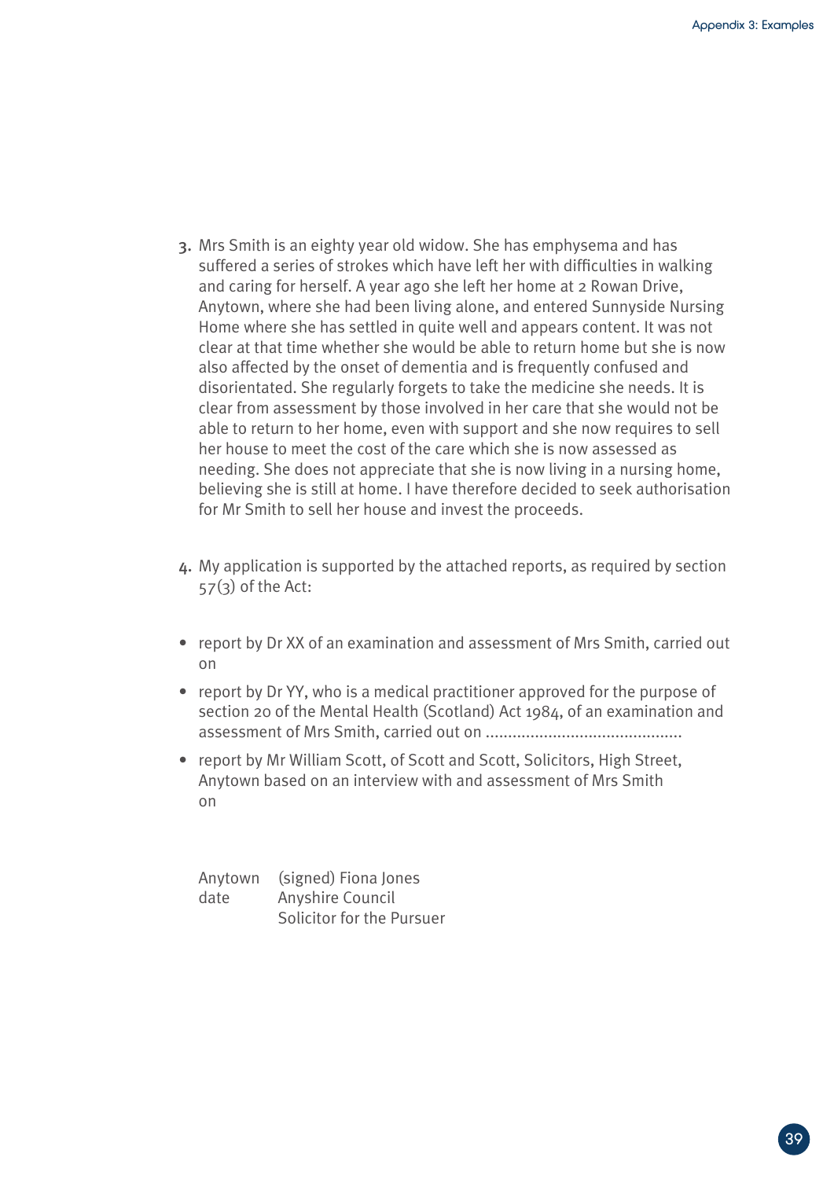3. Mrs Smith is an eighty year old widow. She has emphysema and has suffered a series of strokes which have left her with difficulties in walking and caring for herself. A year ago she left her home at 2 Rowan Drive, Anytown, where she had been living alone, and entered Sunnyside Nursing Home where she has settled in quite well and appears content. It was not clear at that time whether she would be able to return home but she is now also affected by the onset of dementia and is frequently confused and disorientated. She regularly forgets to take the medicine she needs. It is clear from assessment by those involved in her care that she would not be able to return to her home, even with support and she now requires to sell her house to meet the cost of the care which she is now assessed as needing. She does not appreciate that she is now living in a nursing home, believing she is still at home. I have therefore decided to seek authorisation for Mr Smith to sell her house and invest the proceeds.

4. My application is supported by the attached reports, as required by section 57(3) of the Act:

- report by Dr XX of an examination and assessment of Mrs Smith, carried out on
- report by Dr YY, who is a medical practitioner approved for the purpose of section 20 of the Mental Health (Scotland) Act 1984, of an examination and assessment of Mrs Smith, carried out on ...........................................
- report by Mr William Scott, of Scott and Scott, Solicitors, High Street, Anytown based on an interview with and assessment of Mrs Smith on

Anytown (signed) Fiona Jones
date Anyshire Council
Solicitor for the Pursuer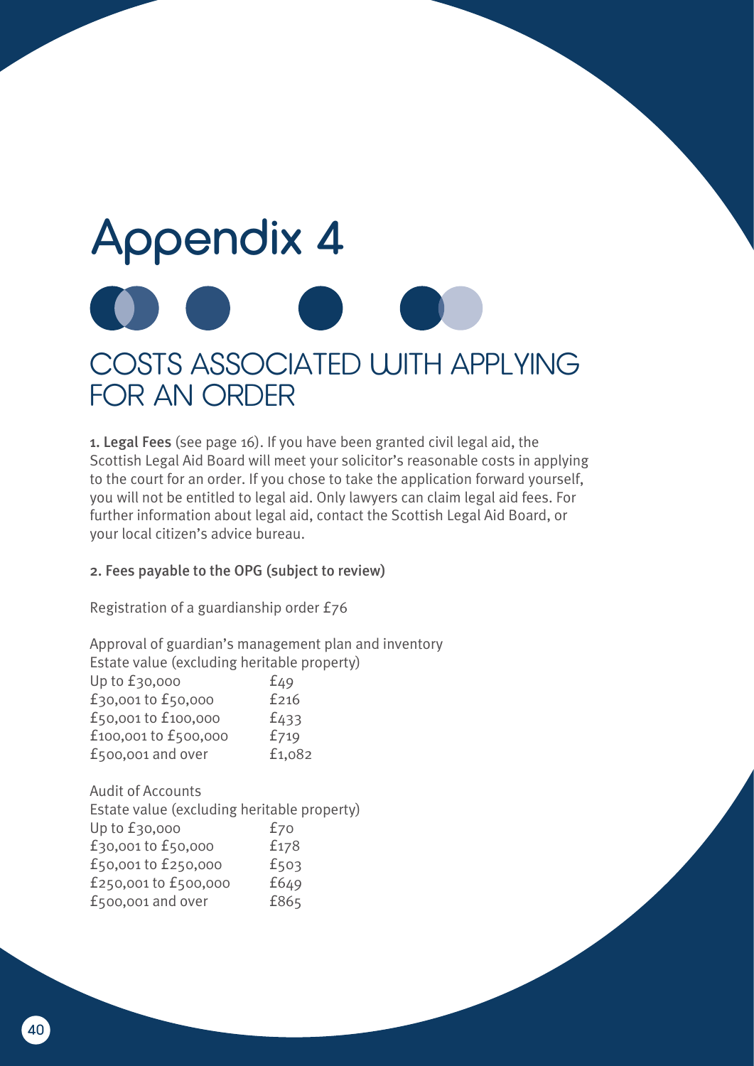# Appendix 4

## COSTS ASSOCIATED WITH APPLYING FOR AN ORDER

**1. Legal Fees** (see page 16). If you have been granted civil legal aid, the Scottish Legal Aid Board will meet your solicitor's reasonable costs in applying to the court for an order. If you chose to take the application forward yourself, you will not be entitled to legal aid. Only lawyers can claim legal aid fees. For further information about legal aid, contact the Scottish Legal Aid Board, or your local citizen's advice bureau.

**2. Fees payable to the OPG (subject to review)**

Registration of a guardianship order £76

Approval of guardian's management plan and inventory
Estate value (excluding heritable property)

| | |
|---|---|
| Up to £30,000 | £49 |
| £30,001 to £50,000 | £216 |
| £50,001 to £100,000 | £433 |
| £100,001 to £500,000 | £719 |
| £500,001 and over | £1,082 |

Audit of Accounts
Estate value (excluding heritable property)

| | |
|---|---|
| Up to £30,000 | £70 |
| £30,001 to £50,000 | £178 |
| £50,001 to £250,000 | £503 |
| £250,001 to £500,000 | £649 |
| £500,001 and over | £865 |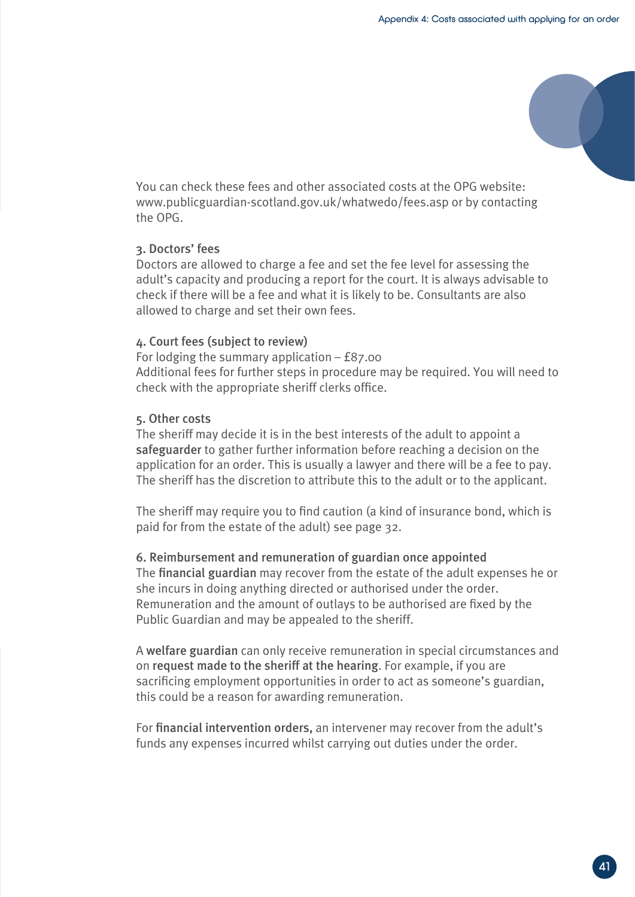You can check these fees and other associated costs at the OPG website: www.publicguardian-scotland.gov.uk/whatwedo/fees.asp or by contacting the OPG.

### 3. Doctors' fees

Doctors are allowed to charge a fee and set the fee level for assessing the adult's capacity and producing a report for the court. It is always advisable to check if there will be a fee and what it is likely to be. Consultants are also allowed to charge and set their own fees.

### 4. Court fees (subject to review)

For lodging the summary application – £87.00
Additional fees for further steps in procedure may be required. You will need to check with the appropriate sheriff clerks office.

### 5. Other costs

The sheriff may decide it is in the best interests of the adult to appoint a **safeguarder** to gather further information before reaching a decision on the application for an order. This is usually a lawyer and there will be a fee to pay. The sheriff has the discretion to attribute this to the adult or to the applicant.

The sheriff may require you to find caution (a kind of insurance bond, which is paid for from the estate of the adult) see page 32.

### 6. Reimbursement and remuneration of guardian once appointed

The **financial guardian** may recover from the estate of the adult expenses he or she incurs in doing anything directed or authorised under the order. Remuneration and the amount of outlays to be authorised are fixed by the Public Guardian and may be appealed to the sheriff.

A **welfare guardian** can only receive remuneration in special circumstances and on **request made to the sheriff at the hearing**. For example, if you are sacrificing employment opportunities in order to act as someone's guardian, this could be a reason for awarding remuneration.

For **financial intervention orders,** an intervener may recover from the adult's funds any expenses incurred whilst carrying out duties under the order.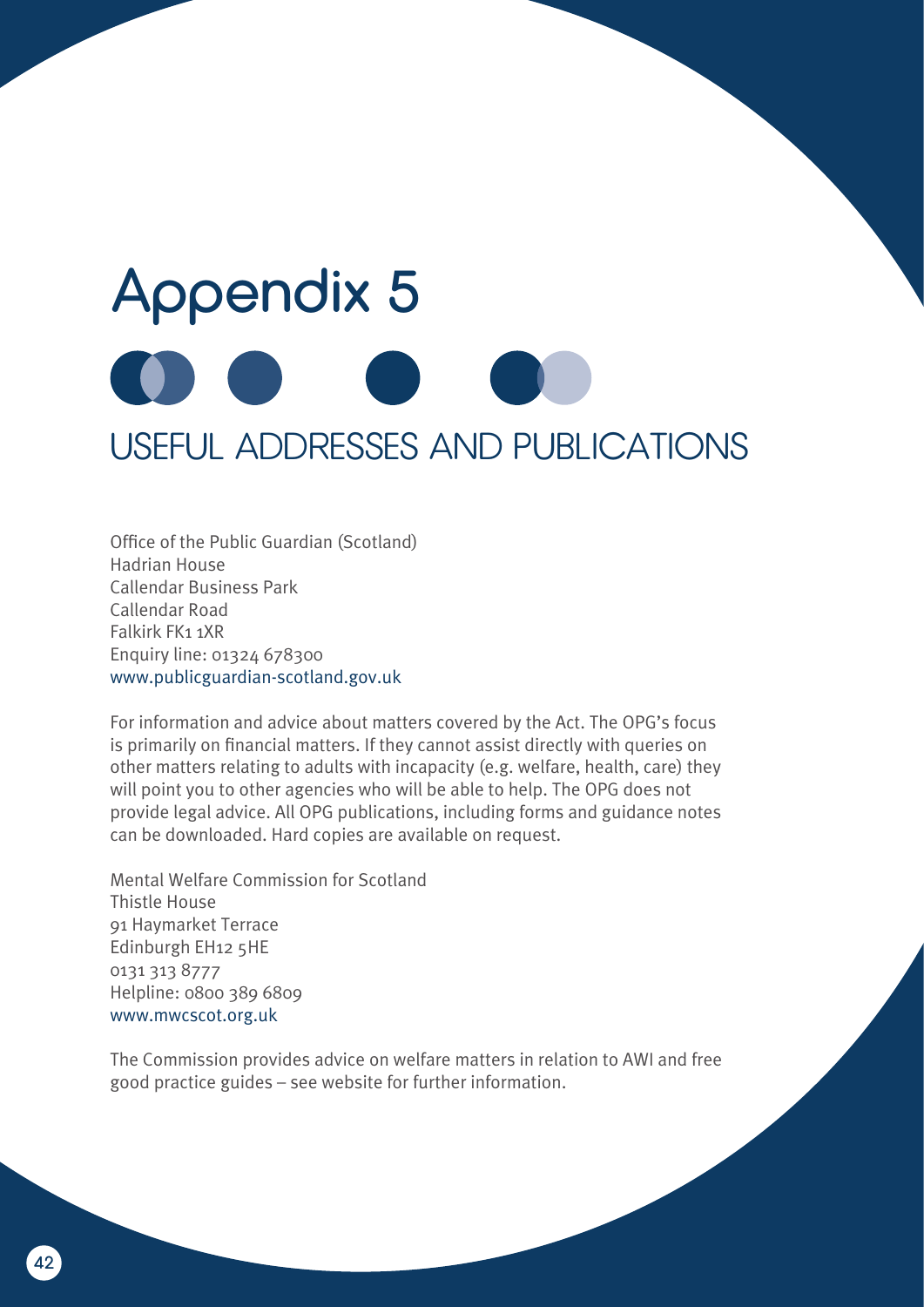# Appendix 5

## USEFUL ADDRESSES AND PUBLICATIONS

Office of the Public Guardian (Scotland)
Hadrian House
Callendar Business Park
Callendar Road
Falkirk FK1 1XR
Enquiry line: 01324 678300
www.publicguardian-scotland.gov.uk

For information and advice about matters covered by the Act. The OPG's focus is primarily on financial matters. If they cannot assist directly with queries on other matters relating to adults with incapacity (e.g. welfare, health, care) they will point you to other agencies who will be able to help. The OPG does not provide legal advice. All OPG publications, including forms and guidance notes can be downloaded. Hard copies are available on request.

Mental Welfare Commission for Scotland
Thistle House
91 Haymarket Terrace
Edinburgh EH12 5HE
0131 313 8777
Helpline: 0800 389 6809
www.mwcscot.org.uk

The Commission provides advice on welfare matters in relation to AWI and free good practice guides – see website for further information.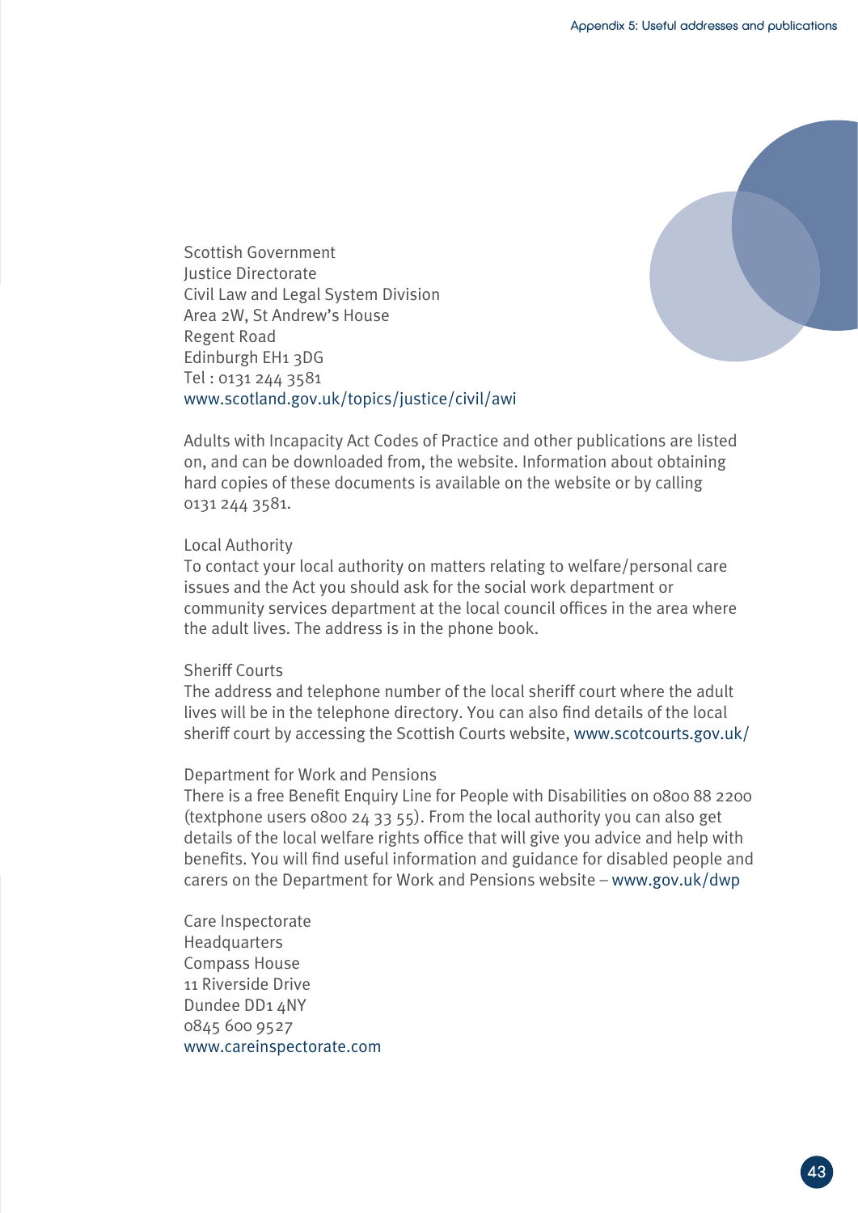Scottish Government
Justice Directorate
Civil Law and Legal System Division
Area 2W, St Andrew's House
Regent Road
Edinburgh EH1 3DG
Tel : 0131 244 3581
www.scotland.gov.uk/topics/justice/civil/awi

Adults with Incapacity Act Codes of Practice and other publications are listed on, and can be downloaded from, the website. Information about obtaining hard copies of these documents is available on the website or by calling 0131 244 3581.

Local Authority
To contact your local authority on matters relating to welfare/personal care issues and the Act you should ask for the social work department or community services department at the local council offices in the area where the adult lives. The address is in the phone book.

Sheriff Courts
The address and telephone number of the local sheriff court where the adult lives will be in the telephone directory. You can also find details of the local sheriff court by accessing the Scottish Courts website, www.scotcourts.gov.uk/

Department for Work and Pensions
There is a free Benefit Enquiry Line for People with Disabilities on 0800 88 2200 (textphone users 0800 24 33 55). From the local authority you can also get details of the local welfare rights office that will give you advice and help with benefits. You will find useful information and guidance for disabled people and carers on the Department for Work and Pensions website – www.gov.uk/dwp

Care Inspectorate
Headquarters
Compass House
11 Riverside Drive
Dundee DD1 4NY
0845 600 9527
www.careinspectorate.com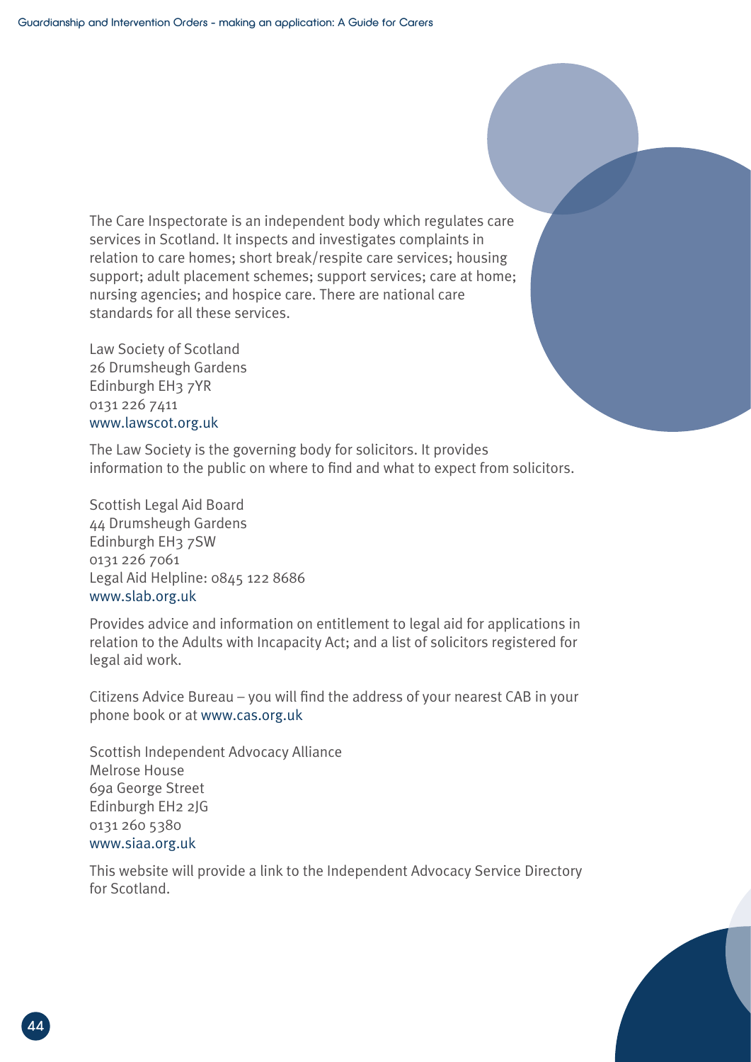The Care Inspectorate is an independent body which regulates care services in Scotland. It inspects and investigates complaints in relation to care homes; short break/respite care services; housing support; adult placement schemes; support services; care at home; nursing agencies; and hospice care. There are national care standards for all these services.

Law Society of Scotland
26 Drumsheugh Gardens
Edinburgh EH3 7YR
0131 226 7411
www.lawscot.org.uk

The Law Society is the governing body for solicitors. It provides information to the public on where to find and what to expect from solicitors.

Scottish Legal Aid Board
44 Drumsheugh Gardens
Edinburgh EH3 7SW
0131 226 7061
Legal Aid Helpline: 0845 122 8686
www.slab.org.uk

Provides advice and information on entitlement to legal aid for applications in relation to the Adults with Incapacity Act; and a list of solicitors registered for legal aid work.

Citizens Advice Bureau – you will find the address of your nearest CAB in your phone book or at www.cas.org.uk

Scottish Independent Advocacy Alliance
Melrose House
69a George Street
Edinburgh EH2 2JG
0131 260 5380
www.siaa.org.uk

This website will provide a link to the Independent Advocacy Service Directory for Scotland.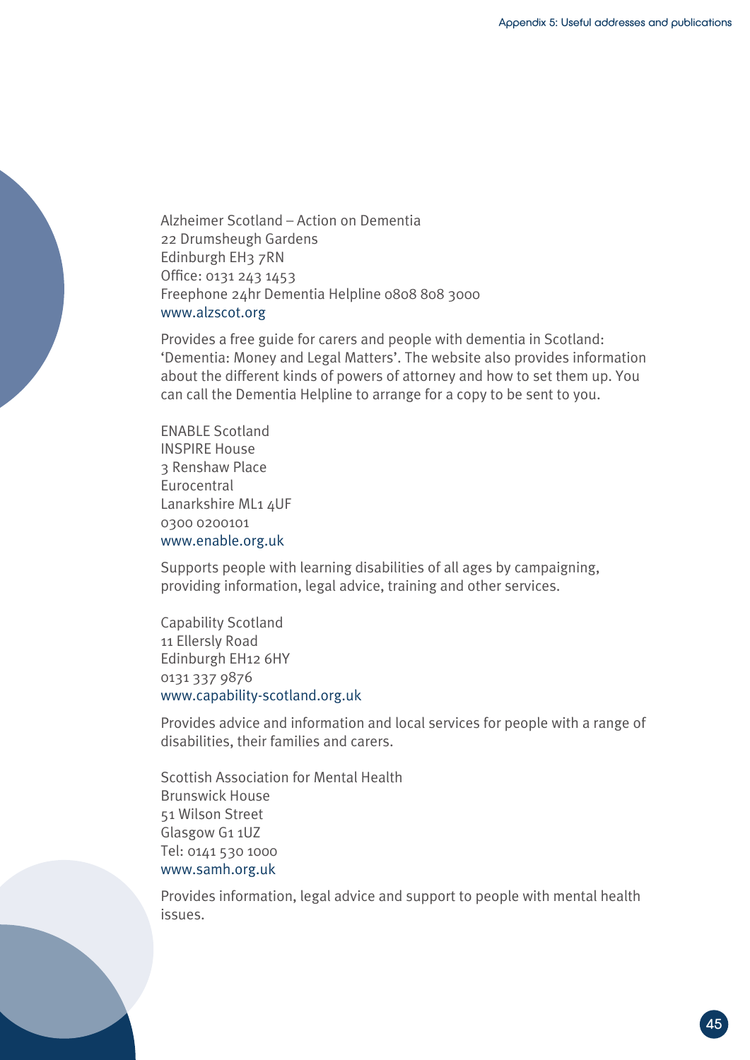Alzheimer Scotland – Action on Dementia
22 Drumsheugh Gardens
Edinburgh EH3 7RN
Office: 0131 243 1453
Freephone 24hr Dementia Helpline 0808 808 3000
www.alzscot.org

Provides a free guide for carers and people with dementia in Scotland: 'Dementia: Money and Legal Matters'. The website also provides information about the different kinds of powers of attorney and how to set them up. You can call the Dementia Helpline to arrange for a copy to be sent to you.

ENABLE Scotland
INSPIRE House
3 Renshaw Place
Eurocentral
Lanarkshire ML1 4UF
0300 0200101
www.enable.org.uk

Supports people with learning disabilities of all ages by campaigning, providing information, legal advice, training and other services.

Capability Scotland
11 Ellersly Road
Edinburgh EH12 6HY
0131 337 9876
www.capability-scotland.org.uk

Provides advice and information and local services for people with a range of disabilities, their families and carers.

Scottish Association for Mental Health
Brunswick House
51 Wilson Street
Glasgow G1 1UZ
Tel: 0141 530 1000
www.samh.org.uk

Provides information, legal advice and support to people with mental health issues.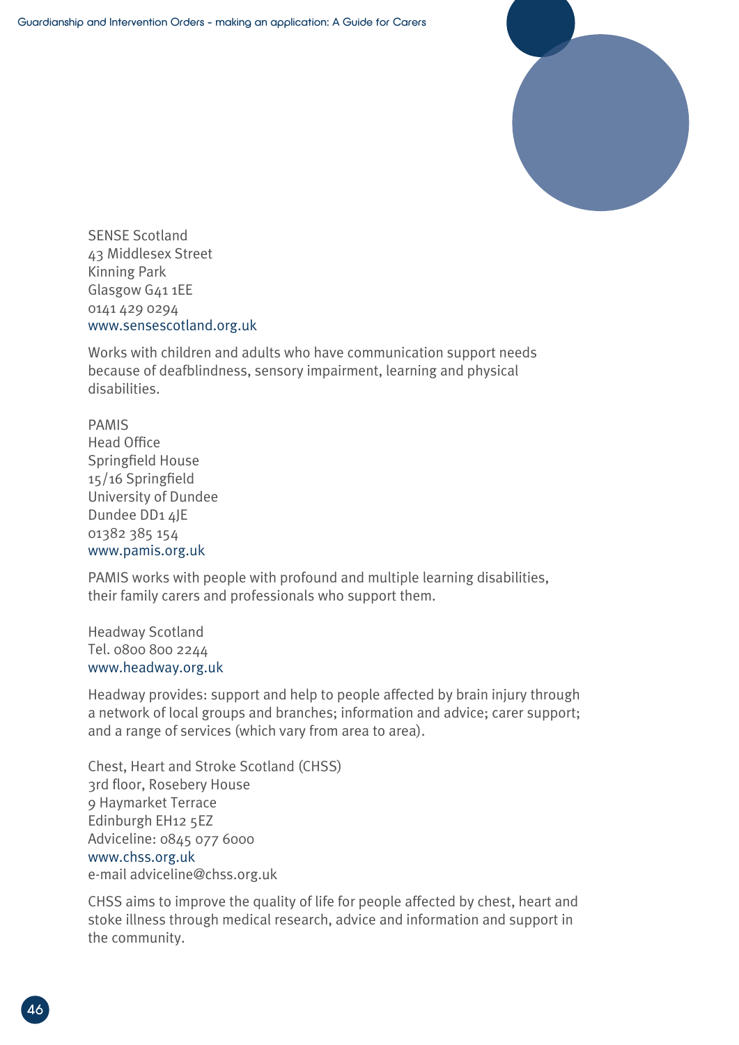SENSE Scotland
43 Middlesex Street
Kinning Park
Glasgow G41 1EE
0141 429 0294
www.sensescotland.org.uk

Works with children and adults who have communication support needs because of deafblindness, sensory impairment, learning and physical disabilities.

PAMIS
Head Office
Springfield House
15/16 Springfield
University of Dundee
Dundee DD1 4JE
01382 385 154
www.pamis.org.uk

PAMIS works with people with profound and multiple learning disabilities, their family carers and professionals who support them.

Headway Scotland
Tel. 0800 800 2244
www.headway.org.uk

Headway provides: support and help to people affected by brain injury through a network of local groups and branches; information and advice; carer support; and a range of services (which vary from area to area).

Chest, Heart and Stroke Scotland (CHSS)
3rd floor, Rosebery House
9 Haymarket Terrace
Edinburgh EH12 5EZ
Adviceline: 0845 077 6000
www.chss.org.uk
e-mail adviceline@chss.org.uk

CHSS aims to improve the quality of life for people affected by chest, heart and stoke illness through medical research, advice and information and support in the community.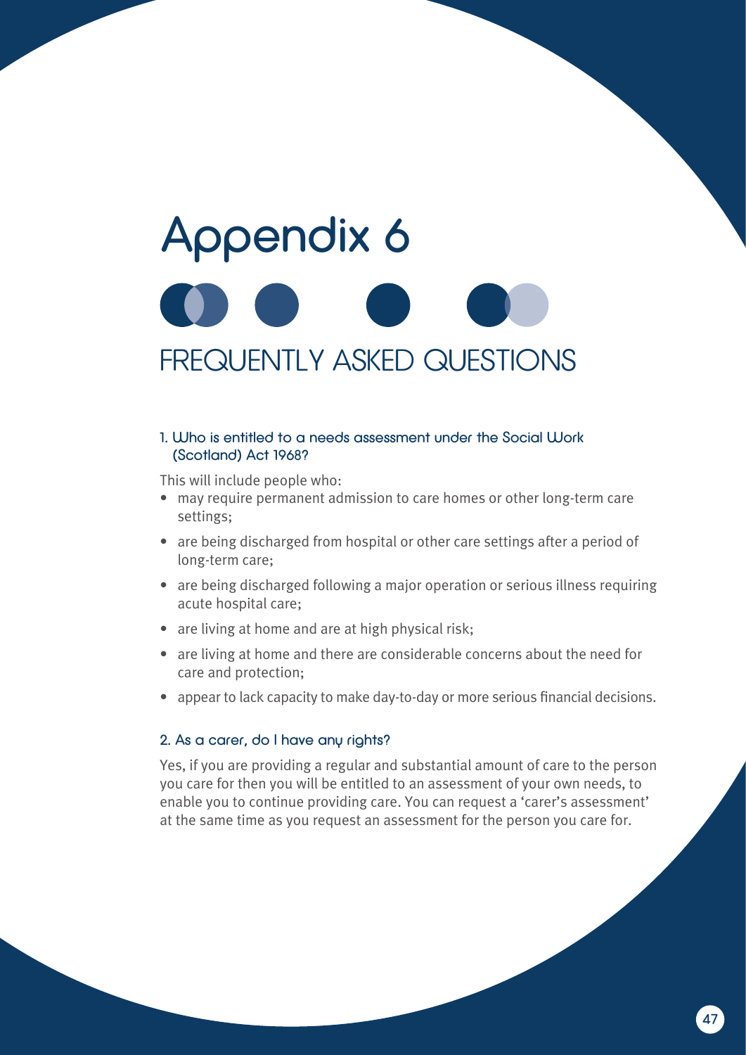# Appendix 6

## FREQUENTLY ASKED QUESTIONS

### 1. Who is entitled to a needs assessment under the Social Work (Scotland) Act 1968?

This will include people who:

- may require permanent admission to care homes or other long-term care settings;
- are being discharged from hospital or other care settings after a period of long-term care;
- are being discharged following a major operation or serious illness requiring acute hospital care;
- are living at home and are at high physical risk;
- are living at home and there are considerable concerns about the need for care and protection;
- appear to lack capacity to make day-to-day or more serious financial decisions.

### 2. As a carer, do I have any rights?

Yes, if you are providing a regular and substantial amount of care to the person you care for then you will be entitled to an assessment of your own needs, to enable you to continue providing care. You can request a 'carer's assessment' at the same time as you request an assessment for the person you care for.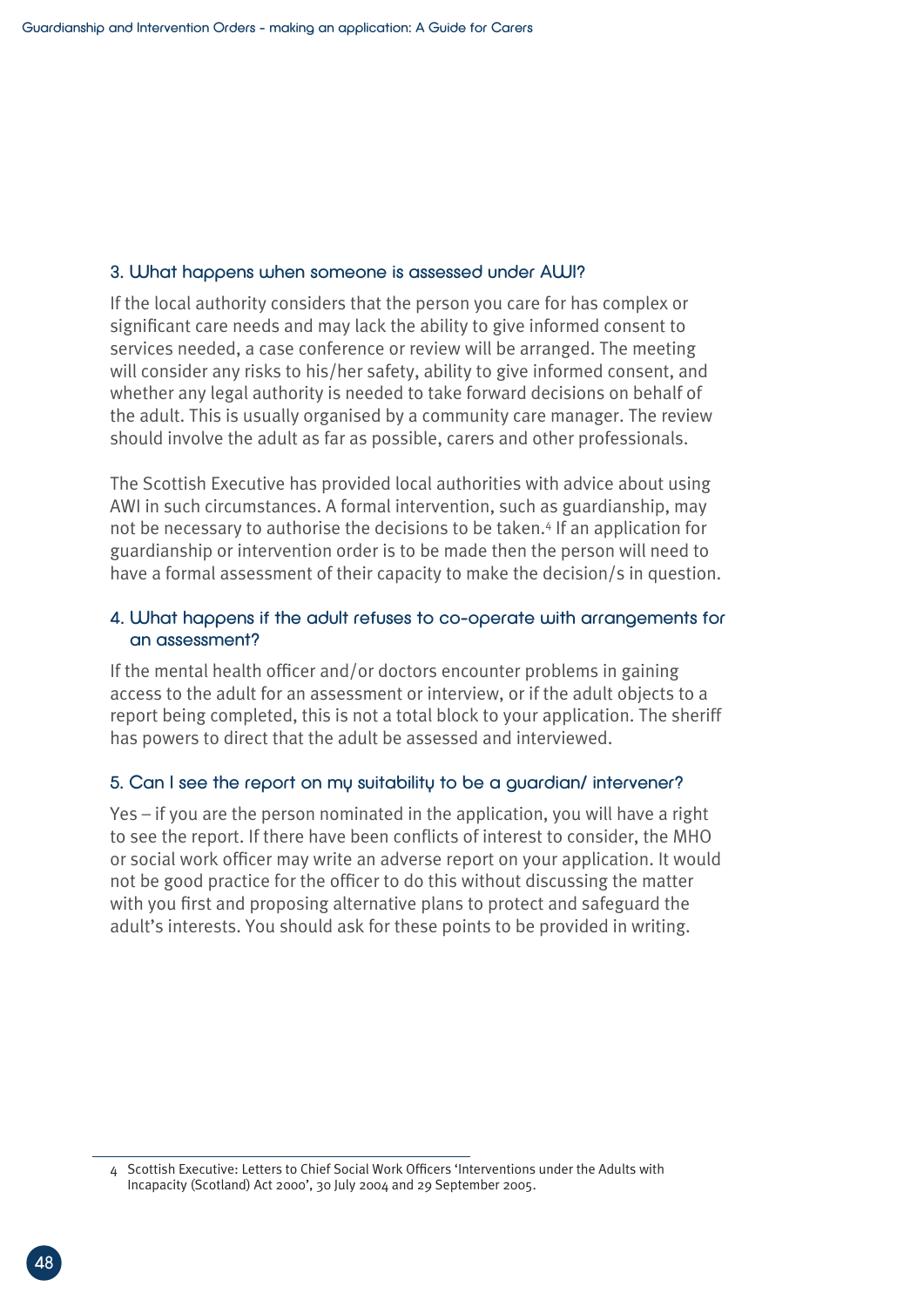### 3. What happens when someone is assessed under AWI?

If the local authority considers that the person you care for has complex or significant care needs and may lack the ability to give informed consent to services needed, a case conference or review will be arranged. The meeting will consider any risks to his/her safety, ability to give informed consent, and whether any legal authority is needed to take forward decisions on behalf of the adult. This is usually organised by a community care manager. The review should involve the adult as far as possible, carers and other professionals.

The Scottish Executive has provided local authorities with advice about using AWI in such circumstances. A formal intervention, such as guardianship, may not be necessary to authorise the decisions to be taken.[4] If an application for guardianship or intervention order is to be made then the person will need to have a formal assessment of their capacity to make the decision/s in question.

### 4. What happens if the adult refuses to co-operate with arrangements for an assessment?

If the mental health officer and/or doctors encounter problems in gaining access to the adult for an assessment or interview, or if the adult objects to a report being completed, this is not a total block to your application. The sheriff has powers to direct that the adult be assessed and interviewed.

### 5. Can I see the report on my suitability to be a guardian/ intervener?

Yes – if you are the person nominated in the application, you will have a right to see the report. If there have been conflicts of interest to consider, the MHO or social work officer may write an adverse report on your application. It would not be good practice for the officer to do this without discussing the matter with you first and proposing alternative plans to protect and safeguard the adult's interests. You should ask for these points to be provided in writing.

---

4 Scottish Executive: Letters to Chief Social Work Officers 'Interventions under the Adults with Incapacity (Scotland) Act 2000', 30 July 2004 and 29 September 2005.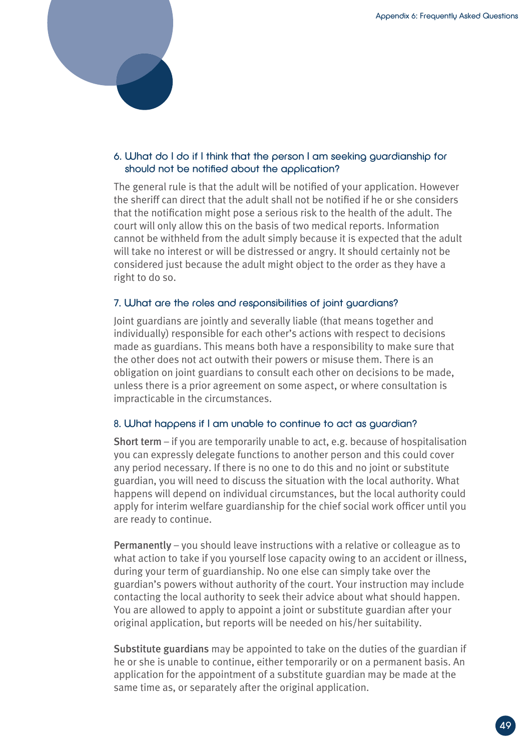### 6. What do I do if I think that the person I am seeking guardianship for should not be notified about the application?

The general rule is that the adult will be notified of your application. However the sheriff can direct that the adult shall not be notified if he or she considers that the notification might pose a serious risk to the health of the adult. The court will only allow this on the basis of two medical reports. Information cannot be withheld from the adult simply because it is expected that the adult will take no interest or will be distressed or angry. It should certainly not be considered just because the adult might object to the order as they have a right to do so.

### 7. What are the roles and responsibilities of joint guardians?

Joint guardians are jointly and severally liable (that means together and individually) responsible for each other's actions with respect to decisions made as guardians. This means both have a responsibility to make sure that the other does not act outwith their powers or misuse them. There is an obligation on joint guardians to consult each other on decisions to be made, unless there is a prior agreement on some aspect, or where consultation is impracticable in the circumstances.

### 8. What happens if I am unable to continue to act as guardian?

**Short term** – if you are temporarily unable to act, e.g. because of hospitalisation you can expressly delegate functions to another person and this could cover any period necessary. If there is no one to do this and no joint or substitute guardian, you will need to discuss the situation with the local authority. What happens will depend on individual circumstances, but the local authority could apply for interim welfare guardianship for the chief social work officer until you are ready to continue.

**Permanently** – you should leave instructions with a relative or colleague as to what action to take if you yourself lose capacity owing to an accident or illness, during your term of guardianship. No one else can simply take over the guardian's powers without authority of the court. Your instruction may include contacting the local authority to seek their advice about what should happen. You are allowed to apply to appoint a joint or substitute guardian after your original application, but reports will be needed on his/her suitability.

**Substitute guardians** may be appointed to take on the duties of the guardian if he or she is unable to continue, either temporarily or on a permanent basis. An application for the appointment of a substitute guardian may be made at the same time as, or separately after the original application.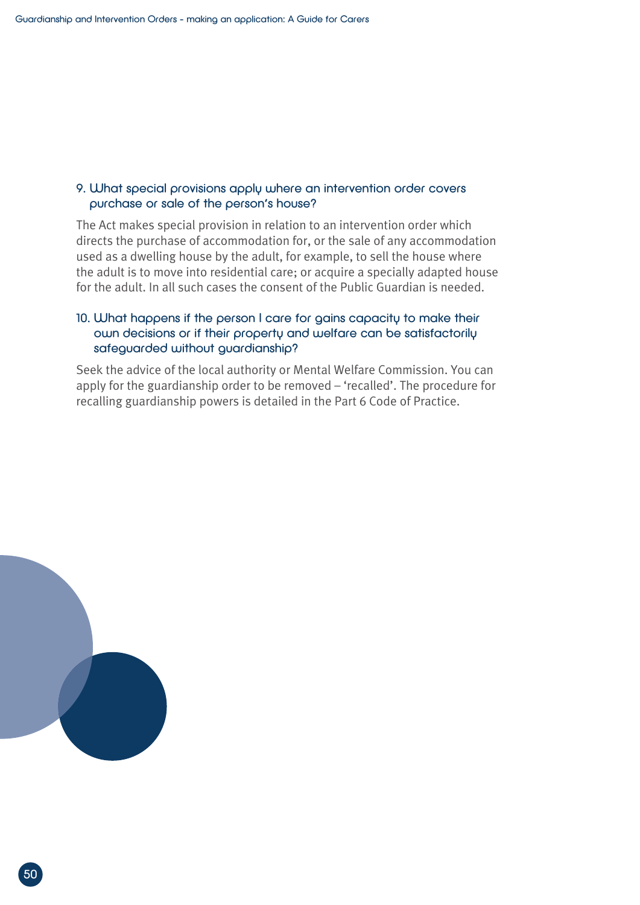### 9. What special provisions apply where an intervention order covers purchase or sale of the person's house?

The Act makes special provision in relation to an intervention order which directs the purchase of accommodation for, or the sale of any accommodation used as a dwelling house by the adult, for example, to sell the house where the adult is to move into residential care; or acquire a specially adapted house for the adult. In all such cases the consent of the Public Guardian is needed.

### 10. What happens if the person I care for gains capacity to make their own decisions or if their property and welfare can be satisfactorily safeguarded without guardianship?

Seek the advice of the local authority or Mental Welfare Commission. You can apply for the guardianship order to be removed – 'recalled'. The procedure for recalling guardianship powers is detailed in the Part 6 Code of Practice.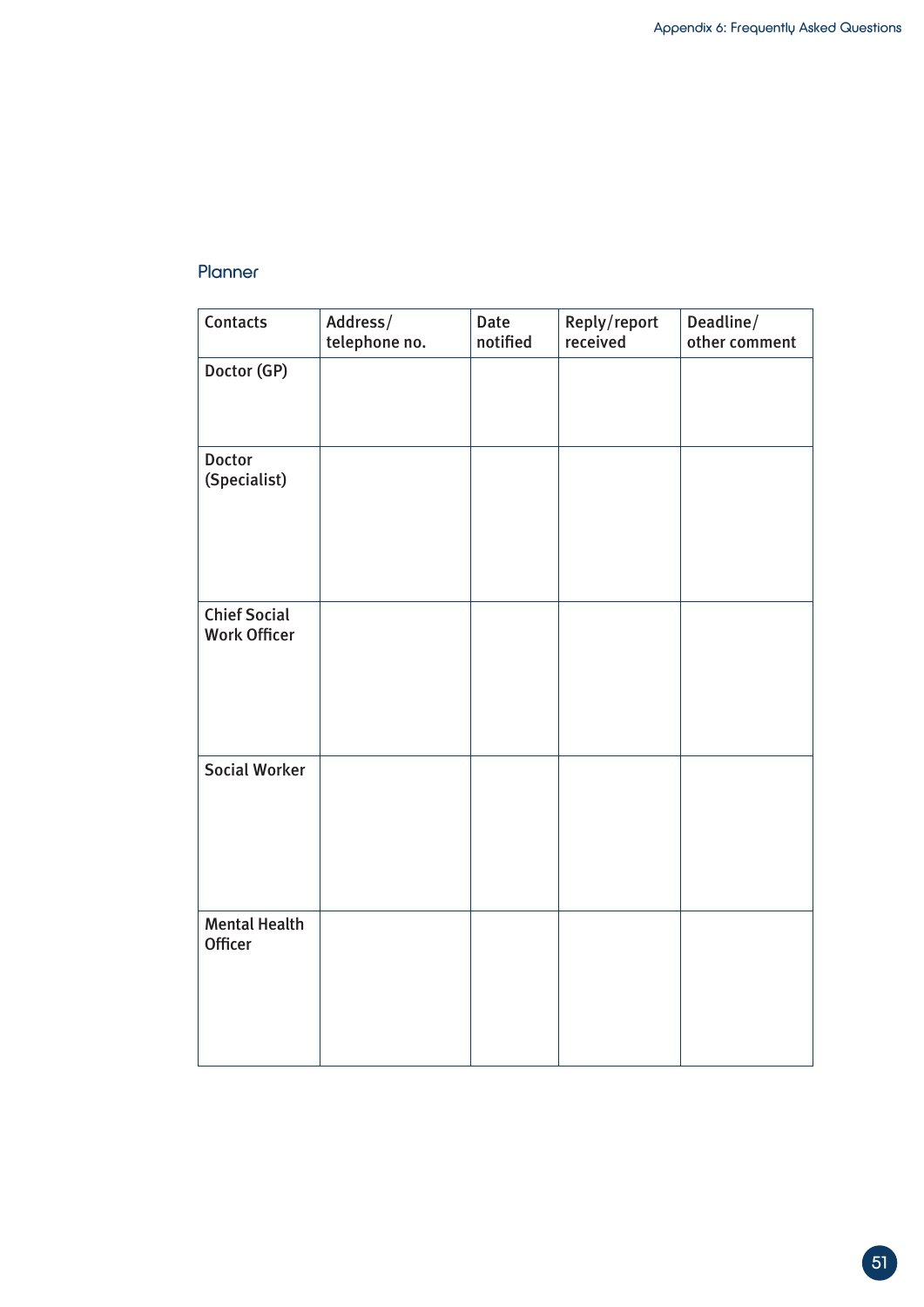## Planner

| Contacts | Address/ telephone no. | Date notified | Reply/report received | Deadline/ other comment |
|---|---|---|---|---|
| Doctor (GP) | | | | |
| Doctor (Specialist) | | | | |
| Chief Social Work Officer | | | | |
| Social Worker | | | | |
| Mental Health Officer | | | | |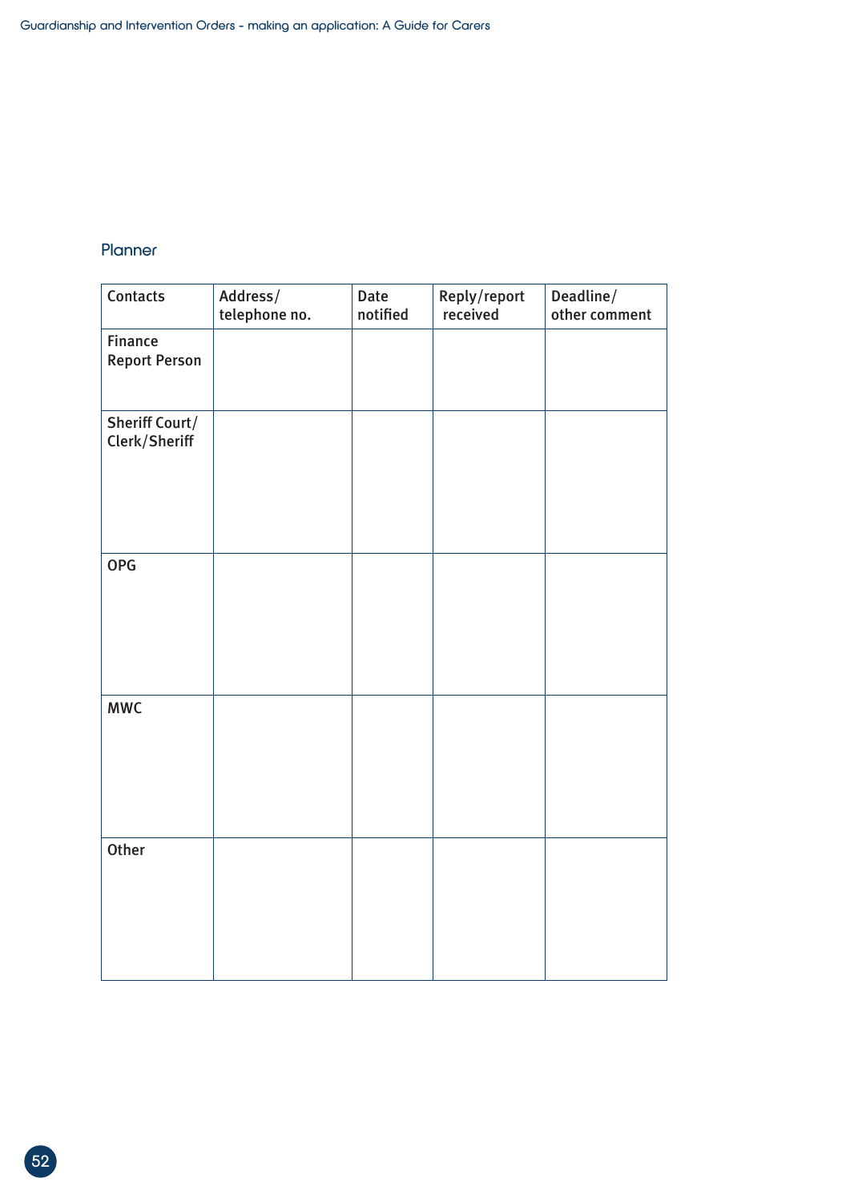## Planner

| Contacts | Address/ telephone no. | Date notified | Reply/report received | Deadline/ other comment |
|---|---|---|---|---|
| Finance Report Person | | | | |
| Sheriff Court/ Clerk/Sheriff | | | | |
| OPG | | | | |
| MWC | | | | |
| Other | | | | |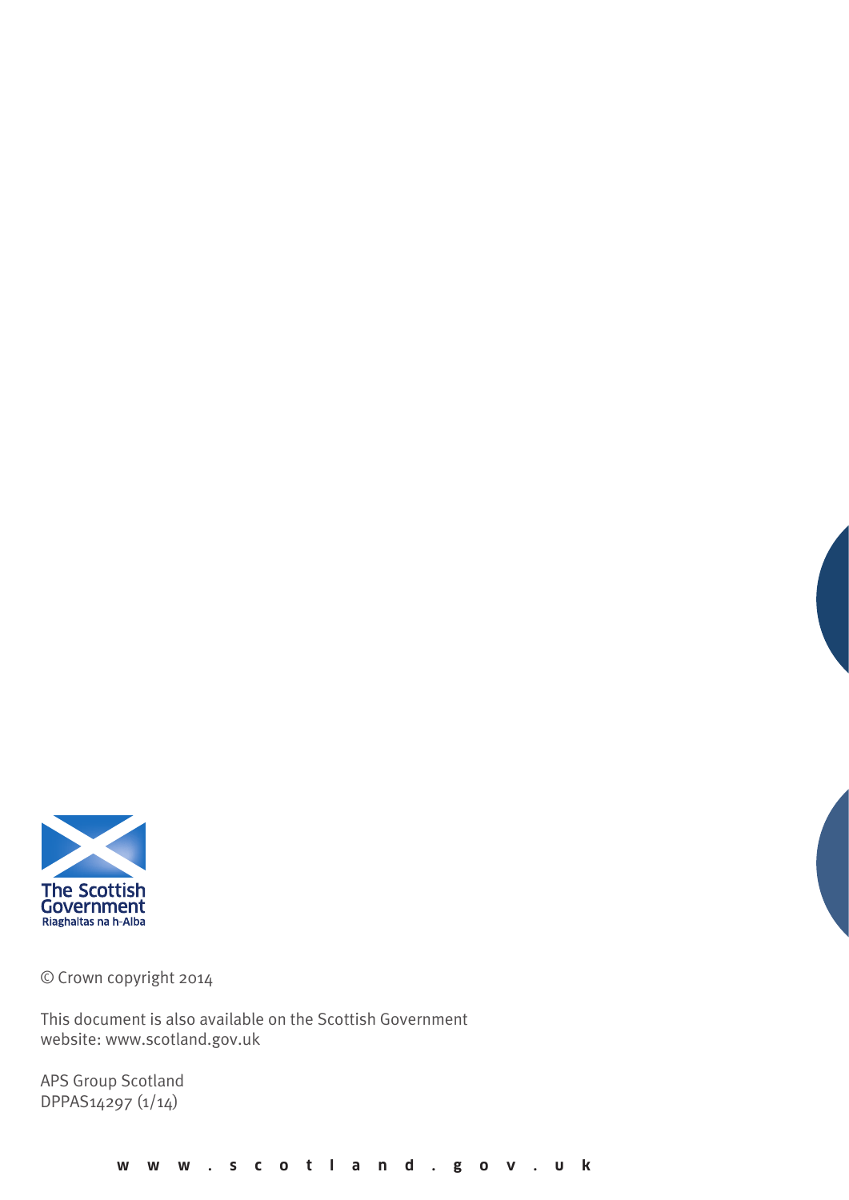The Scottish Government
Riaghaltas na h-Alba

© Crown copyright 2014

This document is also available on the Scottish Government website: www.scotland.gov.uk

APS Group Scotland
DPPAS14297 (1/14)

**w w w . s c o t l a n d . g o v . u k**